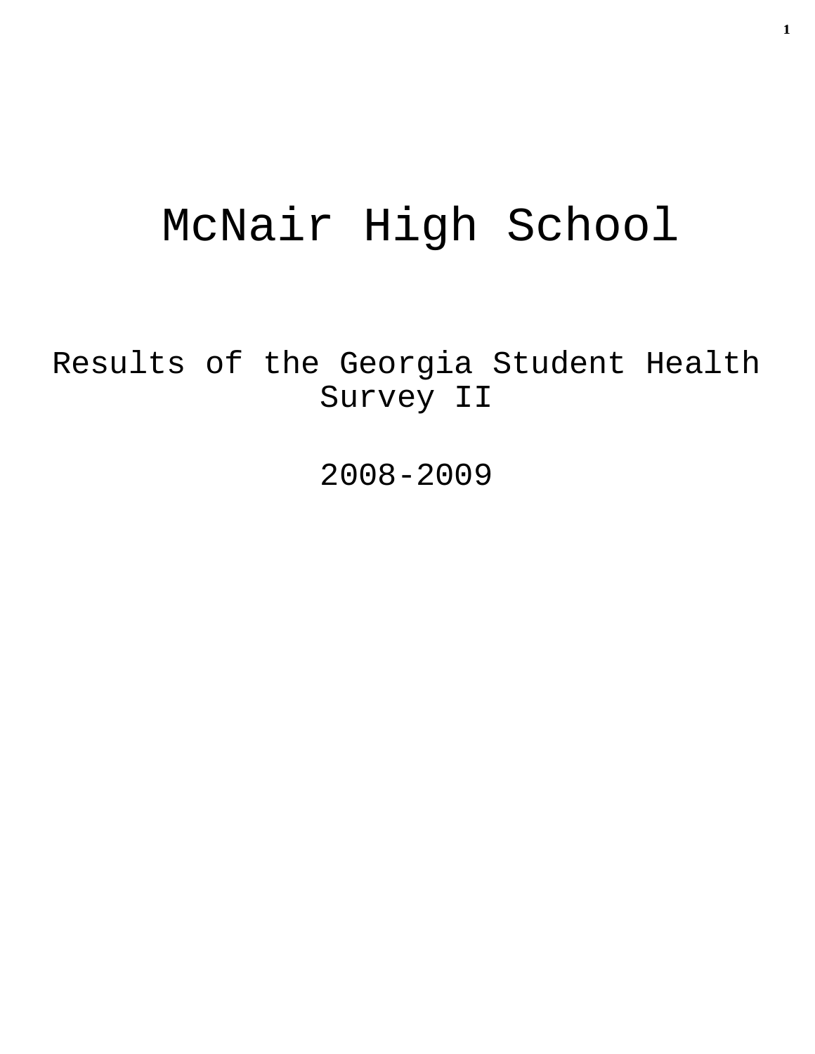# McNair High School

## Results of the Georgia Student Health Survey II

## 2008-2009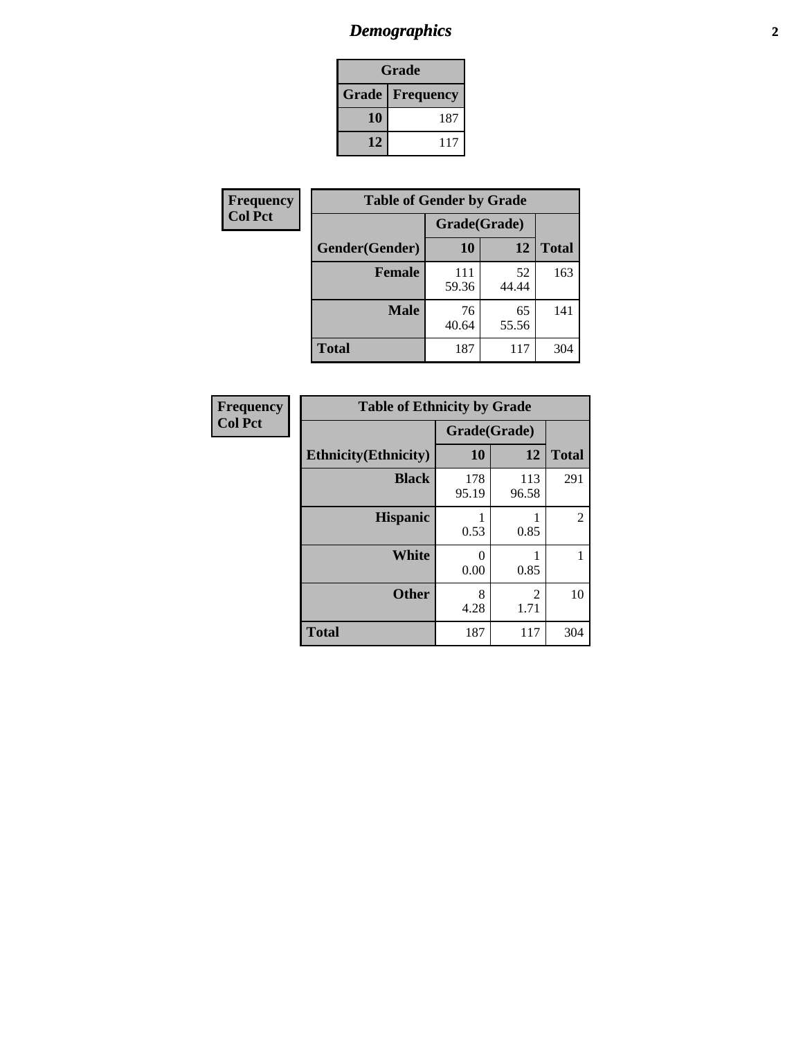# *Demographics*

| Grade | |
|---|---|
| **Grade** | **Frequency** |
| **10** | 187 |
| **12** | 117 |

| Frequency<br>Col Pct |
|---|

| Table of Gender by Grade | | | |
|---|---|---|---|
| | Grade(Grade) | | |
| **Gender(Gender)** | **10** | **12** | **Total** |
| **Female** | 111<br>59.36 | 52<br>44.44 | 163 |
| **Male** | 76<br>40.64 | 65<br>55.56 | 141 |
| **Total** | 187 | 117 | 304 |

| Frequency<br>Col Pct |
|---|

| Table of Ethnicity by Grade | | | |
|---|---|---|---|
| | Grade(Grade) | | |
| **Ethnicity(Ethnicity)** | **10** | **12** | **Total** |
| **Black** | 178<br>95.19 | 113<br>96.58 | 291 |
| **Hispanic** | 1<br>0.53 | 1<br>0.85 | 2 |
| **White** | 0<br>0.00 | 1<br>0.85 | 1 |
| **Other** | 8<br>4.28 | 2<br>1.71 | 10 |
| **Total** | 187 | 117 | 304 |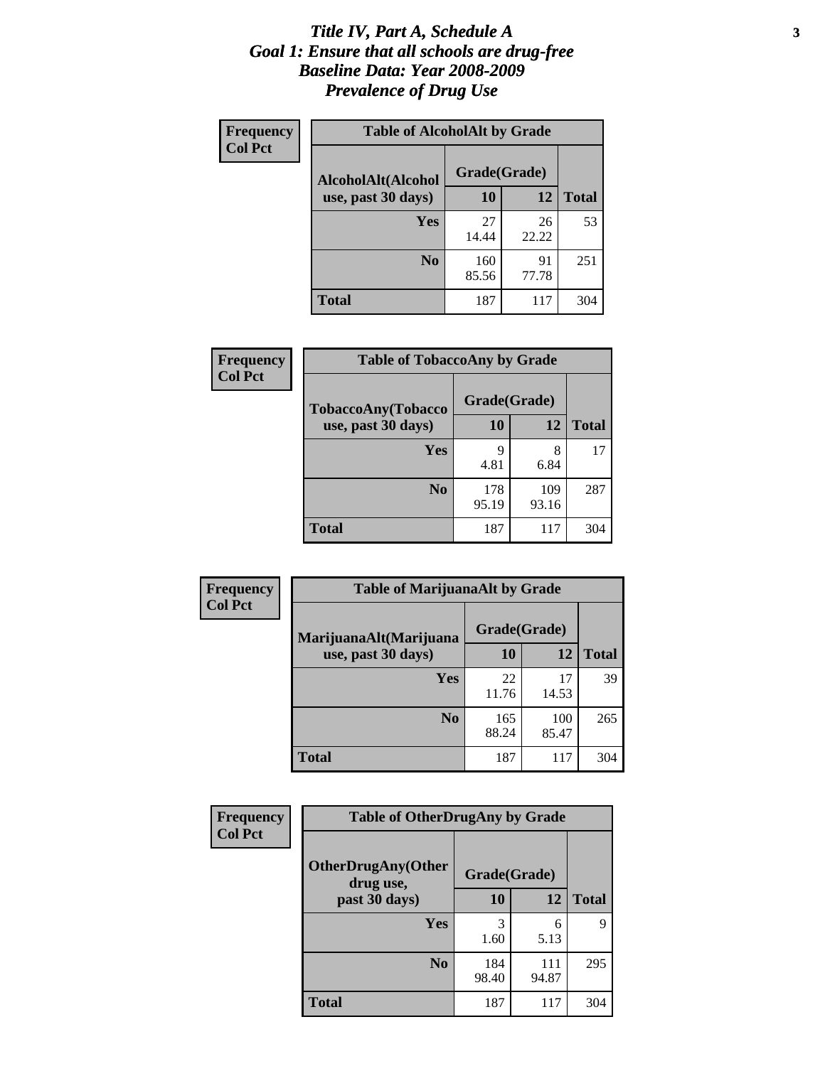# *Title IV, Part A, Schedule A*
## *Goal 1: Ensure that all schools are drug-free*
## *Baseline Data: Year 2008-2009*
## *Prevalence of Drug Use*

**Frequency**
**Col Pct**

**Table of AlcoholAlt by Grade**

| AlcoholAlt(Alcohol use, past 30 days) | Grade(Grade) 10 | 12 | Total |
|---|---|---|---|
| **Yes** | 27<br>14.44 | 26<br>22.22 | 53 |
| **No** | 160<br>85.56 | 91<br>77.78 | 251 |
| **Total** | 187 | 117 | 304 |

**Frequency**
**Col Pct**

**Table of TobaccoAny by Grade**

| TobaccoAny(Tobacco use, past 30 days) | Grade(Grade) 10 | 12 | Total |
|---|---|---|---|
| **Yes** | 9<br>4.81 | 8<br>6.84 | 17 |
| **No** | 178<br>95.19 | 109<br>93.16 | 287 |
| **Total** | 187 | 117 | 304 |

**Frequency**
**Col Pct**

**Table of MarijuanaAlt by Grade**

| MarijuanaAlt(Marijuana use, past 30 days) | Grade(Grade) 10 | 12 | Total |
|---|---|---|---|
| **Yes** | 22<br>11.76 | 17<br>14.53 | 39 |
| **No** | 165<br>88.24 | 100<br>85.47 | 265 |
| **Total** | 187 | 117 | 304 |

**Frequency**
**Col Pct**

**Table of OtherDrugAny by Grade**

| OtherDrugAny(Other drug use, past 30 days) | Grade(Grade) 10 | 12 | Total |
|---|---|---|---|
| **Yes** | 3<br>1.60 | 6<br>5.13 | 9 |
| **No** | 184<br>98.40 | 111<br>94.87 | 295 |
| **Total** | 187 | 117 | 304 |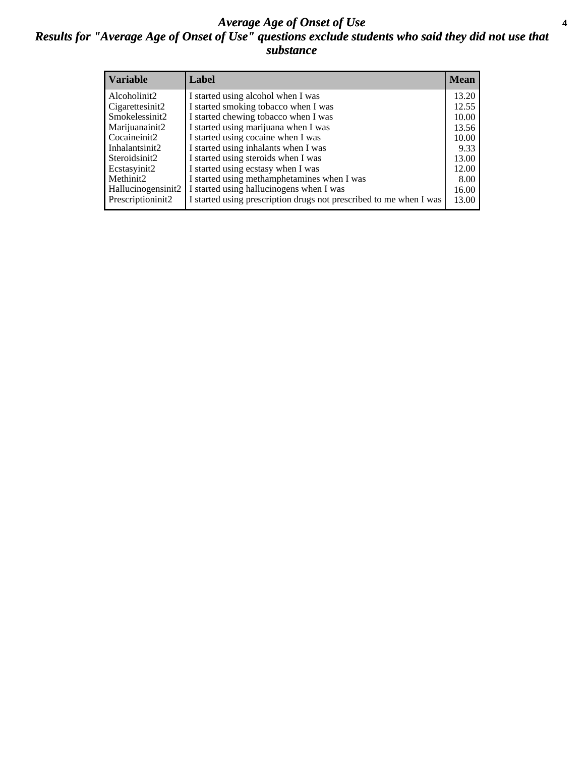# *Average Age of Onset of Use*

## *Results for "Average Age of Onset of Use" questions exclude students who said they did not use that substance*

| Variable | Label | Mean |
|---|---|---|
| Alcoholinit2 | I started using alcohol when I was | 13.20 |
| Cigarettesinit2 | I started smoking tobacco when I was | 12.55 |
| Smokelessinit2 | I started chewing tobacco when I was | 10.00 |
| Marijuanainit2 | I started using marijuana when I was | 13.56 |
| Cocaineinit2 | I started using cocaine when I was | 10.00 |
| Inhalantsinit2 | I started using inhalants when I was | 9.33 |
| Steroidsinit2 | I started using steroids when I was | 13.00 |
| Ecstasyinit2 | I started using ecstasy when I was | 12.00 |
| Methinit2 | I started using methamphetamines when I was | 8.00 |
| Hallucinogensinit2 | I started using hallucinogens when I was | 16.00 |
| Prescriptioninit2 | I started using prescription drugs not prescribed to me when I was | 13.00 |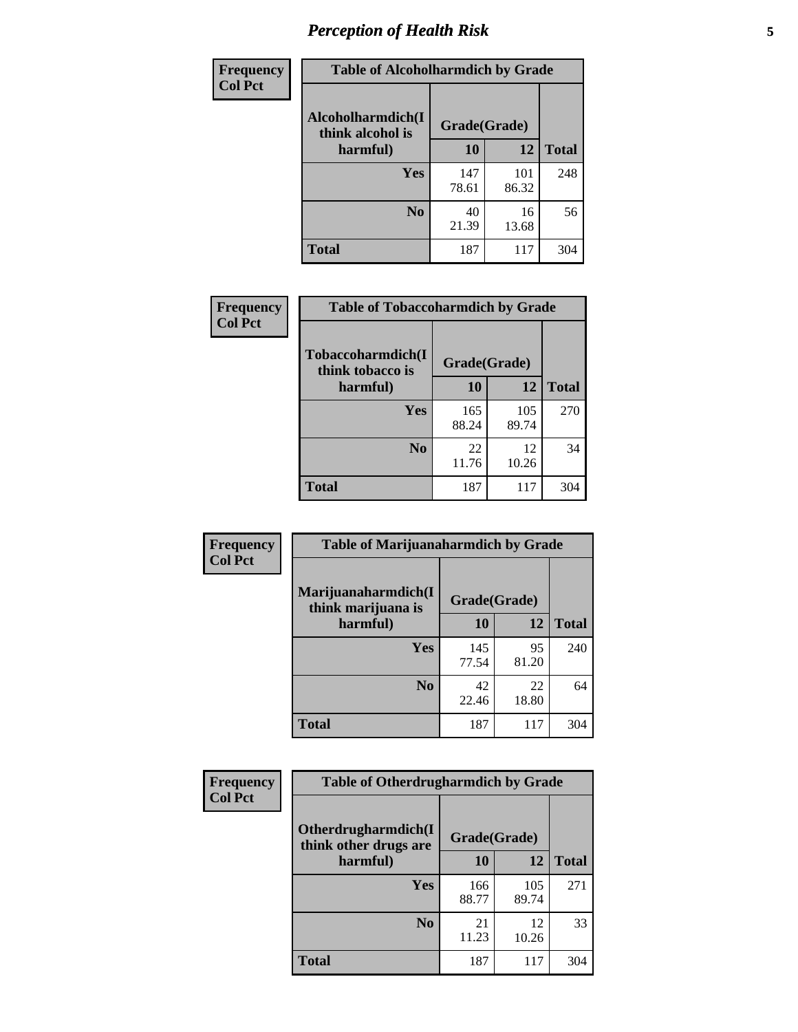| Frequency<br>Col Pct | Table of Alcoholharmdich by Grade | | |
|---|---|---|---|
| Alcoholharmdich(I think alcohol is harmful) | Grade(Grade) | | |
| | 10 | 12 | Total |
| Yes | 147<br>78.61 | 101<br>86.32 | 248 |
| No | 40<br>21.39 | 16<br>13.68 | 56 |
| Total | 187 | 117 | 304 |

| Frequency<br>Col Pct | Table of Tobaccoharmdich by Grade | | |
|---|---|---|---|
| Tobaccoharmdich(I think tobacco is harmful) | Grade(Grade) | | |
| | 10 | 12 | Total |
| Yes | 165<br>88.24 | 105<br>89.74 | 270 |
| No | 22<br>11.76 | 12<br>10.26 | 34 |
| Total | 187 | 117 | 304 |

| Frequency<br>Col Pct | Table of Marijuanaharmdich by Grade | | |
|---|---|---|---|
| Marijuanaharmdich(I think marijuana is harmful) | Grade(Grade) | | |
| | 10 | 12 | Total |
| Yes | 145<br>77.54 | 95<br>81.20 | 240 |
| No | 42<br>22.46 | 22<br>18.80 | 64 |
| Total | 187 | 117 | 304 |

| Frequency<br>Col Pct | Table of Otherdrugharmdich by Grade | | |
|---|---|---|---|
| Otherdrugharmdich(I think other drugs are harmful) | Grade(Grade) | | |
| | 10 | 12 | Total |
| Yes | 166<br>88.77 | 105<br>89.74 | 271 |
| No | 21<br>11.23 | 12<br>10.26 | 33 |
| Total | 187 | 117 | 304 |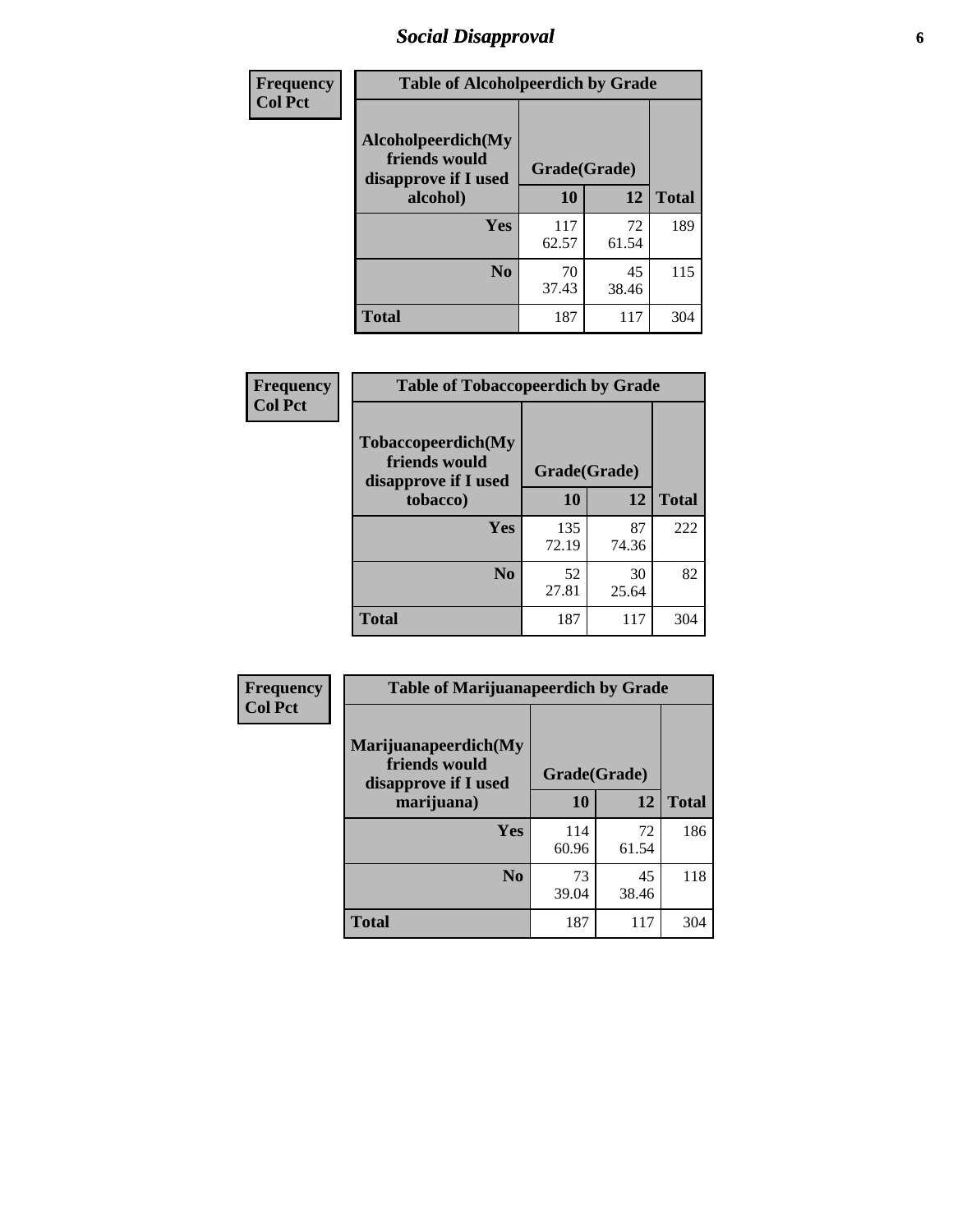# Social Disapproval

| Frequency<br>Col Pct | | | |
|---|---|---|---|
| **Table of Alcoholpeerdich by Grade** | | | |
| **Alcoholpeerdich(My friends would disapprove if I used alcohol)** | **Grade(Grade)** | | |
| | **10** | **12** | **Total** |
| **Yes** | 117<br>62.57 | 72<br>61.54 | 189 |
| **No** | 70<br>37.43 | 45<br>38.46 | 115 |
| **Total** | 187 | 117 | 304 |

| Frequency<br>Col Pct | | | |
|---|---|---|---|
| **Table of Tobaccopeerdich by Grade** | | | |
| **Tobaccopeerdich(My friends would disapprove if I used tobacco)** | **Grade(Grade)** | | |
| | **10** | **12** | **Total** |
| **Yes** | 135<br>72.19 | 87<br>74.36 | 222 |
| **No** | 52<br>27.81 | 30<br>25.64 | 82 |
| **Total** | 187 | 117 | 304 |

| Frequency<br>Col Pct | | | |
|---|---|---|---|
| **Table of Marijuanapeerdich by Grade** | | | |
| **Marijuanapeerdich(My friends would disapprove if I used marijuana)** | **Grade(Grade)** | | |
| | **10** | **12** | **Total** |
| **Yes** | 114<br>60.96 | 72<br>61.54 | 186 |
| **No** | 73<br>39.04 | 45<br>38.46 | 118 |
| **Total** | 187 | 117 | 304 |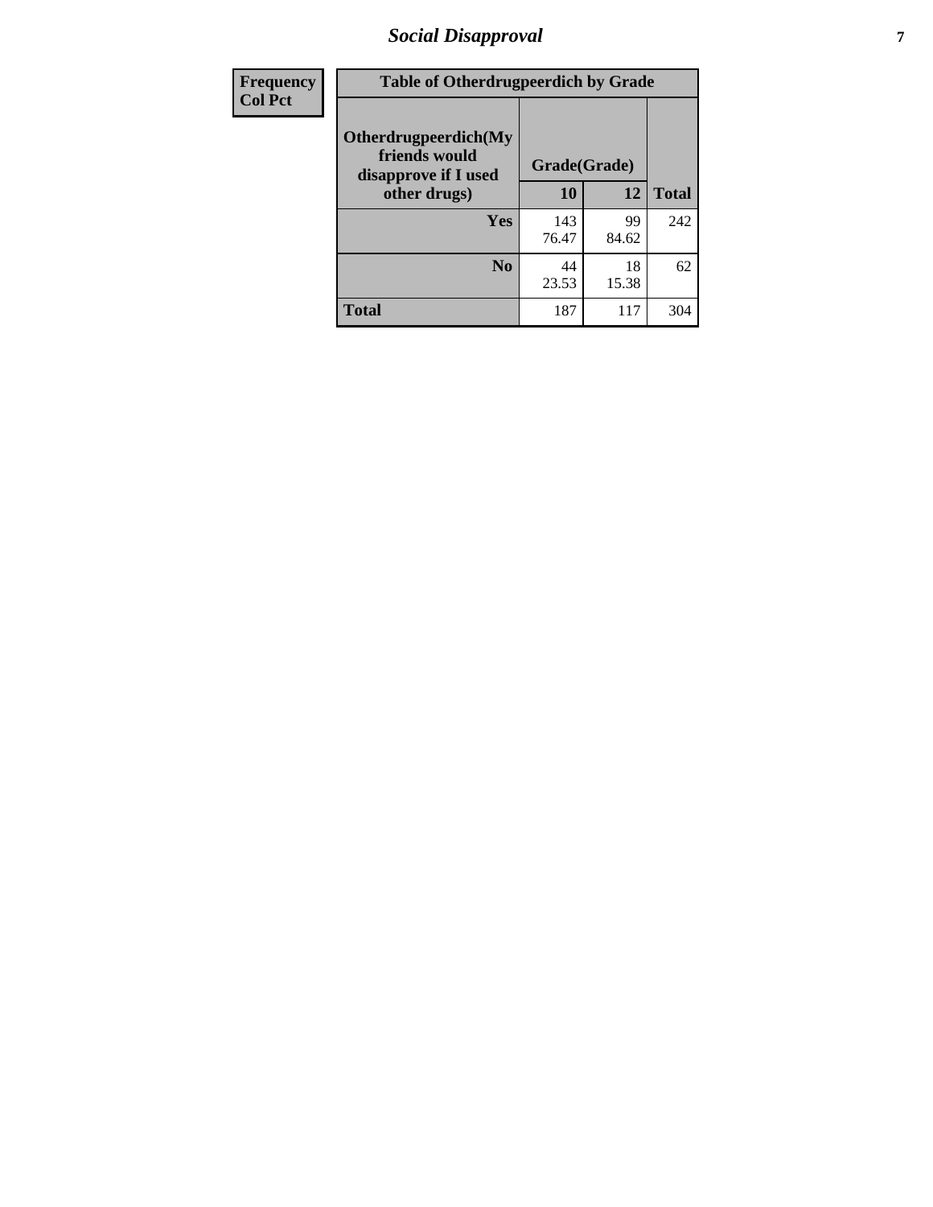| Frequency<br>Col Pct | Table of Otherdrugpeerdich by Grade | | |
|---|---|---|---|
| Otherdrugpeerdich(My friends would disapprove if I used other drugs) | Grade(Grade) | | |
| | 10 | 12 | Total |
| Yes | 143<br>76.47 | 99<br>84.62 | 242 |
| No | 44<br>23.53 | 18<br>15.38 | 62 |
| Total | 187 | 117 | 304 |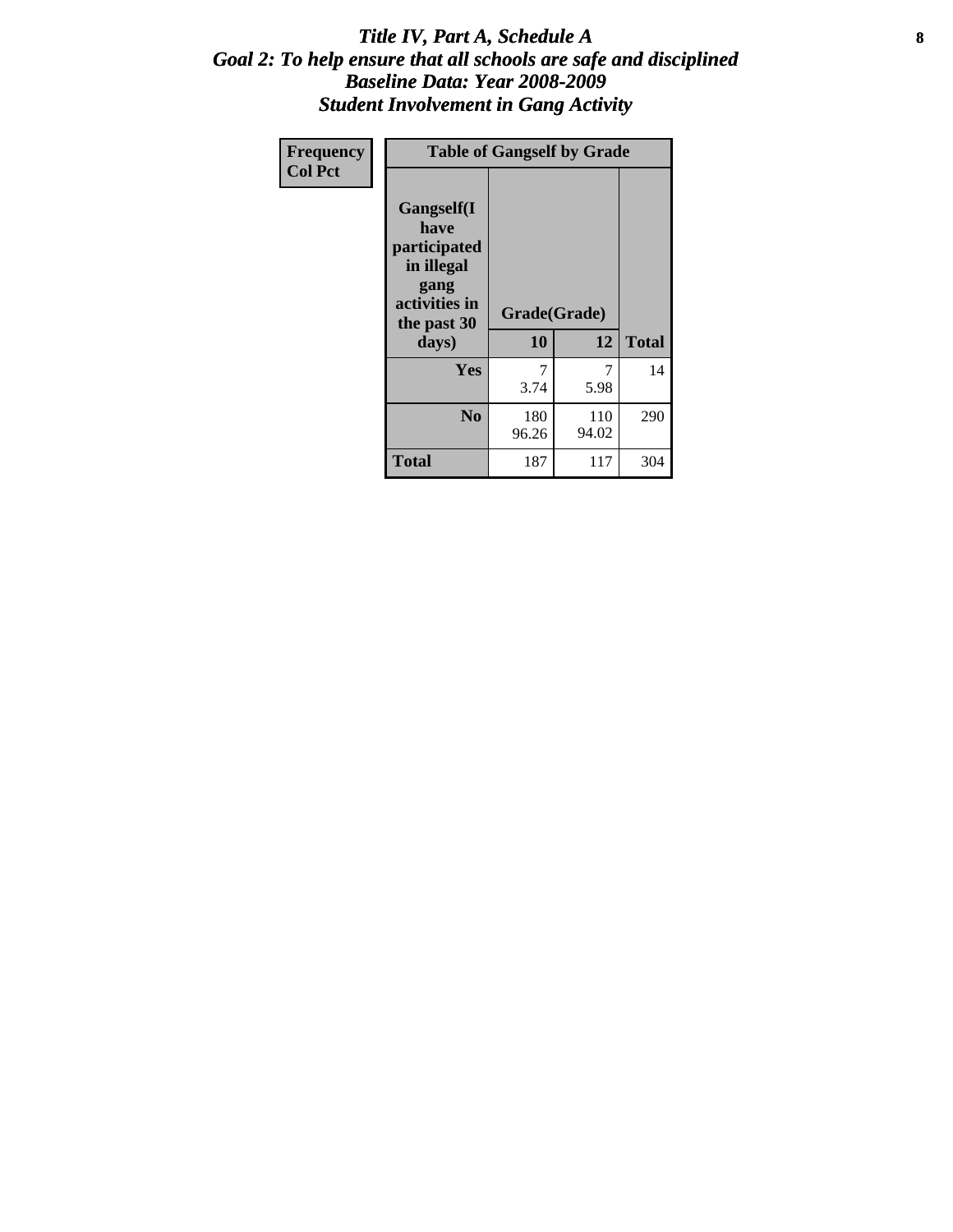# *Title IV, Part A, Schedule A*
## *Goal 2: To help ensure that all schools are safe and disciplined*
## *Baseline Data: Year 2008-2009*
## *Student Involvement in Gang Activity*

| Frequency<br>Col Pct | Table of Gangself by Grade | | |
|---|---|---|---|
| **Gangself(I have participated in illegal gang activities in the past 30 days)** | **Grade(Grade)** | | |
| | **10** | **12** | **Total** |
| **Yes** | 7<br>3.74 | 7<br>5.98 | 14 |
| **No** | 180<br>96.26 | 110<br>94.02 | 290 |
| **Total** | 187 | 117 | 304 |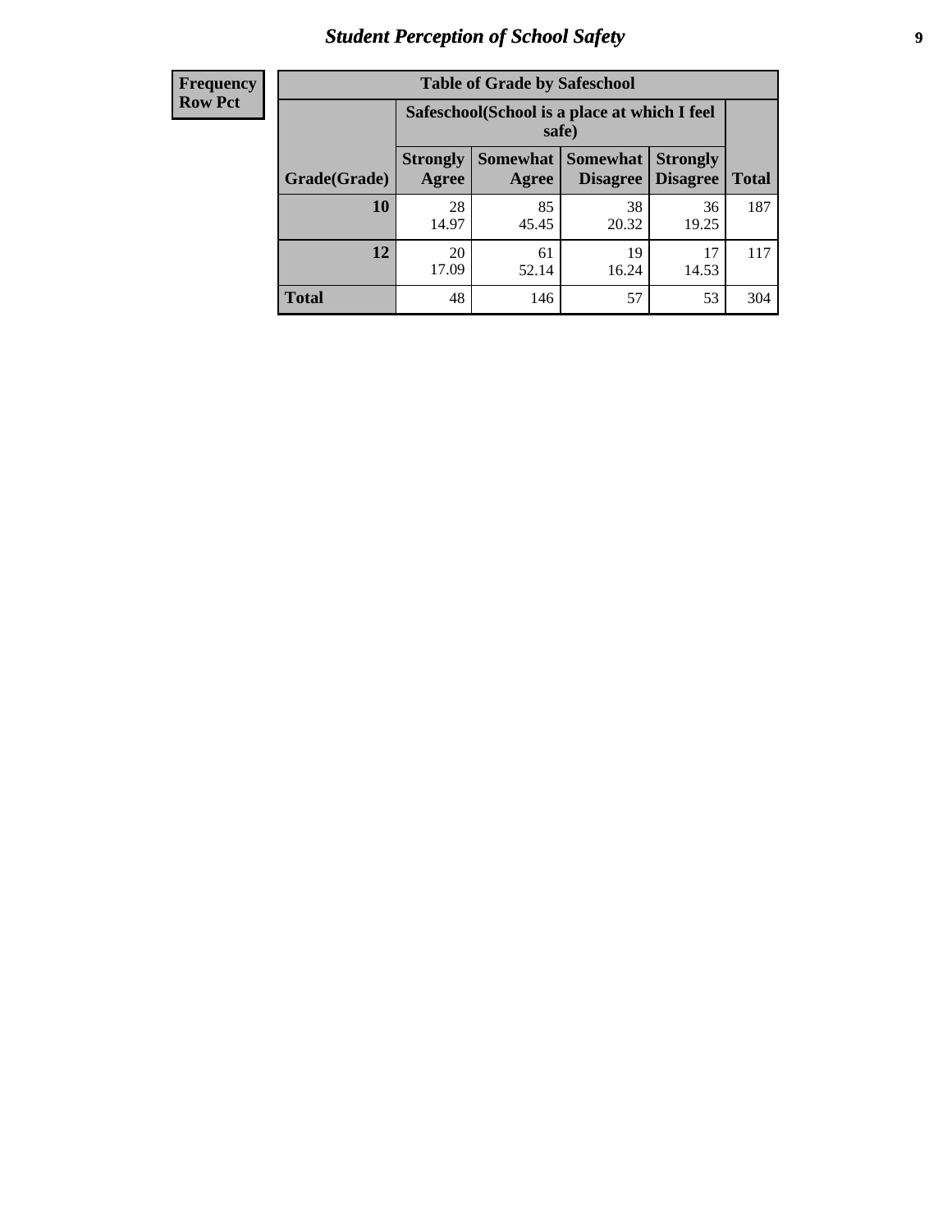| Frequency<br>Row Pct |
|---|

| Table of Grade by Safeschool | | | | | |
|---|---|---|---|---|---|
| | Safeschool(School is a place at which I feel safe) | | | | |
| Grade(Grade) | Strongly Agree | Somewhat Agree | Somewhat Disagree | Strongly Disagree | Total |
| 10 | 28<br>14.97 | 85<br>45.45 | 38<br>20.32 | 36<br>19.25 | 187 |
| 12 | 20<br>17.09 | 61<br>52.14 | 19<br>16.24 | 17<br>14.53 | 117 |
| Total | 48 | 146 | 57 | 53 | 304 |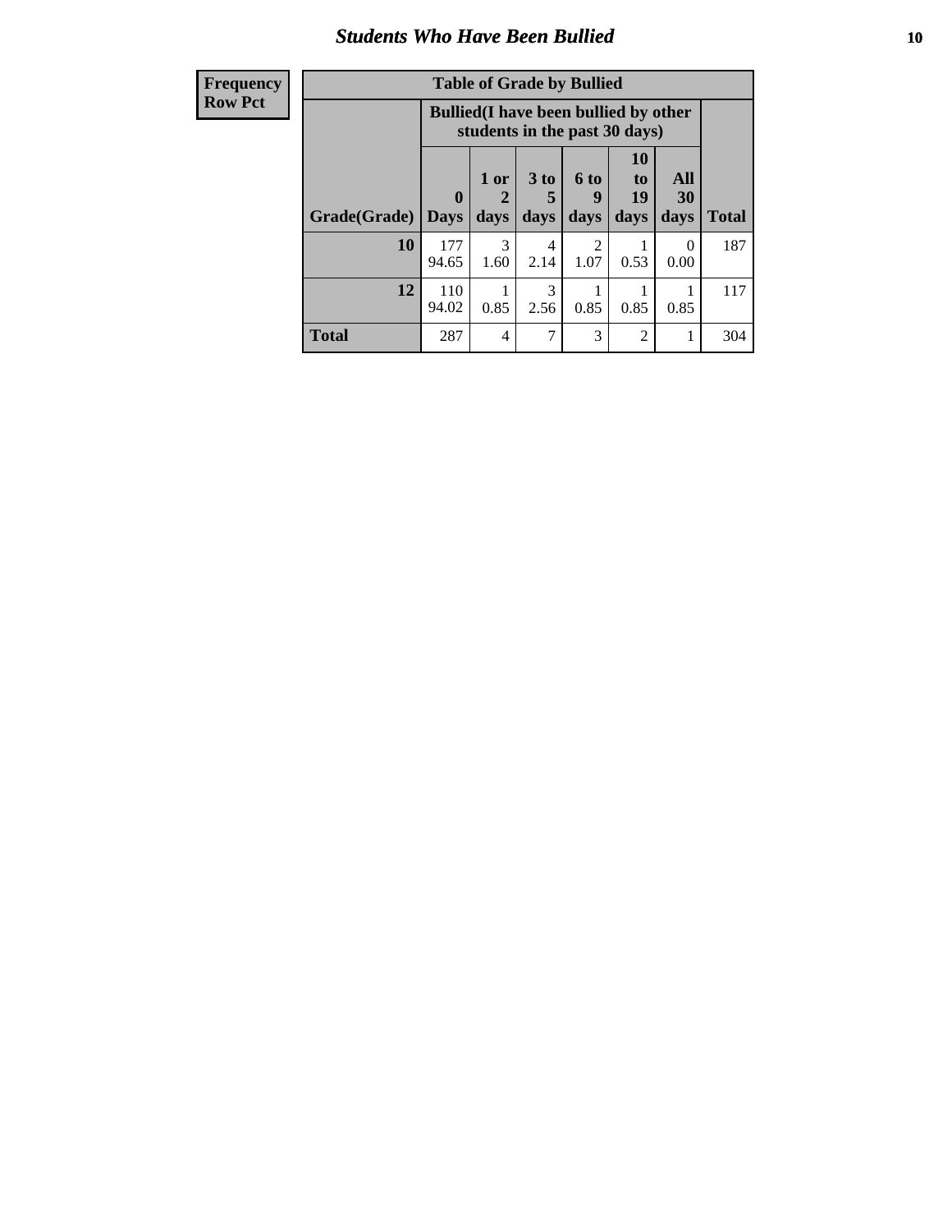## *Students Who Have Been Bullied*

| Frequency<br>Row Pct |
|---|

**Table of Grade by Bullied**

| Grade(Grade) | Bullied(I have been bullied by other students in the past 30 days) | | | | | | Total |
|---|---|---|---|---|---|---|---|
| | 0 Days | 1 or 2 days | 3 to 5 days | 6 to 9 days | 10 to 19 days | All 30 days | |
| **10** | 177<br>94.65 | 3<br>1.60 | 4<br>2.14 | 2<br>1.07 | 1<br>0.53 | 0<br>0.00 | 187 |
| **12** | 110<br>94.02 | 1<br>0.85 | 3<br>2.56 | 1<br>0.85 | 1<br>0.85 | 1<br>0.85 | 117 |
| **Total** | 287 | 4 | 7 | 3 | 2 | 1 | 304 |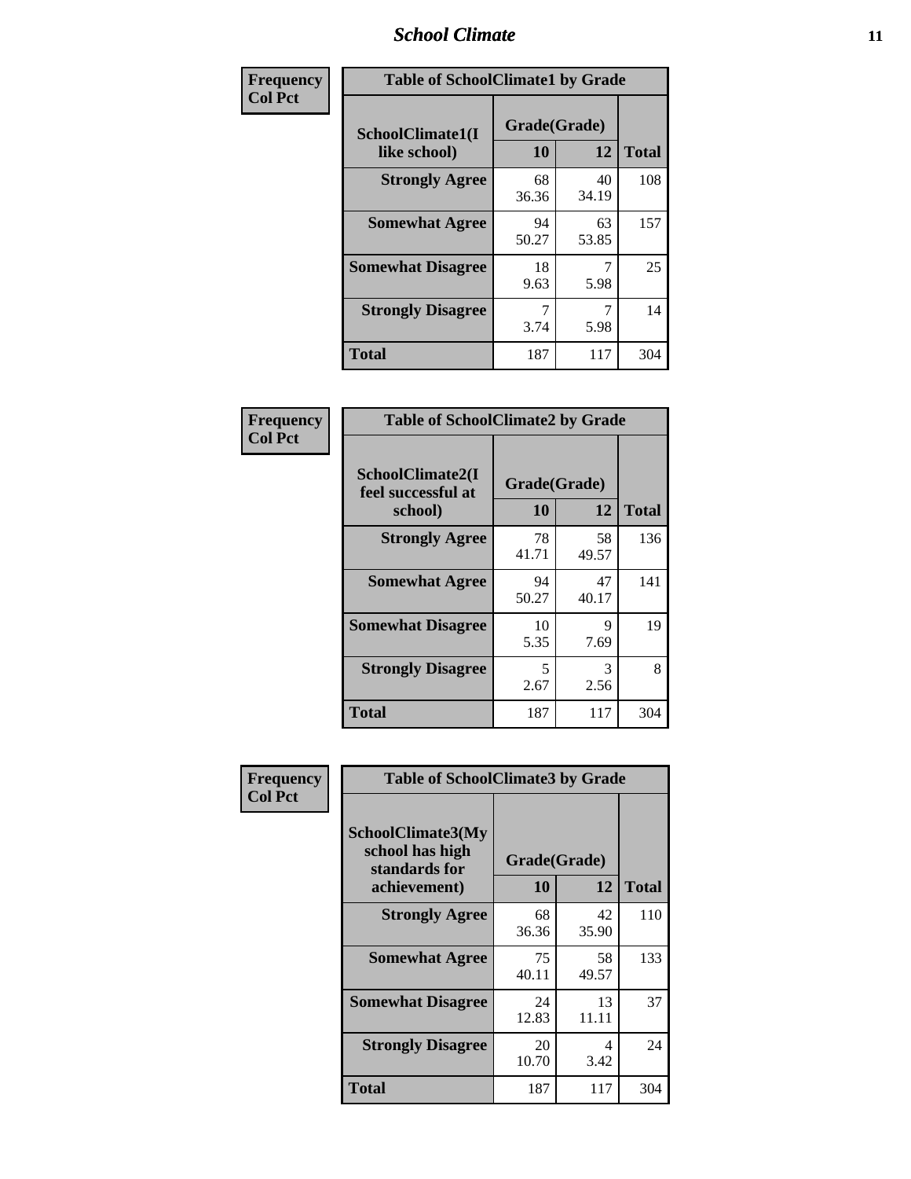| Frequency<br>Col Pct |
|---|

**Table of SchoolClimate1 by Grade**

| SchoolClimate1(I like school) | Grade(Grade) 10 | 12 | Total |
|---|---|---|---|
| **Strongly Agree** | 68<br>36.36 | 40<br>34.19 | 108 |
| **Somewhat Agree** | 94<br>50.27 | 63<br>53.85 | 157 |
| **Somewhat Disagree** | 18<br>9.63 | 7<br>5.98 | 25 |
| **Strongly Disagree** | 7<br>3.74 | 7<br>5.98 | 14 |
| **Total** | 187 | 117 | 304 |

| Frequency<br>Col Pct |
|---|

**Table of SchoolClimate2 by Grade**

| SchoolClimate2(I feel successful at school) | Grade(Grade) 10 | 12 | Total |
|---|---|---|---|
| **Strongly Agree** | 78<br>41.71 | 58<br>49.57 | 136 |
| **Somewhat Agree** | 94<br>50.27 | 47<br>40.17 | 141 |
| **Somewhat Disagree** | 10<br>5.35 | 9<br>7.69 | 19 |
| **Strongly Disagree** | 5<br>2.67 | 3<br>2.56 | 8 |
| **Total** | 187 | 117 | 304 |

| Frequency<br>Col Pct |
|---|

**Table of SchoolClimate3 by Grade**

| SchoolClimate3(My school has high standards for achievement) | Grade(Grade) 10 | 12 | Total |
|---|---|---|---|
| **Strongly Agree** | 68<br>36.36 | 42<br>35.90 | 110 |
| **Somewhat Agree** | 75<br>40.11 | 58<br>49.57 | 133 |
| **Somewhat Disagree** | 24<br>12.83 | 13<br>11.11 | 37 |
| **Strongly Disagree** | 20<br>10.70 | 4<br>3.42 | 24 |
| **Total** | 187 | 117 | 304 |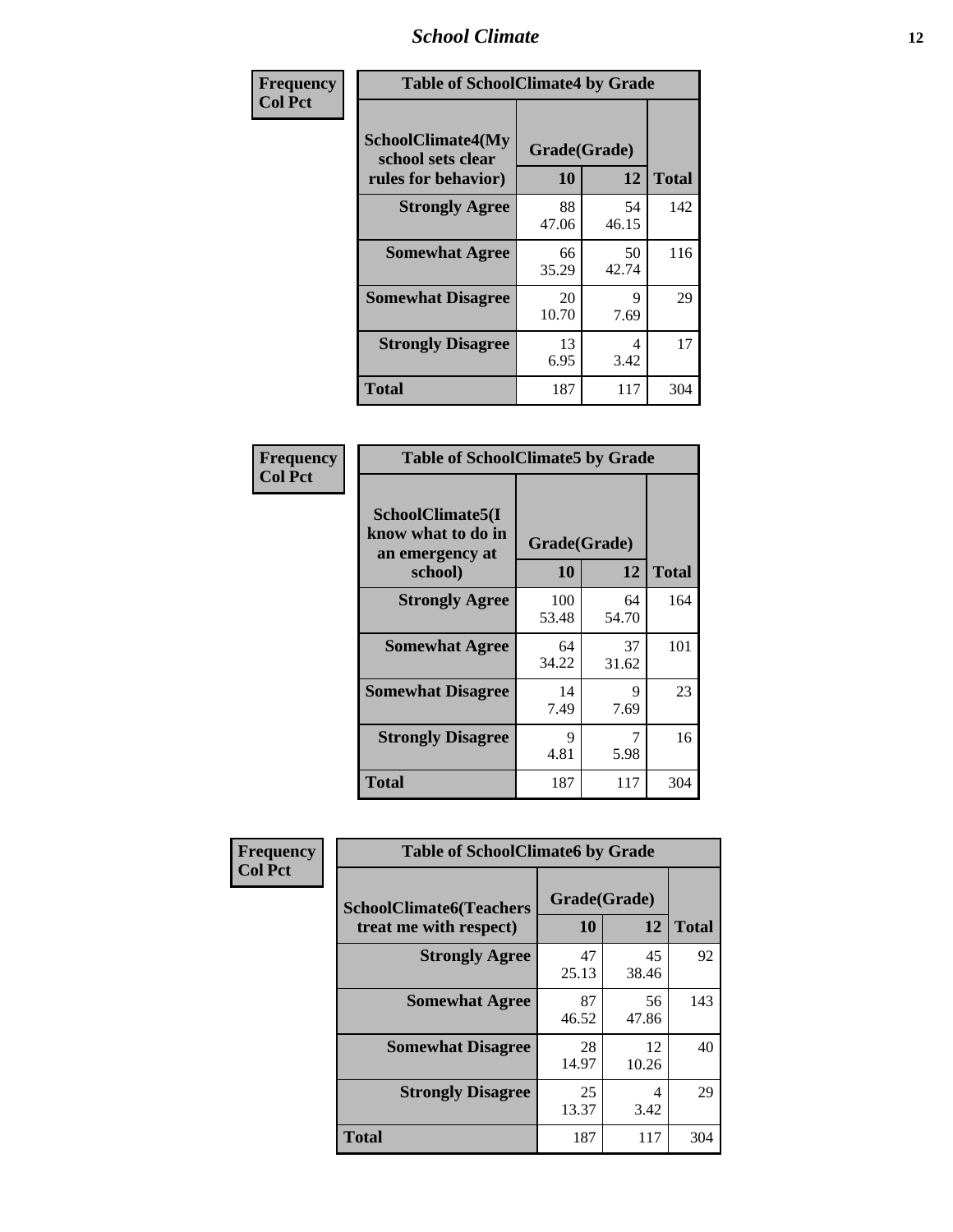| Frequency Col Pct | Table of SchoolClimate4 by Grade | | |
|---|---|---|---|
| SchoolClimate4(My school sets clear rules for behavior) | Grade(Grade) | | |
| | 10 | 12 | Total |
| Strongly Agree | 88<br>47.06 | 54<br>46.15 | 142 |
| Somewhat Agree | 66<br>35.29 | 50<br>42.74 | 116 |
| Somewhat Disagree | 20<br>10.70 | 9<br>7.69 | 29 |
| Strongly Disagree | 13<br>6.95 | 4<br>3.42 | 17 |
| Total | 187 | 117 | 304 |

| Frequency Col Pct | Table of SchoolClimate5 by Grade | | |
|---|---|---|---|
| SchoolClimate5(I know what to do in an emergency at school) | Grade(Grade) | | |
| | 10 | 12 | Total |
| Strongly Agree | 100<br>53.48 | 64<br>54.70 | 164 |
| Somewhat Agree | 64<br>34.22 | 37<br>31.62 | 101 |
| Somewhat Disagree | 14<br>7.49 | 9<br>7.69 | 23 |
| Strongly Disagree | 9<br>4.81 | 7<br>5.98 | 16 |
| Total | 187 | 117 | 304 |

| Frequency Col Pct | Table of SchoolClimate6 by Grade | | |
|---|---|---|---|
| SchoolClimate6(Teachers treat me with respect) | Grade(Grade) | | |
| | 10 | 12 | Total |
| Strongly Agree | 47<br>25.13 | 45<br>38.46 | 92 |
| Somewhat Agree | 87<br>46.52 | 56<br>47.86 | 143 |
| Somewhat Disagree | 28<br>14.97 | 12<br>10.26 | 40 |
| Strongly Disagree | 25<br>13.37 | 4<br>3.42 | 29 |
| Total | 187 | 117 | 304 |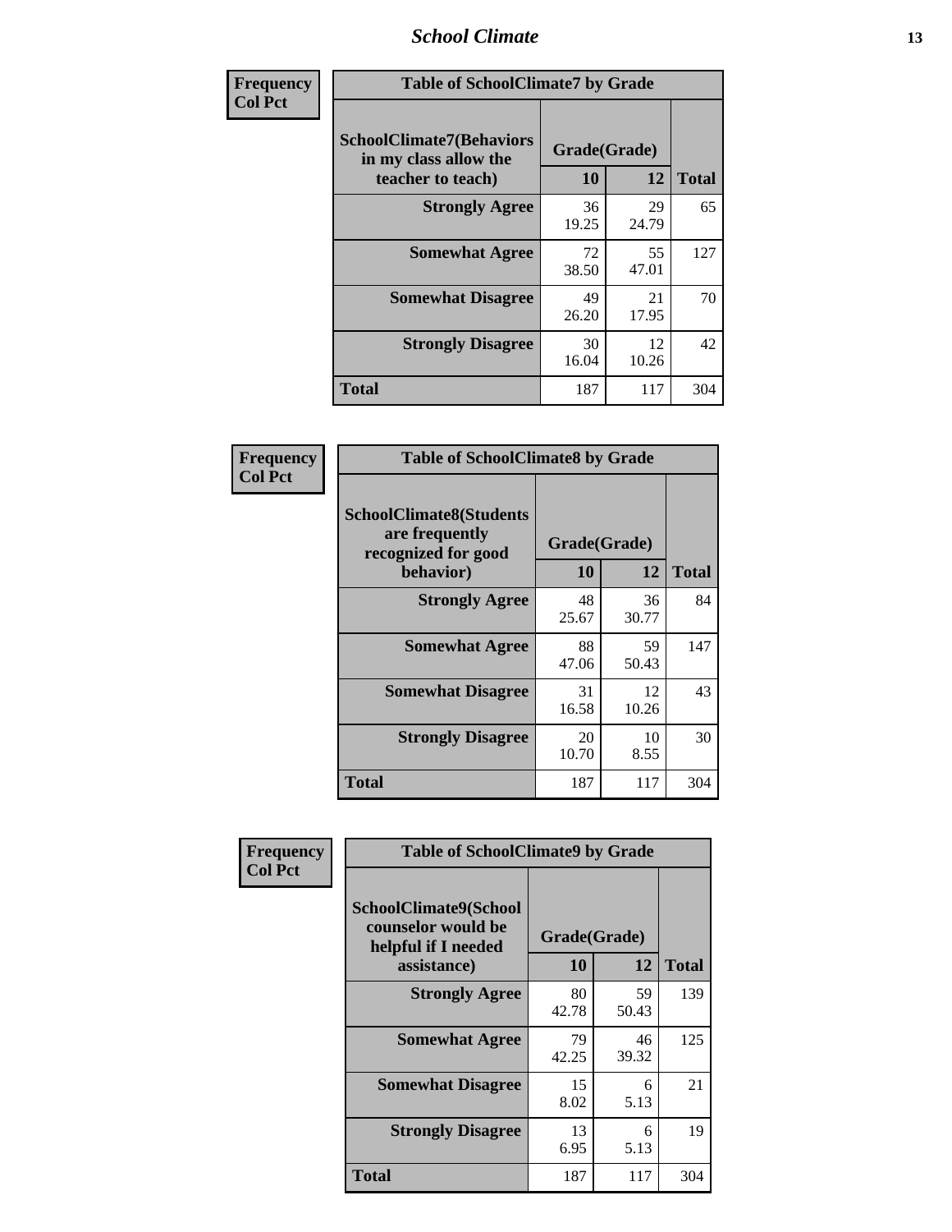| Frequency<br>Col Pct | Table of SchoolClimate7 by Grade | | |
|---|---|---|---|
| SchoolClimate7(Behaviors in my class allow the teacher to teach) | Grade(Grade) | | |
| | 10 | 12 | Total |
| Strongly Agree | 36<br>19.25 | 29<br>24.79 | 65 |
| Somewhat Agree | 72<br>38.50 | 55<br>47.01 | 127 |
| Somewhat Disagree | 49<br>26.20 | 21<br>17.95 | 70 |
| Strongly Disagree | 30<br>16.04 | 12<br>10.26 | 42 |
| Total | 187 | 117 | 304 |

| Frequency<br>Col Pct | Table of SchoolClimate8 by Grade | | |
|---|---|---|---|
| SchoolClimate8(Students are frequently recognized for good behavior) | Grade(Grade) | | |
| | 10 | 12 | Total |
| Strongly Agree | 48<br>25.67 | 36<br>30.77 | 84 |
| Somewhat Agree | 88<br>47.06 | 59<br>50.43 | 147 |
| Somewhat Disagree | 31<br>16.58 | 12<br>10.26 | 43 |
| Strongly Disagree | 20<br>10.70 | 10<br>8.55 | 30 |
| Total | 187 | 117 | 304 |

| Frequency<br>Col Pct | Table of SchoolClimate9 by Grade | | |
|---|---|---|---|
| SchoolClimate9(School counselor would be helpful if I needed assistance) | Grade(Grade) | | |
| | 10 | 12 | Total |
| Strongly Agree | 80<br>42.78 | 59<br>50.43 | 139 |
| Somewhat Agree | 79<br>42.25 | 46<br>39.32 | 125 |
| Somewhat Disagree | 15<br>8.02 | 6<br>5.13 | 21 |
| Strongly Disagree | 13<br>6.95 | 6<br>5.13 | 19 |
| Total | 187 | 117 | 304 |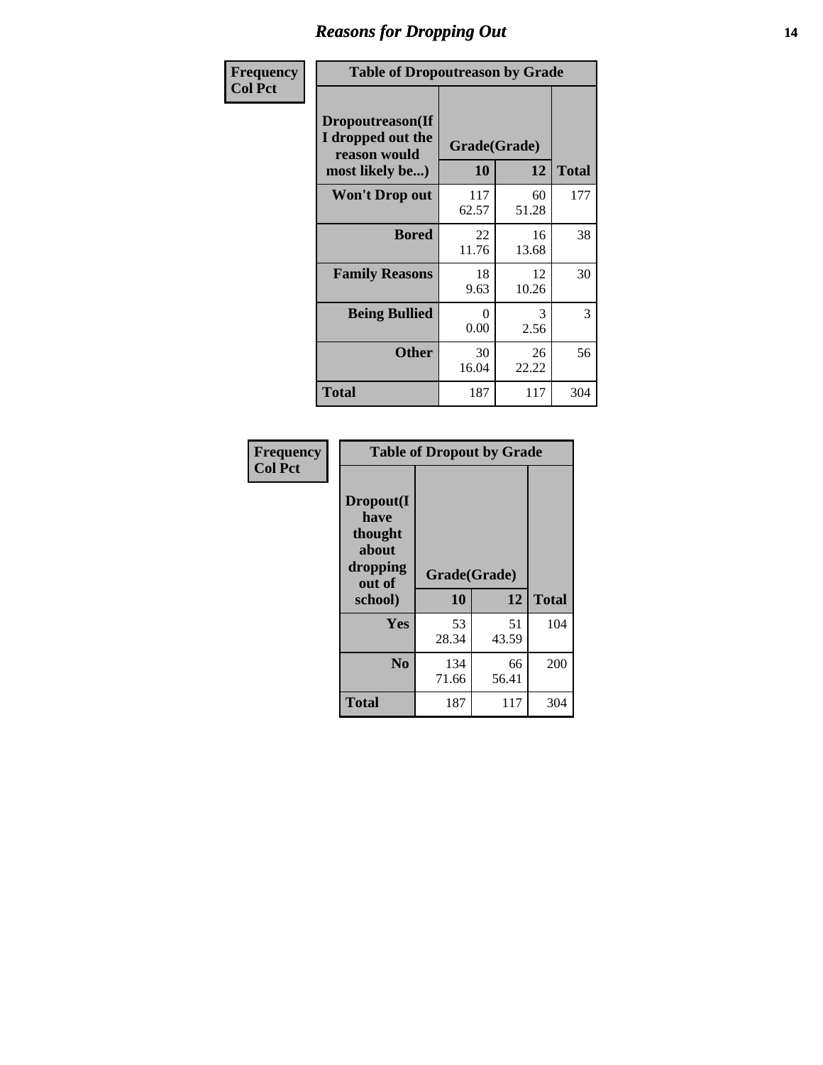## Reasons for Dropping Out

**Frequency**
**Col Pct**

**Table of Dropoutreason by Grade**

| Dropoutreason(If I dropped out the reason would most likely be...) | Grade(Grade) 10 | 12 | Total |
|---|---|---|---|
| **Won't Drop out** | 117<br>62.57 | 60<br>51.28 | 177 |
| **Bored** | 22<br>11.76 | 16<br>13.68 | 38 |
| **Family Reasons** | 18<br>9.63 | 12<br>10.26 | 30 |
| **Being Bullied** | 0<br>0.00 | 3<br>2.56 | 3 |
| **Other** | 30<br>16.04 | 26<br>22.22 | 56 |
| **Total** | 187 | 117 | 304 |

**Frequency**
**Col Pct**

**Table of Dropout by Grade**

| Dropout(I have thought about dropping out of school) | Grade(Grade) 10 | 12 | Total |
|---|---|---|---|
| **Yes** | 53<br>28.34 | 51<br>43.59 | 104 |
| **No** | 134<br>71.66 | 66<br>56.41 | 200 |
| **Total** | 187 | 117 | 304 |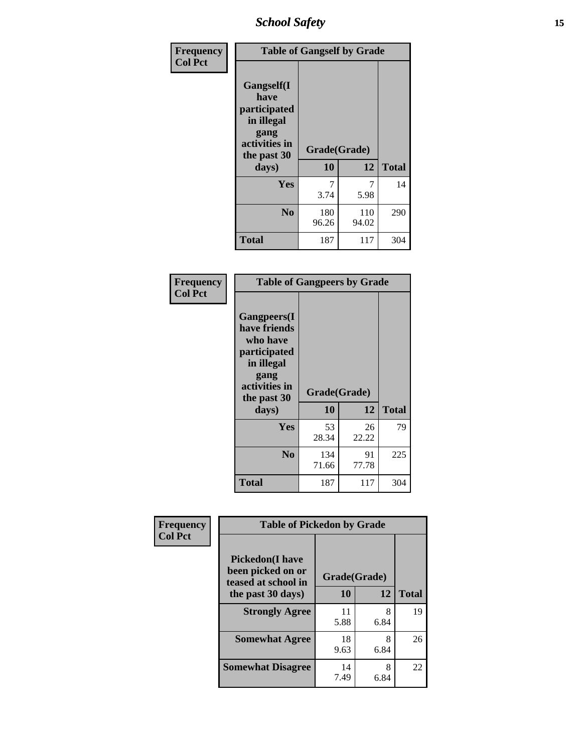| Frequency<br>Col Pct | Table of Gangself by Grade | | |
|---|---|---|---|
| Gangself(I have participated in illegal gang activities in the past 30 days) | Grade(Grade) | | |
| | 10 | 12 | Total |
| Yes | 7<br>3.74 | 7<br>5.98 | 14 |
| No | 180<br>96.26 | 110<br>94.02 | 290 |
| Total | 187 | 117 | 304 |

| Frequency<br>Col Pct | Table of Gangpeers by Grade | | |
|---|---|---|---|
| Gangpeers(I have friends who have participated in illegal gang activities in the past 30 days) | Grade(Grade) | | |
| | 10 | 12 | Total |
| Yes | 53<br>28.34 | 26<br>22.22 | 79 |
| No | 134<br>71.66 | 91<br>77.78 | 225 |
| Total | 187 | 117 | 304 |

| Frequency<br>Col Pct | Table of Pickedon by Grade | | |
|---|---|---|---|
| Pickedon(I have been picked on or teased at school in the past 30 days) | Grade(Grade) | | |
| | 10 | 12 | Total |
| Strongly Agree | 11<br>5.88 | 8<br>6.84 | 19 |
| Somewhat Agree | 18<br>9.63 | 8<br>6.84 | 26 |
| Somewhat Disagree | 14<br>7.49 | 8<br>6.84 | 22 |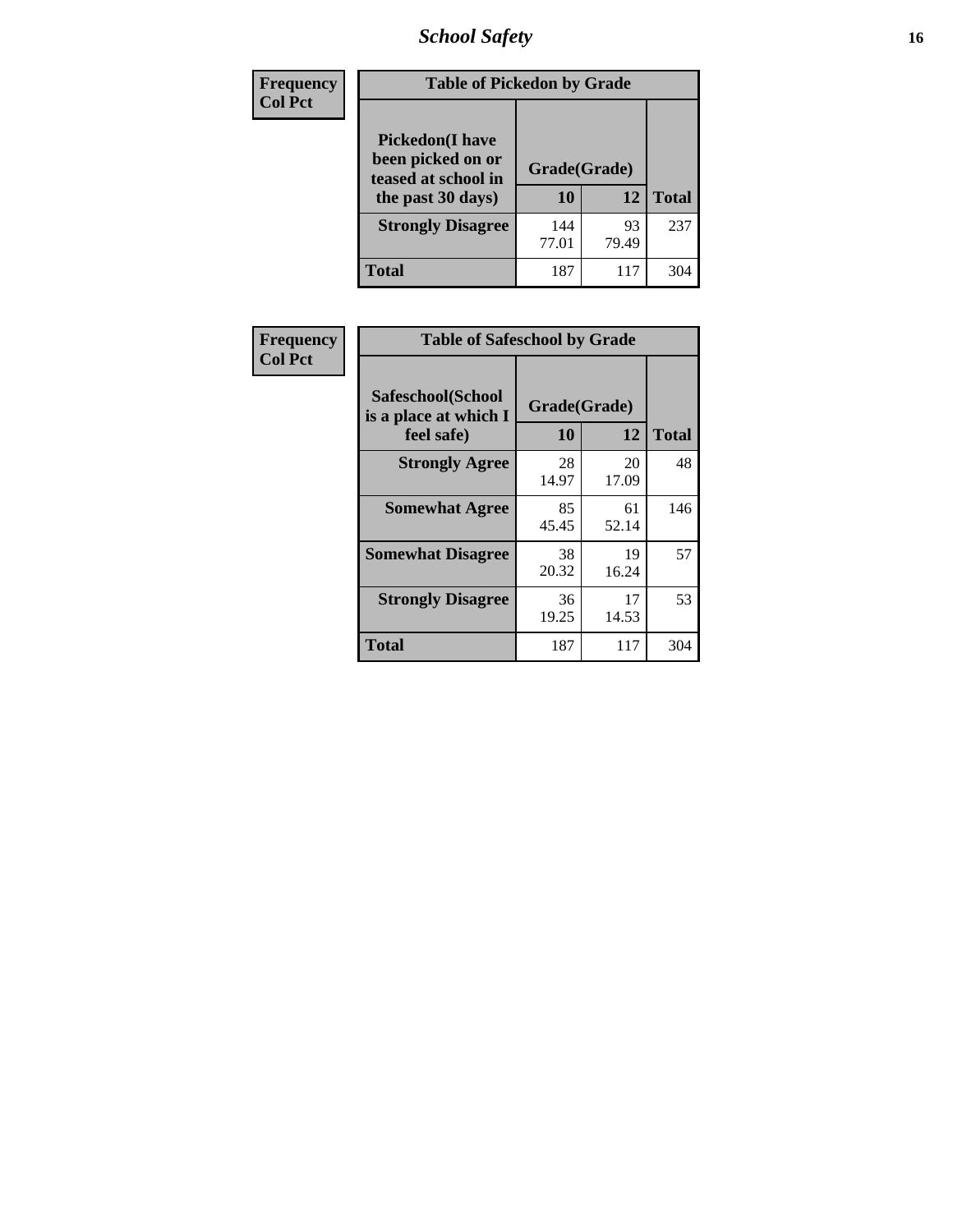| Frequency Col Pct |
|---|

| Pickedon(I have been picked on or teased at school in the past 30 days) | Grade(Grade) 10 | 12 | Total |
|---|---|---|---|
| Strongly Disagree | 144<br>77.01 | 93<br>79.49 | 237 |
| Total | 187 | 117 | 304 |

Table of Pickedon by Grade

| Frequency Col Pct |
|---|

| Safeschool(School is a place at which I feel safe) | Grade(Grade) 10 | 12 | Total |
|---|---|---|---|
| Strongly Agree | 28<br>14.97 | 20<br>17.09 | 48 |
| Somewhat Agree | 85<br>45.45 | 61<br>52.14 | 146 |
| Somewhat Disagree | 38<br>20.32 | 19<br>16.24 | 57 |
| Strongly Disagree | 36<br>19.25 | 17<br>14.53 | 53 |
| Total | 187 | 117 | 304 |

Table of Safeschool by Grade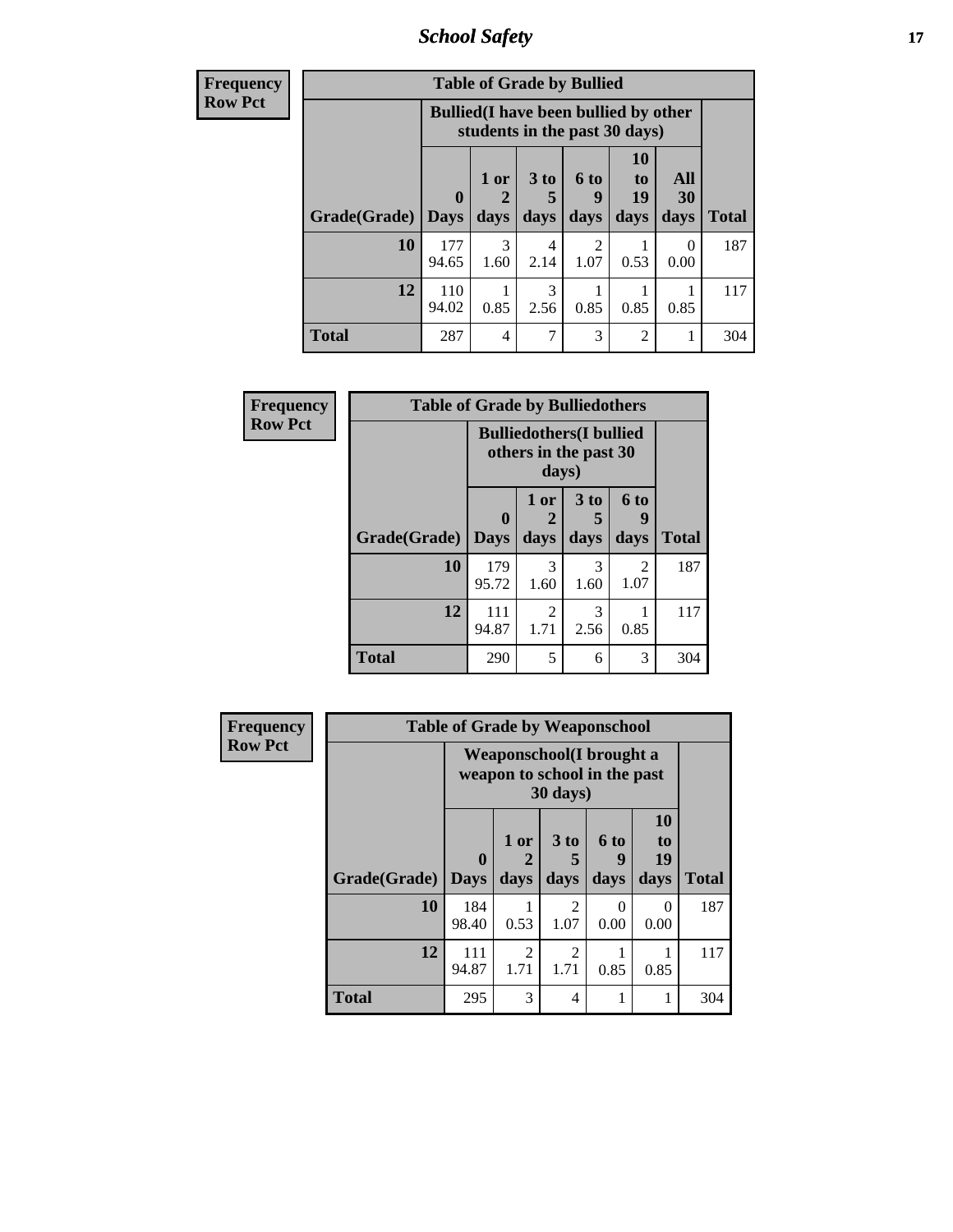| Frequency<br>Row Pct | | | | | | | |
|---|---|---|---|---|---|---|---|
| **Table of Grade by Bullied** | | | | | | | |
| | **Bullied(I have been bullied by other students in the past 30 days)** | | | | | | |
| **Grade(Grade)** | **0 Days** | **1 or 2 days** | **3 to 5 days** | **6 to 9 days** | **10 to 19 days** | **All 30 days** | **Total** |
| **10** | 177<br>94.65 | 3<br>1.60 | 4<br>2.14 | 2<br>1.07 | 1<br>0.53 | 0<br>0.00 | 187 |
| **12** | 110<br>94.02 | 1<br>0.85 | 3<br>2.56 | 1<br>0.85 | 1<br>0.85 | 1<br>0.85 | 117 |
| **Total** | 287 | 4 | 7 | 3 | 2 | 1 | 304 |

| Frequency<br>Row Pct | | | | | |
|---|---|---|---|---|---|
| **Table of Grade by Bulliedothers** | | | | | |
| | **Bulliedothers(I bullied others in the past 30 days)** | | | | |
| **Grade(Grade)** | **0 Days** | **1 or 2 days** | **3 to 5 days** | **6 to 9 days** | **Total** |
| **10** | 179<br>95.72 | 3<br>1.60 | 3<br>1.60 | 2<br>1.07 | 187 |
| **12** | 111<br>94.87 | 2<br>1.71 | 3<br>2.56 | 1<br>0.85 | 117 |
| **Total** | 290 | 5 | 6 | 3 | 304 |

| Frequency<br>Row Pct | | | | | | |
|---|---|---|---|---|---|---|
| **Table of Grade by Weaponschool** | | | | | | |
| | **Weaponschool(I brought a weapon to school in the past 30 days)** | | | | | |
| **Grade(Grade)** | **0 Days** | **1 or 2 days** | **3 to 5 days** | **6 to 9 days** | **10 to 19 days** | **Total** |
| **10** | 184<br>98.40 | 1<br>0.53 | 2<br>1.07 | 0<br>0.00 | 0<br>0.00 | 187 |
| **12** | 111<br>94.87 | 2<br>1.71 | 2<br>1.71 | 1<br>0.85 | 1<br>0.85 | 117 |
| **Total** | 295 | 3 | 4 | 1 | 1 | 304 |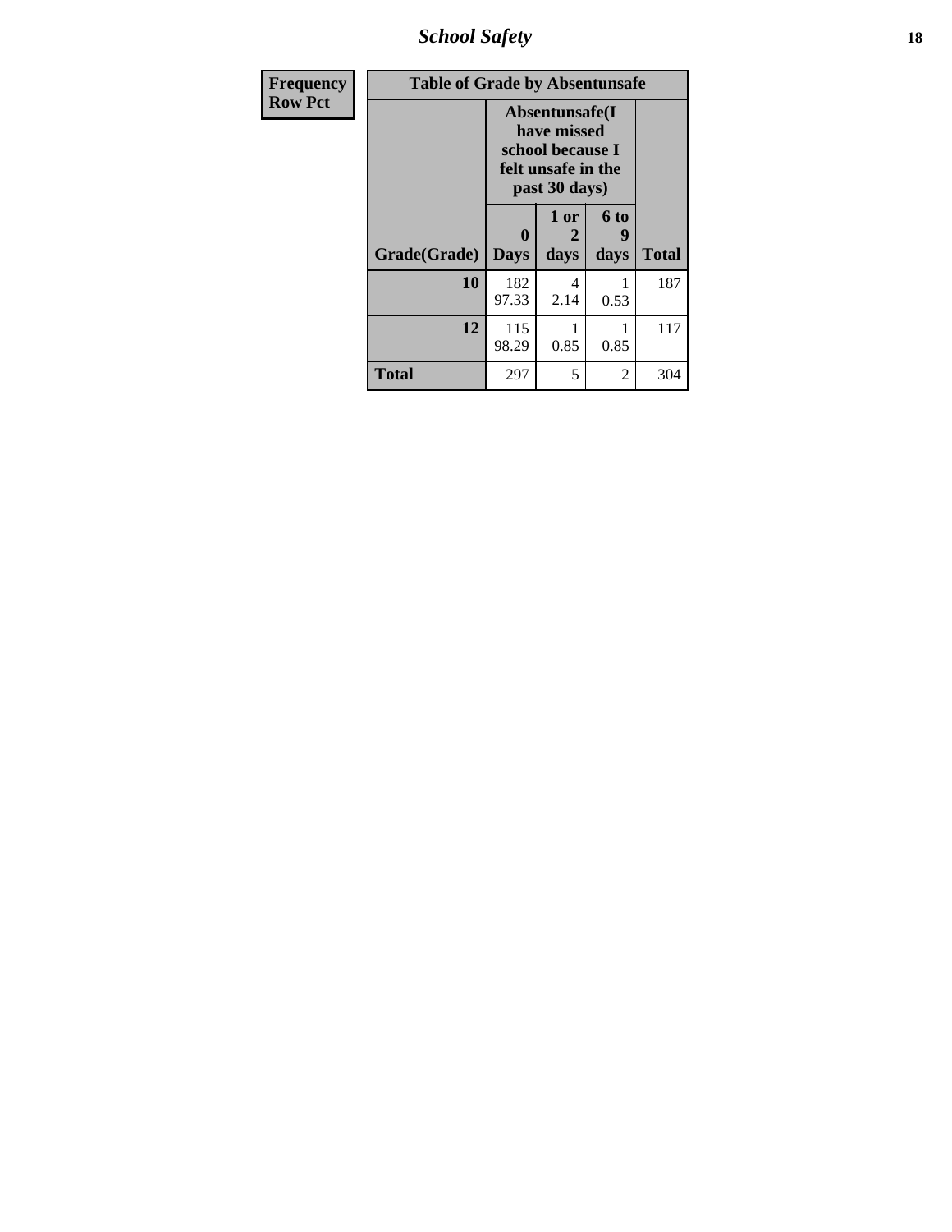| Frequency Row Pct | Table of Grade by Absentunsafe | | | |
|---|---|---|---|---|
| | Absentunsafe(I have missed school because I felt unsafe in the past 30 days) | | | |
| Grade(Grade) | 0 Days | 1 or 2 days | 6 to 9 days | Total |
| 10 | 182<br>97.33 | 4<br>2.14 | 1<br>0.53 | 187 |
| 12 | 115<br>98.29 | 1<br>0.85 | 1<br>0.85 | 117 |
| Total | 297 | 5 | 2 | 304 |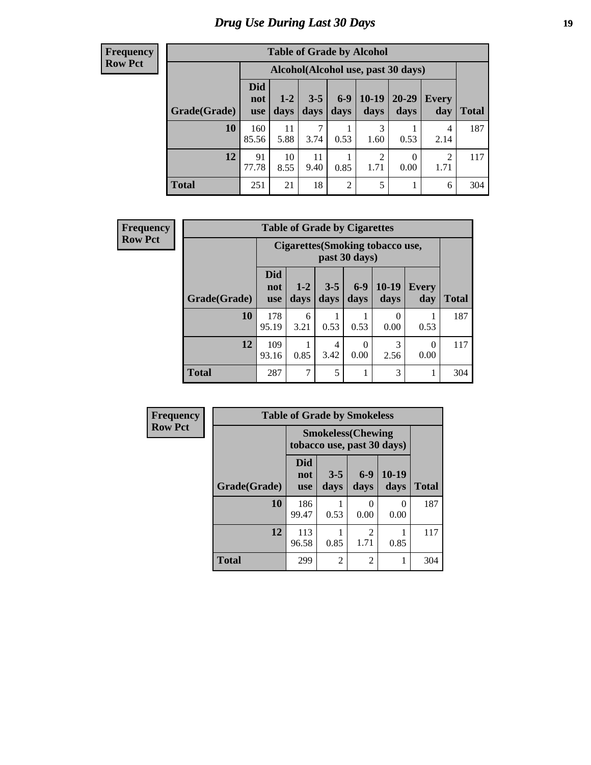# Drug Use During Last 30 Days

**Frequency**
**Row Pct**

**Table of Grade by Alcohol**

| Grade(Grade) | Alcohol(Alcohol use, past 30 days) | | | | | | | Total |
|---|---|---|---|---|---|---|---|---|
| | Did not use | 1-2 days | 3-5 days | 6-9 days | 10-19 days | 20-29 days | Every day | |
| **10** | 160<br>85.56 | 11<br>5.88 | 7<br>3.74 | 1<br>0.53 | 3<br>1.60 | 1<br>0.53 | 4<br>2.14 | 187 |
| **12** | 91<br>77.78 | 10<br>8.55 | 11<br>9.40 | 1<br>0.85 | 2<br>1.71 | 0<br>0.00 | 2<br>1.71 | 117 |
| **Total** | 251 | 21 | 18 | 2 | 5 | 1 | 6 | 304 |

**Frequency**
**Row Pct**

**Table of Grade by Cigarettes**

| Grade(Grade) | Cigarettes(Smoking tobacco use, past 30 days) | | | | | | Total |
|---|---|---|---|---|---|---|---|
| | Did not use | 1-2 days | 3-5 days | 6-9 days | 10-19 days | Every day | |
| **10** | 178<br>95.19 | 6<br>3.21 | 1<br>0.53 | 1<br>0.53 | 0<br>0.00 | 1<br>0.53 | 187 |
| **12** | 109<br>93.16 | 1<br>0.85 | 4<br>3.42 | 0<br>0.00 | 3<br>2.56 | 0<br>0.00 | 117 |
| **Total** | 287 | 7 | 5 | 1 | 3 | 1 | 304 |

**Frequency**
**Row Pct**

**Table of Grade by Smokeless**

| Grade(Grade) | Smokeless(Chewing tobacco use, past 30 days) | | | | Total |
|---|---|---|---|---|---|
| | Did not use | 3-5 days | 6-9 days | 10-19 days | |
| **10** | 186<br>99.47 | 1<br>0.53 | 0<br>0.00 | 0<br>0.00 | 187 |
| **12** | 113<br>96.58 | 1<br>0.85 | 2<br>1.71 | 1<br>0.85 | 117 |
| **Total** | 299 | 2 | 2 | 1 | 304 |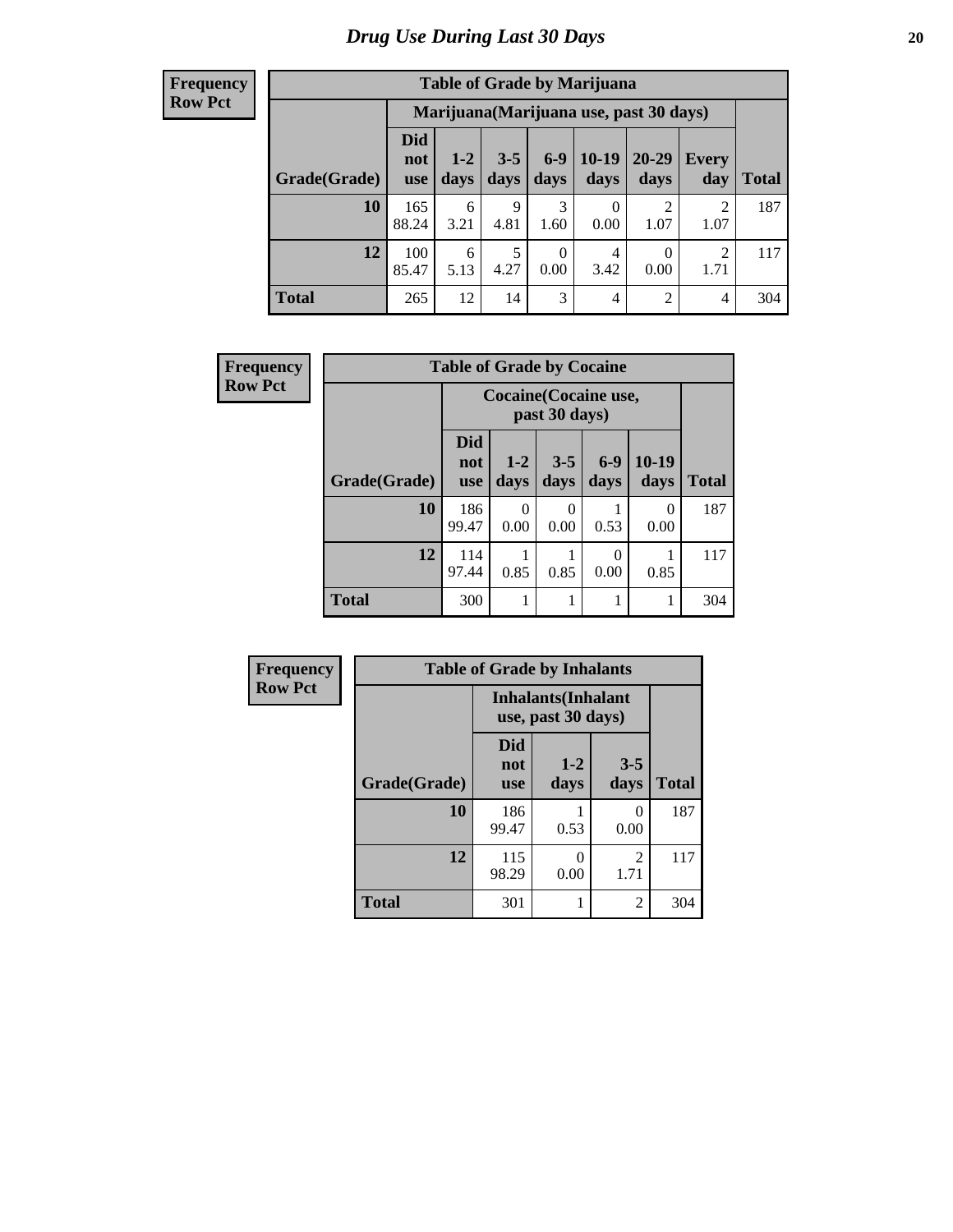# Drug Use During Last 30 Days

**Frequency**
**Row Pct**

| Table of Grade by Marijuana | | | | | | | | |
|---|---|---|---|---|---|---|---|---|
| | Marijuana(Marijuana use, past 30 days) | | | | | | | |
| Grade(Grade) | Did not use | 1-2 days | 3-5 days | 6-9 days | 10-19 days | 20-29 days | Every day | Total |
| **10** | 165<br>88.24 | 6<br>3.21 | 9<br>4.81 | 3<br>1.60 | 0<br>0.00 | 2<br>1.07 | 2<br>1.07 | 187 |
| **12** | 100<br>85.47 | 6<br>5.13 | 5<br>4.27 | 0<br>0.00 | 4<br>3.42 | 0<br>0.00 | 2<br>1.71 | 117 |
| **Total** | 265 | 12 | 14 | 3 | 4 | 2 | 4 | 304 |

**Frequency**
**Row Pct**

| Table of Grade by Cocaine | | | | | | |
|---|---|---|---|---|---|---|
| | Cocaine(Cocaine use, past 30 days) | | | | | |
| Grade(Grade) | Did not use | 1-2 days | 3-5 days | 6-9 days | 10-19 days | Total |
| **10** | 186<br>99.47 | 0<br>0.00 | 0<br>0.00 | 1<br>0.53 | 0<br>0.00 | 187 |
| **12** | 114<br>97.44 | 1<br>0.85 | 1<br>0.85 | 0<br>0.00 | 1<br>0.85 | 117 |
| **Total** | 300 | 1 | 1 | 1 | 1 | 304 |

**Frequency**
**Row Pct**

| Table of Grade by Inhalants | | | | |
|---|---|---|---|---|
| | Inhalants(Inhalant use, past 30 days) | | | |
| Grade(Grade) | Did not use | 1-2 days | 3-5 days | Total |
| **10** | 186<br>99.47 | 1<br>0.53 | 0<br>0.00 | 187 |
| **12** | 115<br>98.29 | 0<br>0.00 | 2<br>1.71 | 117 |
| **Total** | 301 | 1 | 2 | 304 |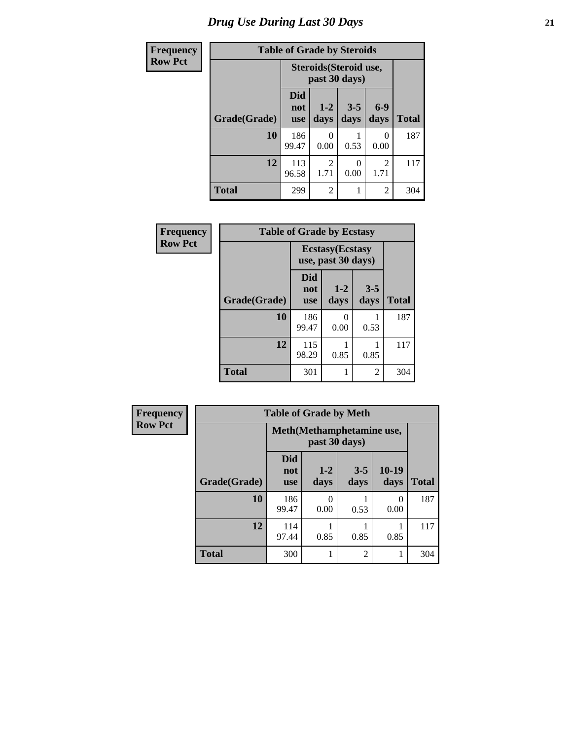# Drug Use During Last 30 Days

| Frequency |
|---|
| Row Pct |

**Table of Grade by Steroids**

| | Steroids(Steroid use, past 30 days) | | | | |
|---|---|---|---|---|---|
| Grade(Grade) | Did not use | 1-2 days | 3-5 days | 6-9 days | Total |
| 10 | 186<br>99.47 | 0<br>0.00 | 1<br>0.53 | 0<br>0.00 | 187 |
| 12 | 113<br>96.58 | 2<br>1.71 | 0<br>0.00 | 2<br>1.71 | 117 |
| Total | 299 | 2 | 1 | 2 | 304 |

| Frequency |
|---|
| Row Pct |

**Table of Grade by Ecstasy**

| | Ecstasy(Ecstasy use, past 30 days) | | | |
|---|---|---|---|---|
| Grade(Grade) | Did not use | 1-2 days | 3-5 days | Total |
| 10 | 186<br>99.47 | 0<br>0.00 | 1<br>0.53 | 187 |
| 12 | 115<br>98.29 | 1<br>0.85 | 1<br>0.85 | 117 |
| Total | 301 | 1 | 2 | 304 |

| Frequency |
|---|
| Row Pct |

**Table of Grade by Meth**

| | Meth(Methamphetamine use, past 30 days) | | | | |
|---|---|---|---|---|---|
| Grade(Grade) | Did not use | 1-2 days | 3-5 days | 10-19 days | Total |
| 10 | 186<br>99.47 | 0<br>0.00 | 1<br>0.53 | 0<br>0.00 | 187 |
| 12 | 114<br>97.44 | 1<br>0.85 | 1<br>0.85 | 1<br>0.85 | 117 |
| Total | 300 | 1 | 2 | 1 | 304 |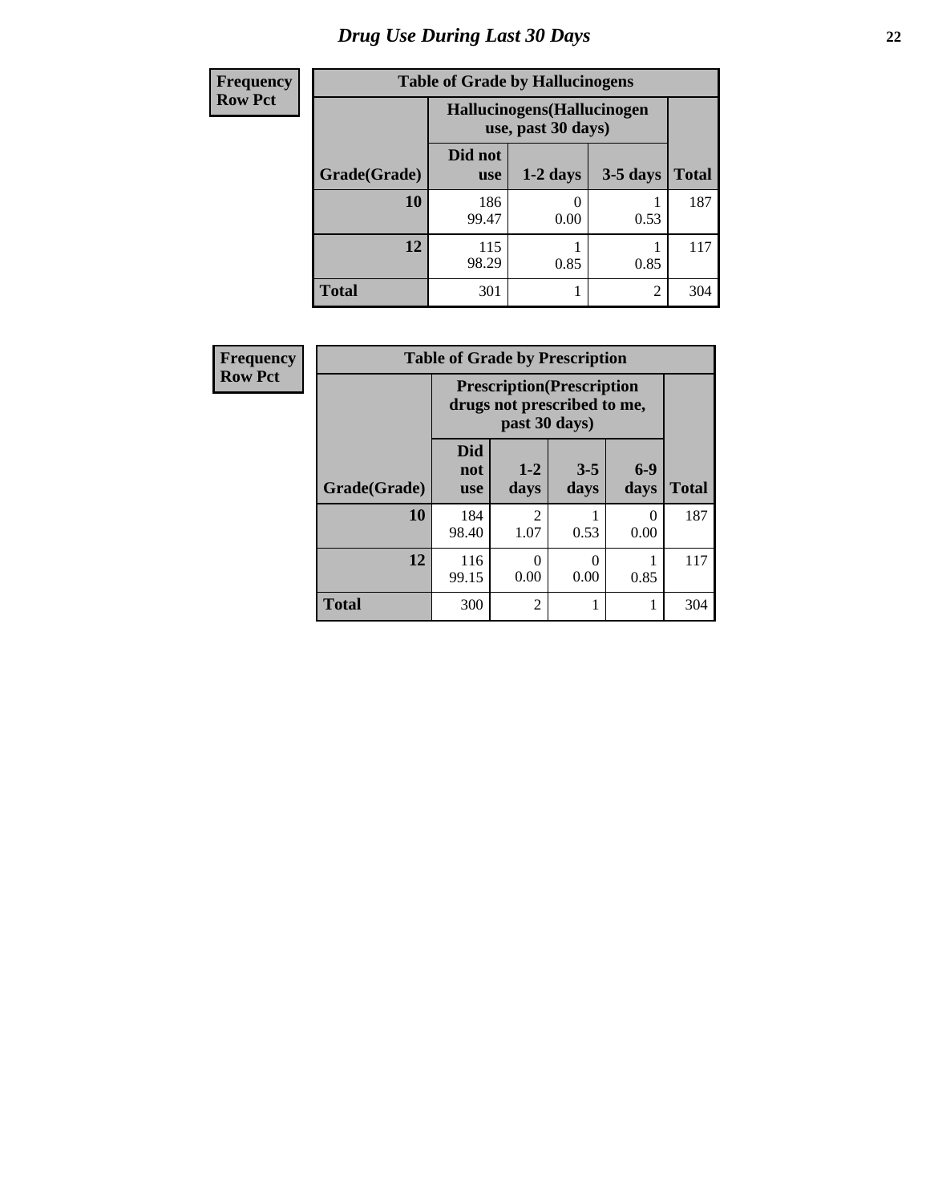# Drug Use During Last 30 Days

**Frequency**
**Row Pct**

**Table of Grade by Hallucinogens**

| Grade(Grade) | Hallucinogens(Hallucinogen use, past 30 days) | | | Total |
|---|---|---|---|---|
| | Did not use | 1-2 days | 3-5 days | |
| **10** | 186<br>99.47 | 0<br>0.00 | 1<br>0.53 | 187 |
| **12** | 115<br>98.29 | 1<br>0.85 | 1<br>0.85 | 117 |
| **Total** | 301 | 1 | 2 | 304 |

**Frequency**
**Row Pct**

**Table of Grade by Prescription**

| Grade(Grade) | Prescription(Prescription drugs not prescribed to me, past 30 days) | | | | Total |
|---|---|---|---|---|---|
| | Did not use | 1-2 days | 3-5 days | 6-9 days | |
| **10** | 184<br>98.40 | 2<br>1.07 | 1<br>0.53 | 0<br>0.00 | 187 |
| **12** | 116<br>99.15 | 0<br>0.00 | 0<br>0.00 | 1<br>0.85 | 117 |
| **Total** | 300 | 2 | 1 | 1 | 304 |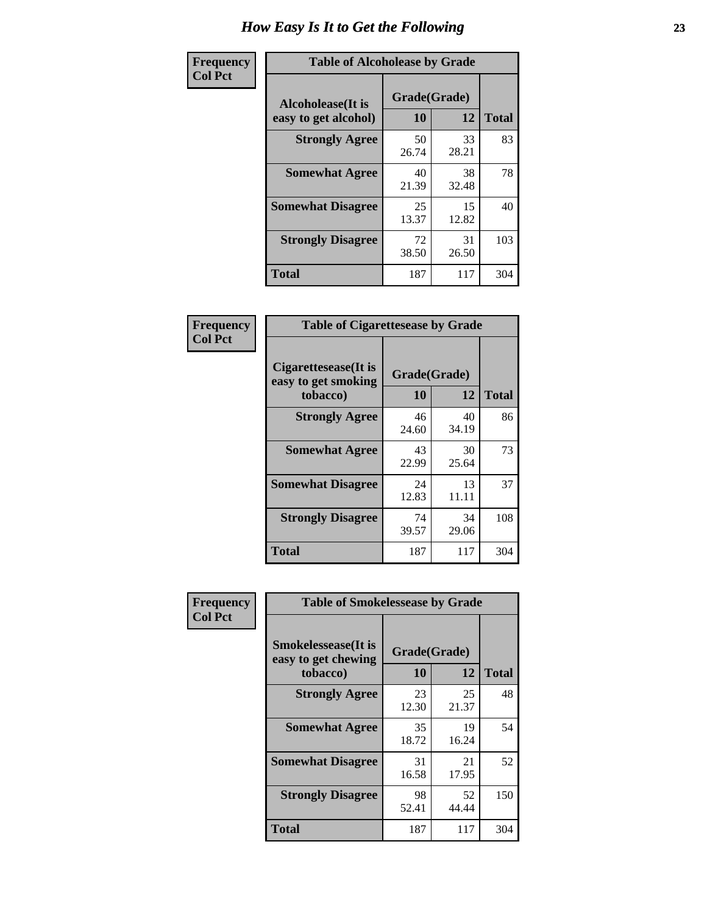# How Easy Is It to Get the Following

**Frequency**
**Col Pct**

**Table of Alcoholease by Grade**

| Alcoholease(It is easy to get alcohol) | Grade(Grade) | | Total |
|---|---|---|---|
| | 10 | 12 | |
| **Strongly Agree** | 50<br>26.74 | 33<br>28.21 | 83 |
| **Somewhat Agree** | 40<br>21.39 | 38<br>32.48 | 78 |
| **Somewhat Disagree** | 25<br>13.37 | 15<br>12.82 | 40 |
| **Strongly Disagree** | 72<br>38.50 | 31<br>26.50 | 103 |
| **Total** | 187 | 117 | 304 |

**Frequency**
**Col Pct**

**Table of Cigarettesease by Grade**

| Cigarettesease(It is easy to get smoking tobacco) | Grade(Grade) | | Total |
|---|---|---|---|
| | 10 | 12 | |
| **Strongly Agree** | 46<br>24.60 | 40<br>34.19 | 86 |
| **Somewhat Agree** | 43<br>22.99 | 30<br>25.64 | 73 |
| **Somewhat Disagree** | 24<br>12.83 | 13<br>11.11 | 37 |
| **Strongly Disagree** | 74<br>39.57 | 34<br>29.06 | 108 |
| **Total** | 187 | 117 | 304 |

**Frequency**
**Col Pct**

**Table of Smokelessease by Grade**

| Smokelessease(It is easy to get chewing tobacco) | Grade(Grade) | | Total |
|---|---|---|---|
| | 10 | 12 | |
| **Strongly Agree** | 23<br>12.30 | 25<br>21.37 | 48 |
| **Somewhat Agree** | 35<br>18.72 | 19<br>16.24 | 54 |
| **Somewhat Disagree** | 31<br>16.58 | 21<br>17.95 | 52 |
| **Strongly Disagree** | 98<br>52.41 | 52<br>44.44 | 150 |
| **Total** | 187 | 117 | 304 |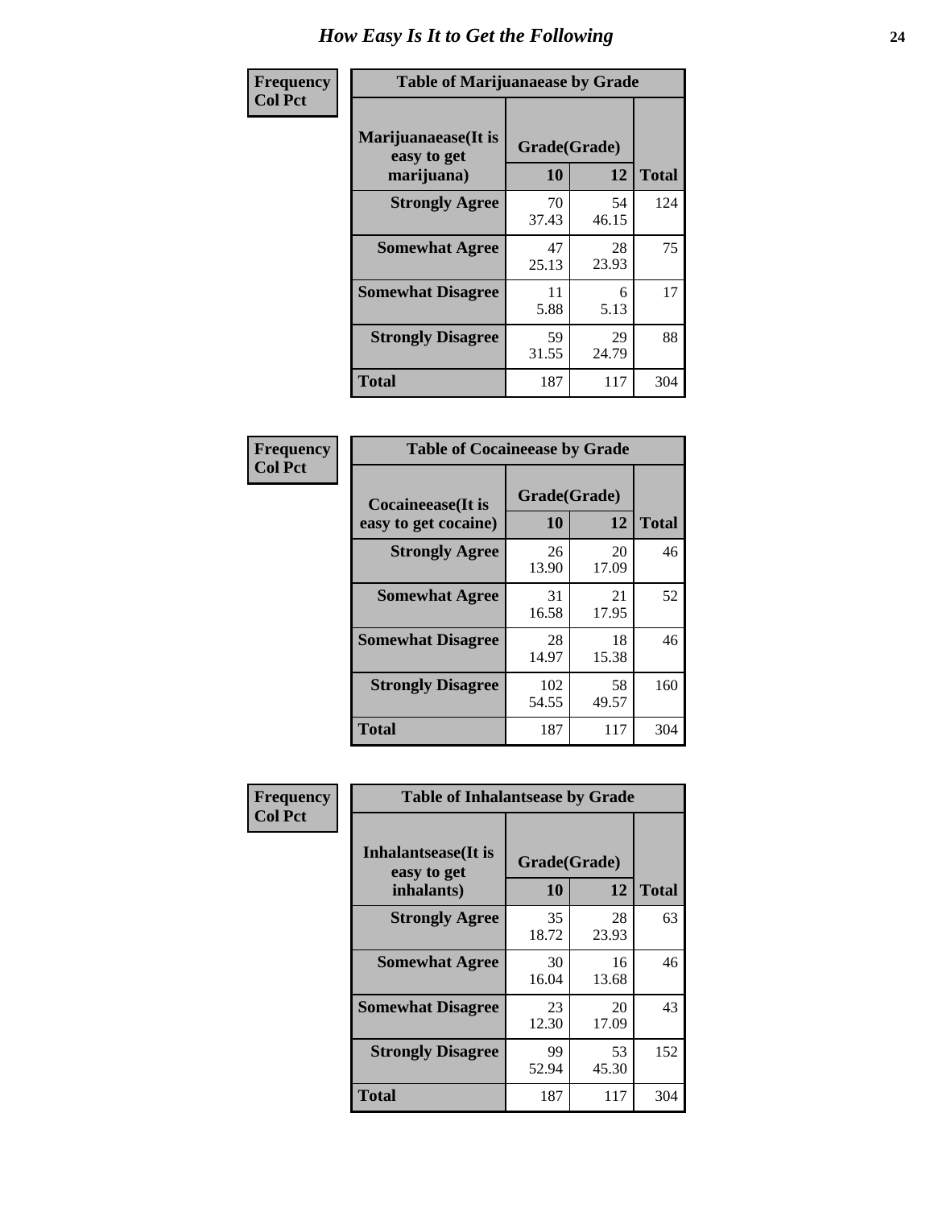# How Easy Is It to Get the Following

**Frequency**
**Col Pct**

**Table of Marijuanaease by Grade**

| Marijuanaease(It is easy to get marijuana) | Grade(Grade) | | Total |
|---|---|---|---|
| | 10 | 12 | |
| Strongly Agree | 70<br>37.43 | 54<br>46.15 | 124 |
| Somewhat Agree | 47<br>25.13 | 28<br>23.93 | 75 |
| Somewhat Disagree | 11<br>5.88 | 6<br>5.13 | 17 |
| Strongly Disagree | 59<br>31.55 | 29<br>24.79 | 88 |
| Total | 187 | 117 | 304 |

**Frequency**
**Col Pct**

**Table of Cocaineease by Grade**

| Cocaineease(It is easy to get cocaine) | Grade(Grade) | | Total |
|---|---|---|---|
| | 10 | 12 | |
| Strongly Agree | 26<br>13.90 | 20<br>17.09 | 46 |
| Somewhat Agree | 31<br>16.58 | 21<br>17.95 | 52 |
| Somewhat Disagree | 28<br>14.97 | 18<br>15.38 | 46 |
| Strongly Disagree | 102<br>54.55 | 58<br>49.57 | 160 |
| Total | 187 | 117 | 304 |

**Frequency**
**Col Pct**

**Table of Inhalantsease by Grade**

| Inhalantsease(It is easy to get inhalants) | Grade(Grade) | | Total |
|---|---|---|---|
| | 10 | 12 | |
| Strongly Agree | 35<br>18.72 | 28<br>23.93 | 63 |
| Somewhat Agree | 30<br>16.04 | 16<br>13.68 | 46 |
| Somewhat Disagree | 23<br>12.30 | 20<br>17.09 | 43 |
| Strongly Disagree | 99<br>52.94 | 53<br>45.30 | 152 |
| Total | 187 | 117 | 304 |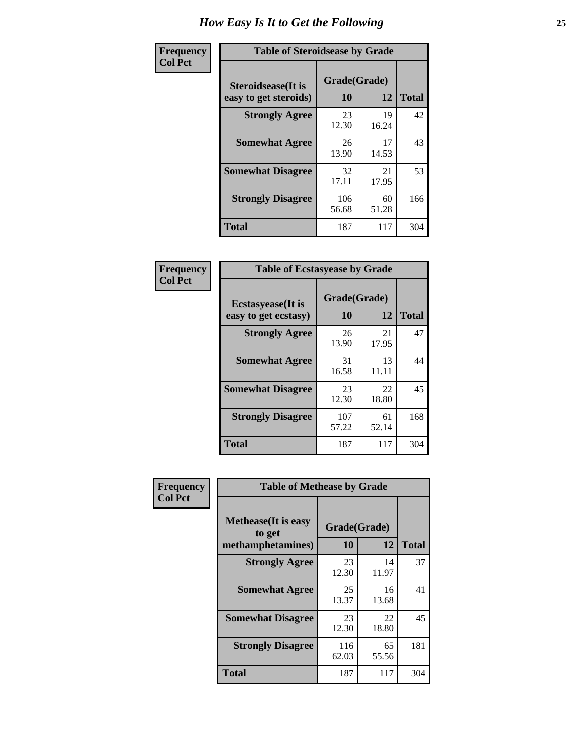# How Easy Is It to Get the Following

**Frequency**
**Col Pct**

| Table of Steroidsease by Grade | | | |
|---|---|---|---|
| **Steroidsease(It is easy to get steroids)** | **Grade(Grade)** | | **Total** |
| | **10** | **12** | |
| **Strongly Agree** | 23<br>12.30 | 19<br>16.24 | 42 |
| **Somewhat Agree** | 26<br>13.90 | 17<br>14.53 | 43 |
| **Somewhat Disagree** | 32<br>17.11 | 21<br>17.95 | 53 |
| **Strongly Disagree** | 106<br>56.68 | 60<br>51.28 | 166 |
| **Total** | 187 | 117 | 304 |

**Frequency**
**Col Pct**

| Table of Ecstasyease by Grade | | | |
|---|---|---|---|
| **Ecstasyease(It is easy to get ecstasy)** | **Grade(Grade)** | | **Total** |
| | **10** | **12** | |
| **Strongly Agree** | 26<br>13.90 | 21<br>17.95 | 47 |
| **Somewhat Agree** | 31<br>16.58 | 13<br>11.11 | 44 |
| **Somewhat Disagree** | 23<br>12.30 | 22<br>18.80 | 45 |
| **Strongly Disagree** | 107<br>57.22 | 61<br>52.14 | 168 |
| **Total** | 187 | 117 | 304 |

**Frequency**
**Col Pct**

| Table of Methease by Grade | | | |
|---|---|---|---|
| **Methease(It is easy to get methamphetamines)** | **Grade(Grade)** | | **Total** |
| | **10** | **12** | |
| **Strongly Agree** | 23<br>12.30 | 14<br>11.97 | 37 |
| **Somewhat Agree** | 25<br>13.37 | 16<br>13.68 | 41 |
| **Somewhat Disagree** | 23<br>12.30 | 22<br>18.80 | 45 |
| **Strongly Disagree** | 116<br>62.03 | 65<br>55.56 | 181 |
| **Total** | 187 | 117 | 304 |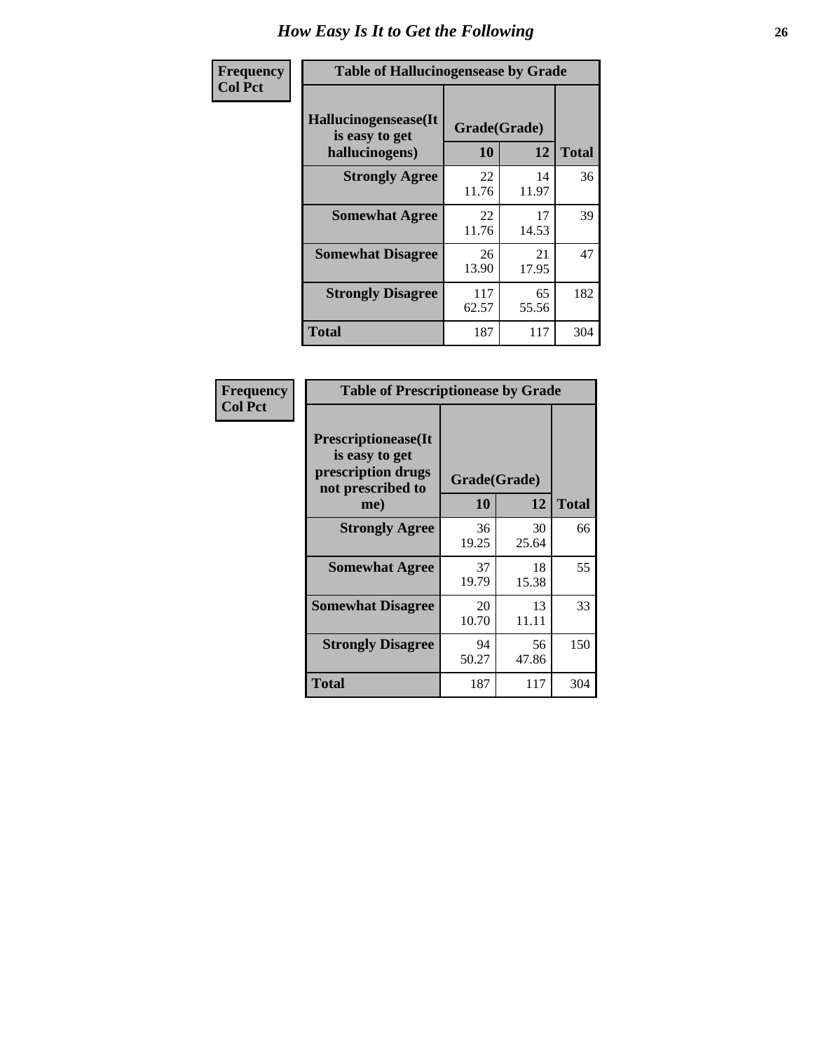# How Easy Is It to Get the Following

| Frequency<br>Col Pct | | | |
|---|---|---|---|
| **Table of Hallucinogensease by Grade** | | | |
| **Hallucinogensease(It is easy to get hallucinogens)** | **Grade(Grade)** | | |
| | **10** | **12** | **Total** |
| **Strongly Agree** | 22<br>11.76 | 14<br>11.97 | 36 |
| **Somewhat Agree** | 22<br>11.76 | 17<br>14.53 | 39 |
| **Somewhat Disagree** | 26<br>13.90 | 21<br>17.95 | 47 |
| **Strongly Disagree** | 117<br>62.57 | 65<br>55.56 | 182 |
| **Total** | 187 | 117 | 304 |

| Frequency<br>Col Pct | | | |
|---|---|---|---|
| **Table of Prescriptionease by Grade** | | | |
| **Prescriptionease(It is easy to get prescription drugs not prescribed to me)** | **Grade(Grade)** | | |
| | **10** | **12** | **Total** |
| **Strongly Agree** | 36<br>19.25 | 30<br>25.64 | 66 |
| **Somewhat Agree** | 37<br>19.79 | 18<br>15.38 | 55 |
| **Somewhat Disagree** | 20<br>10.70 | 13<br>11.11 | 33 |
| **Strongly Disagree** | 94<br>50.27 | 56<br>47.86 | 150 |
| **Total** | 187 | 117 | 304 |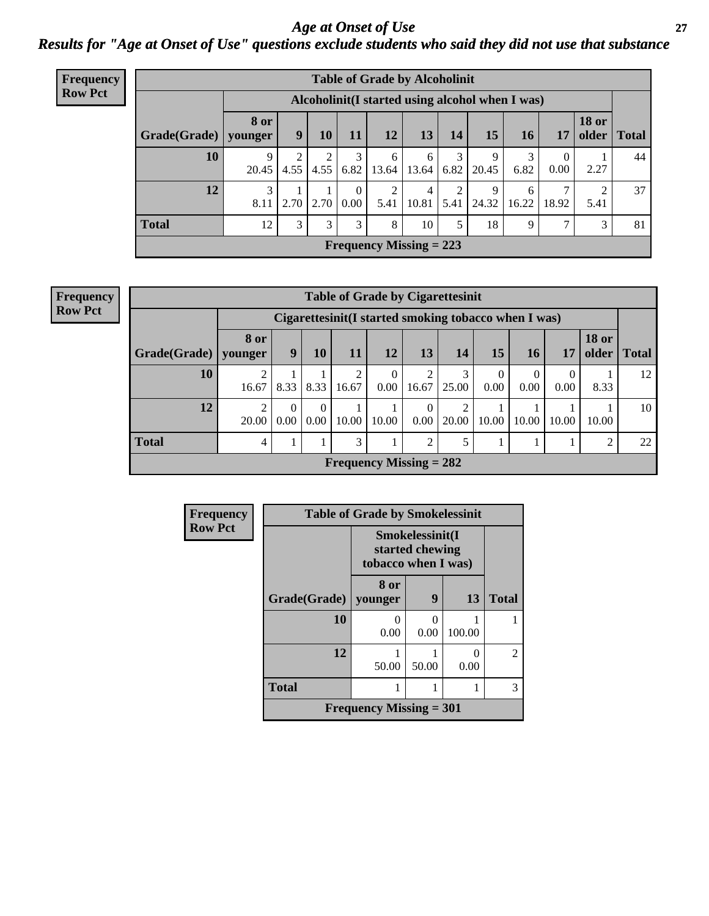# *Age at Onset of Use*

### *Results for "Age at Onset of Use" questions exclude students who said they did not use that substance*

**Frequency Row Pct**

| Table of Grade by Alcoholinit | | | | | | | | | | | | |
|---|---|---|---|---|---|---|---|---|---|---|---|---|
| | Alcoholinit(I started using alcohol when I was) | | | | | | | | | | | |
| Grade(Grade) | 8 or younger | 9 | 10 | 11 | 12 | 13 | 14 | 15 | 16 | 17 | 18 or older | Total |
| 10 | 9<br>20.45 | 2<br>4.55 | 2<br>4.55 | 3<br>6.82 | 6<br>13.64 | 6<br>13.64 | 3<br>6.82 | 9<br>20.45 | 3<br>6.82 | 0<br>0.00 | 1<br>2.27 | 44 |
| 12 | 3<br>8.11 | 1<br>2.70 | 1<br>2.70 | 0<br>0.00 | 2<br>5.41 | 4<br>10.81 | 2<br>5.41 | 9<br>24.32 | 6<br>16.22 | 7<br>18.92 | 2<br>5.41 | 37 |
| Total | 12 | 3 | 3 | 3 | 8 | 10 | 5 | 18 | 9 | 7 | 3 | 81 |
| Frequency Missing = 223 | | | | | | | | | | | | |

**Frequency Row Pct**

| Table of Grade by Cigarettesinit | | | | | | | | | | | | |
|---|---|---|---|---|---|---|---|---|---|---|---|---|
| | Cigarettesinit(I started smoking tobacco when I was) | | | | | | | | | | | |
| Grade(Grade) | 8 or younger | 9 | 10 | 11 | 12 | 13 | 14 | 15 | 16 | 17 | 18 or older | Total |
| 10 | 2<br>16.67 | 1<br>8.33 | 1<br>8.33 | 2<br>16.67 | 0<br>0.00 | 2<br>16.67 | 3<br>25.00 | 0<br>0.00 | 0<br>0.00 | 0<br>0.00 | 1<br>8.33 | 12 |
| 12 | 2<br>20.00 | 0<br>0.00 | 0<br>0.00 | 1<br>10.00 | 1<br>10.00 | 0<br>0.00 | 2<br>20.00 | 1<br>10.00 | 1<br>10.00 | 1<br>10.00 | 1<br>10.00 | 10 |
| Total | 4 | 1 | 1 | 3 | 1 | 2 | 5 | 1 | 1 | 1 | 2 | 22 |
| Frequency Missing = 282 | | | | | | | | | | | | |

**Frequency Row Pct**

| Table of Grade by Smokelessinit | | | | |
|---|---|---|---|---|
| | Smokelessinit(I started chewing tobacco when I was) | | | |
| Grade(Grade) | 8 or younger | 9 | 13 | Total |
| 10 | 0<br>0.00 | 0<br>0.00 | 1<br>100.00 | 1 |
| 12 | 1<br>50.00 | 1<br>50.00 | 0<br>0.00 | 2 |
| Total | 1 | 1 | 1 | 3 |
| Frequency Missing = 301 | | | | |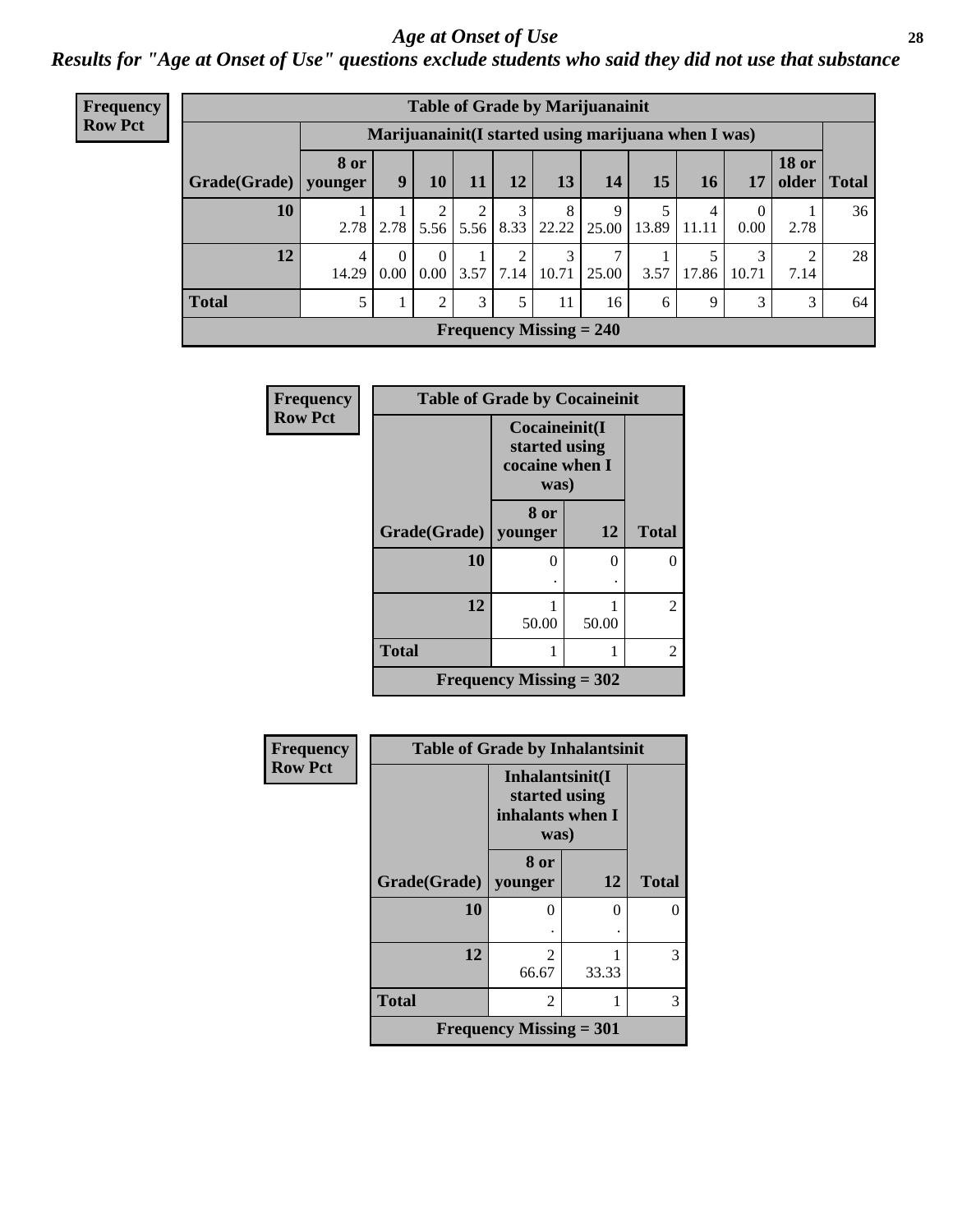# Age at Onset of Use

## Results for "Age at Onset of Use" questions exclude students who said they did not use that substance

**Frequency**
**Row Pct**

| Table of Grade by Marijuanainit | | | | | | | | | | | | |
|---|---|---|---|---|---|---|---|---|---|---|---|---|
| | Marijuanainit(I started using marijuana when I was) | | | | | | | | | | | |
| Grade(Grade) | 8 or younger | 9 | 10 | 11 | 12 | 13 | 14 | 15 | 16 | 17 | 18 or older | Total |
| 10 | 1<br>2.78 | 1<br>2.78 | 2<br>5.56 | 2<br>5.56 | 3<br>8.33 | 8<br>22.22 | 9<br>25.00 | 5<br>13.89 | 4<br>11.11 | 0<br>0.00 | 1<br>2.78 | 36 |
| 12 | 4<br>14.29 | 0<br>0.00 | 0<br>0.00 | 1<br>3.57 | 2<br>7.14 | 3<br>10.71 | 7<br>25.00 | 1<br>3.57 | 5<br>17.86 | 3<br>10.71 | 2<br>7.14 | 28 |
| Total | 5 | 1 | 2 | 3 | 5 | 11 | 16 | 6 | 9 | 3 | 3 | 64 |
| Frequency Missing = 240 | | | | | | | | | | | | |

**Frequency**
**Row Pct**

| Table of Grade by Cocaineinit | | | |
|---|---|---|---|
| | Cocaineinit(I started using cocaine when I was) | | |
| Grade(Grade) | 8 or younger | 12 | Total |
| 10 | 0<br>. | 0<br>. | 0 |
| 12 | 1<br>50.00 | 1<br>50.00 | 2 |
| Total | 1 | 1 | 2 |
| Frequency Missing = 302 | | | |

**Frequency**
**Row Pct**

| Table of Grade by Inhalantsinit | | | |
|---|---|---|---|
| | Inhalantsinit(I started using inhalants when I was) | | |
| Grade(Grade) | 8 or younger | 12 | Total |
| 10 | 0<br>. | 0<br>. | 0 |
| 12 | 2<br>66.67 | 1<br>33.33 | 3 |
| Total | 2 | 1 | 3 |
| Frequency Missing = 301 | | | |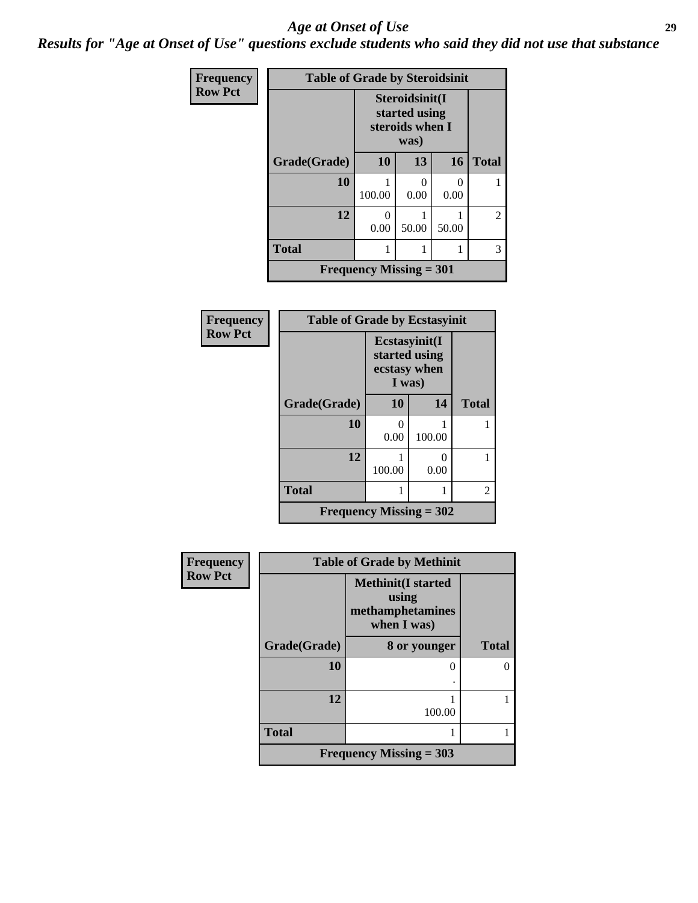## Age at Onset of Use

### Results for "Age at Onset of Use" questions exclude students who said they did not use that substance

**Frequency**
**Row Pct**

**Table of Grade by Steroidsinit**

| Grade(Grade) | Steroidsinit(I started using steroids when I was) | | | Total |
|---|---|---|---|---|
| | 10 | 13 | 16 | |
| 10 | 1<br>100.00 | 0<br>0.00 | 0<br>0.00 | 1 |
| 12 | 0<br>0.00 | 1<br>50.00 | 1<br>50.00 | 2 |
| Total | 1 | 1 | 1 | 3 |

Frequency Missing = 301

**Frequency**
**Row Pct**

**Table of Grade by Ecstasyinit**

| Grade(Grade) | Ecstasyinit(I started using ecstasy when I was) | | Total |
|---|---|---|---|
| | 10 | 14 | |
| 10 | 0<br>0.00 | 1<br>100.00 | 1 |
| 12 | 1<br>100.00 | 0<br>0.00 | 1 |
| Total | 1 | 1 | 2 |

Frequency Missing = 302

**Frequency**
**Row Pct**

**Table of Grade by Methinit**

| Grade(Grade) | Methinit(I started using methamphetamines when I was) | Total |
|---|---|---|
| | 8 or younger | |
| 10 | 0<br>. | 0 |
| 12 | 1<br>100.00 | 1 |
| Total | 1 | 1 |

Frequency Missing = 303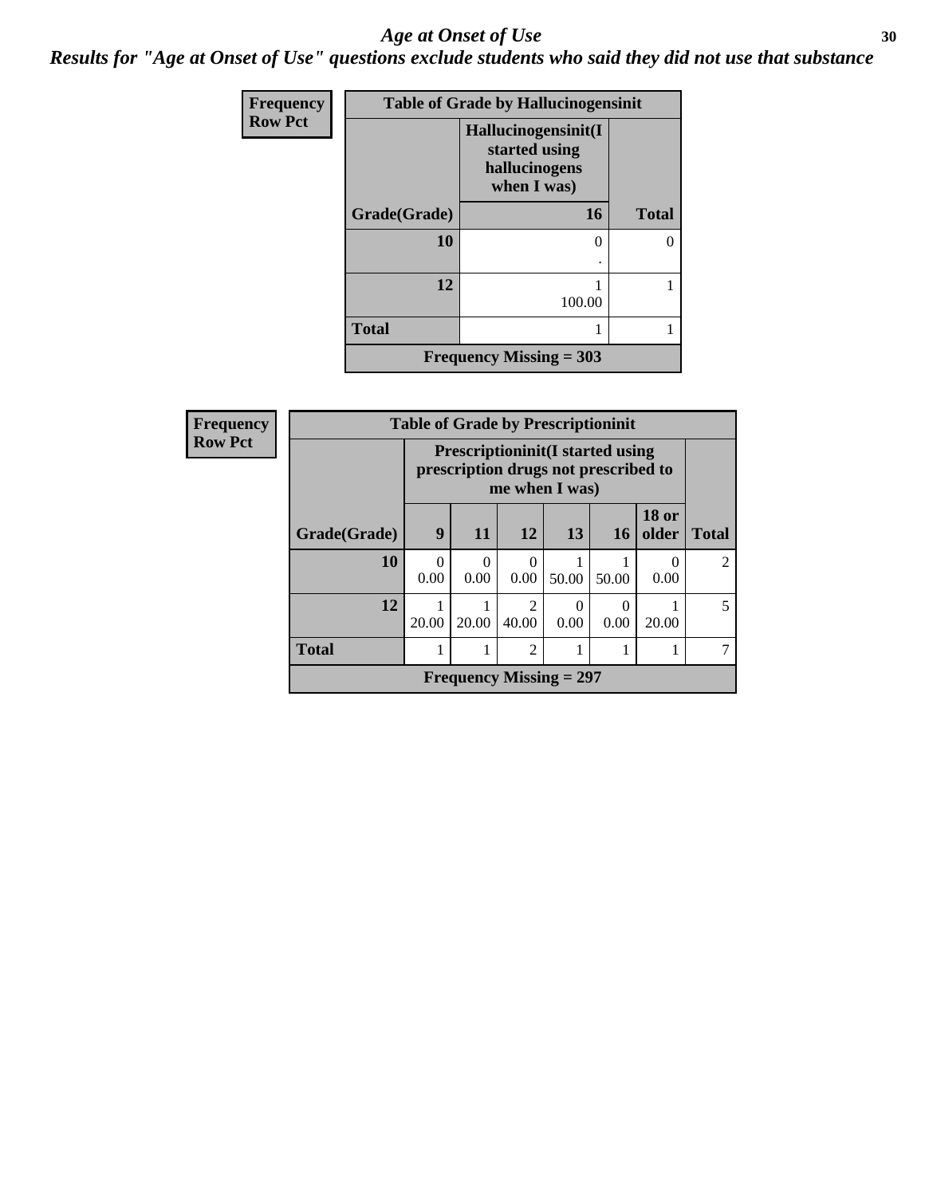# *Age at Onset of Use*

***Results for "Age at Onset of Use" questions exclude students who said they did not use that substance***

**Frequency**
**Row Pct**

| Table of Grade by Hallucinogensinit | | |
|---|---|---|
| | Hallucinogensinit(I started using hallucinogens when I was) | |
| Grade(Grade) | 16 | Total |
| 10 | 0<br>. | 0 |
| 12 | 1<br>100.00 | 1 |
| Total | 1 | 1 |
| Frequency Missing = 303 | | |

**Frequency**
**Row Pct**

| Table of Grade by Prescriptioninit | | | | | | | |
|---|---|---|---|---|---|---|---|
| | Prescriptioninit(I started using prescription drugs not prescribed to me when I was) | | | | | | |
| Grade(Grade) | 9 | 11 | 12 | 13 | 16 | 18 or older | Total |
| 10 | 0<br>0.00 | 0<br>0.00 | 0<br>0.00 | 1<br>50.00 | 1<br>50.00 | 0<br>0.00 | 2 |
| 12 | 1<br>20.00 | 1<br>20.00 | 2<br>40.00 | 0<br>0.00 | 0<br>0.00 | 1<br>20.00 | 5 |
| Total | 1 | 1 | 2 | 1 | 1 | 1 | 7 |
| Frequency Missing = 297 | | | | | | | |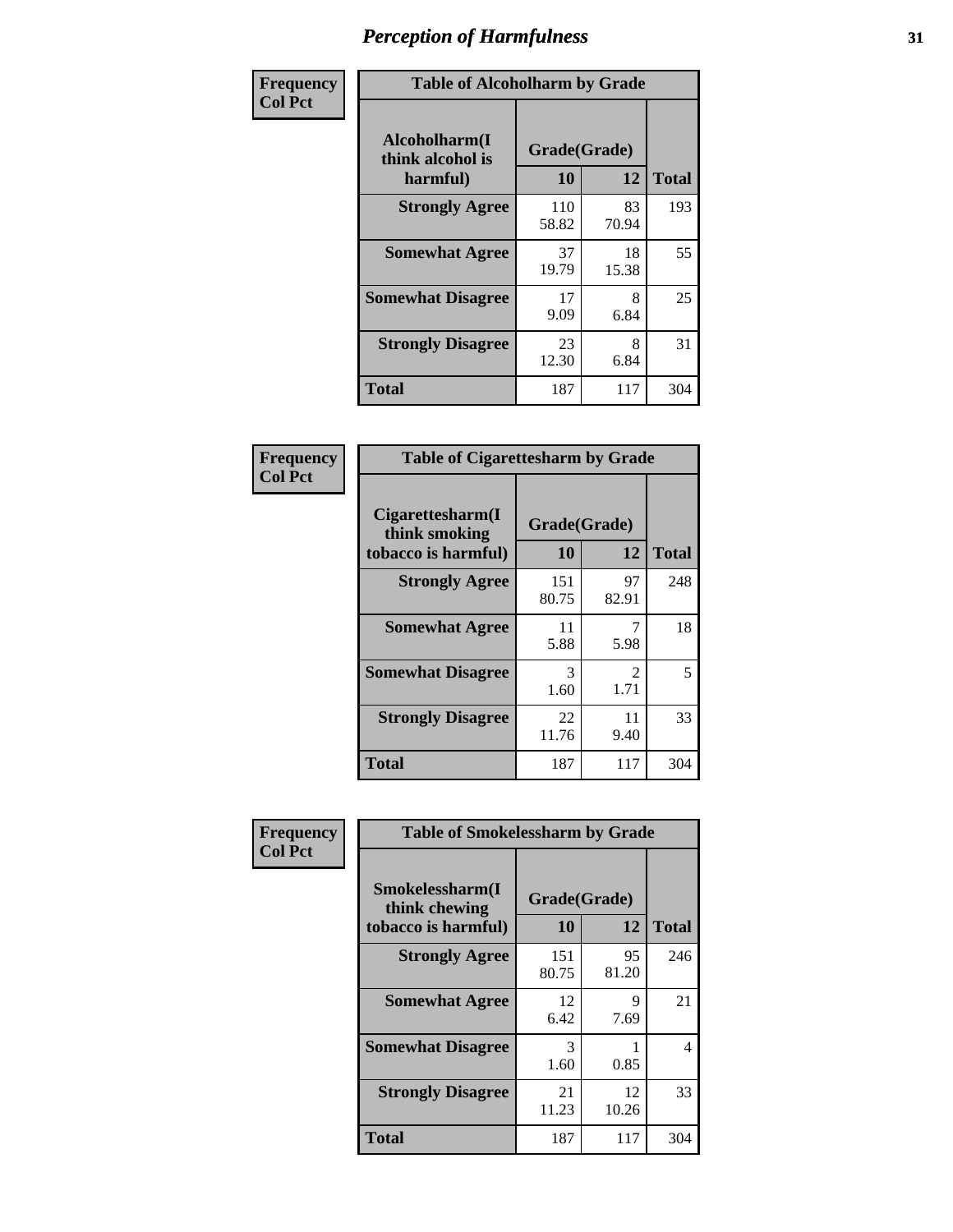# Perception of Harmfulness

**Frequency**
**Col Pct**

| Table of Alcoholharm by Grade | | | |
|---|---|---|---|
| **Alcoholharm(I think alcohol is harmful)** | **Grade(Grade)** | | **Total** |
| | **10** | **12** | |
| **Strongly Agree** | 110<br>58.82 | 83<br>70.94 | 193 |
| **Somewhat Agree** | 37<br>19.79 | 18<br>15.38 | 55 |
| **Somewhat Disagree** | 17<br>9.09 | 8<br>6.84 | 25 |
| **Strongly Disagree** | 23<br>12.30 | 8<br>6.84 | 31 |
| **Total** | 187 | 117 | 304 |

**Frequency**
**Col Pct**

| Table of Cigarettesharm by Grade | | | |
|---|---|---|---|
| **Cigarettesharm(I think smoking tobacco is harmful)** | **Grade(Grade)** | | **Total** |
| | **10** | **12** | |
| **Strongly Agree** | 151<br>80.75 | 97<br>82.91 | 248 |
| **Somewhat Agree** | 11<br>5.88 | 7<br>5.98 | 18 |
| **Somewhat Disagree** | 3<br>1.60 | 2<br>1.71 | 5 |
| **Strongly Disagree** | 22<br>11.76 | 11<br>9.40 | 33 |
| **Total** | 187 | 117 | 304 |

**Frequency**
**Col Pct**

| Table of Smokelessharm by Grade | | | |
|---|---|---|---|
| **Smokelessharm(I think chewing tobacco is harmful)** | **Grade(Grade)** | | **Total** |
| | **10** | **12** | |
| **Strongly Agree** | 151<br>80.75 | 95<br>81.20 | 246 |
| **Somewhat Agree** | 12<br>6.42 | 9<br>7.69 | 21 |
| **Somewhat Disagree** | 3<br>1.60 | 1<br>0.85 | 4 |
| **Strongly Disagree** | 21<br>11.23 | 12<br>10.26 | 33 |
| **Total** | 187 | 117 | 304 |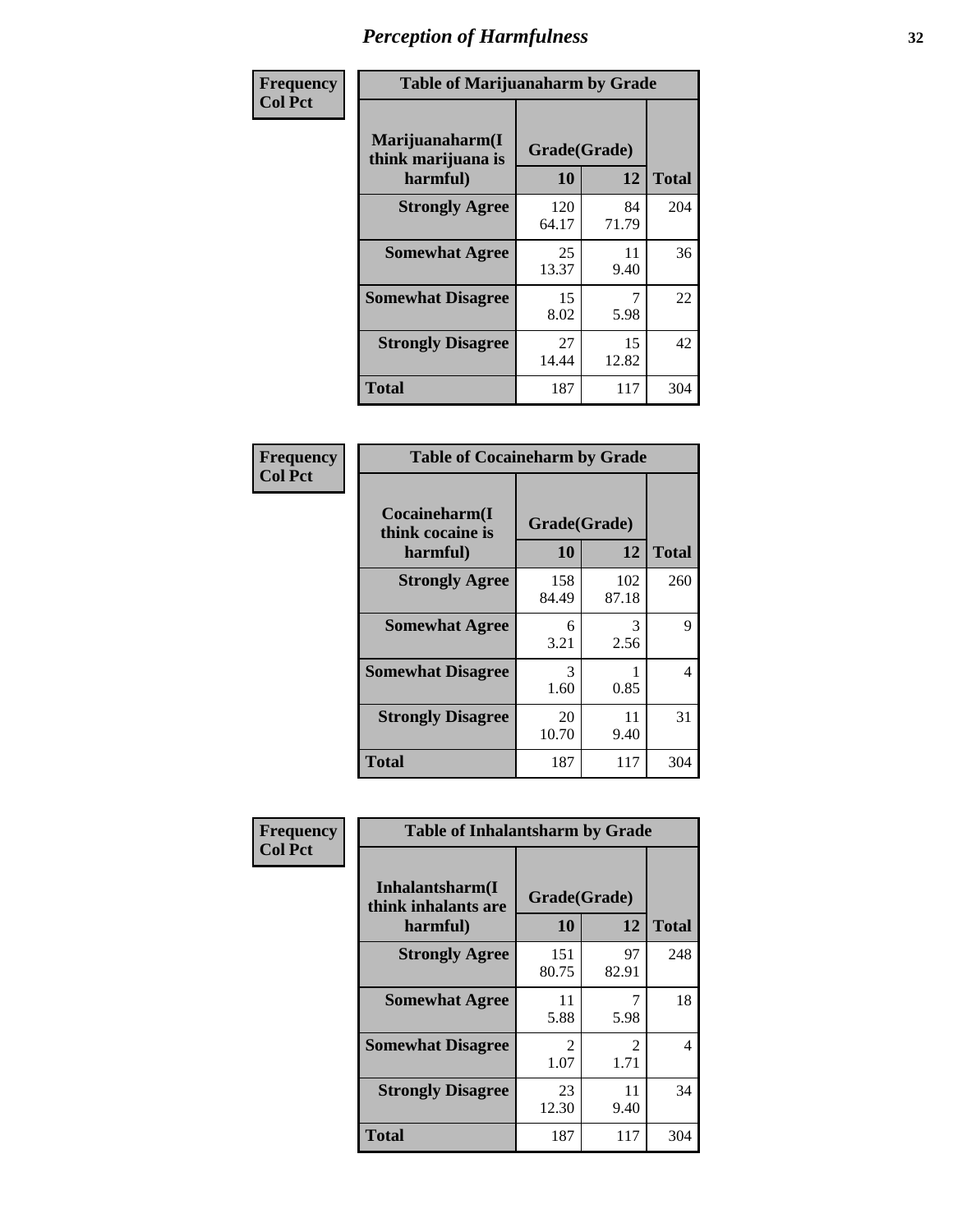# Perception of Harmfulness

| Frequency Col Pct | Table of Marijuanaharm by Grade | | |
|---|---|---|---|
| Marijuanaharm(I think marijuana is harmful) | Grade(Grade) | | |
| | 10 | 12 | Total |
| Strongly Agree | 120<br>64.17 | 84<br>71.79 | 204 |
| Somewhat Agree | 25<br>13.37 | 11<br>9.40 | 36 |
| Somewhat Disagree | 15<br>8.02 | 7<br>5.98 | 22 |
| Strongly Disagree | 27<br>14.44 | 15<br>12.82 | 42 |
| Total | 187 | 117 | 304 |

| Frequency Col Pct | Table of Cocaineharm by Grade | | |
|---|---|---|---|
| Cocaineharm(I think cocaine is harmful) | Grade(Grade) | | |
| | 10 | 12 | Total |
| Strongly Agree | 158<br>84.49 | 102<br>87.18 | 260 |
| Somewhat Agree | 6<br>3.21 | 3<br>2.56 | 9 |
| Somewhat Disagree | 3<br>1.60 | 1<br>0.85 | 4 |
| Strongly Disagree | 20<br>10.70 | 11<br>9.40 | 31 |
| Total | 187 | 117 | 304 |

| Frequency Col Pct | Table of Inhalantsharm by Grade | | |
|---|---|---|---|
| Inhalantsharm(I think inhalants are harmful) | Grade(Grade) | | |
| | 10 | 12 | Total |
| Strongly Agree | 151<br>80.75 | 97<br>82.91 | 248 |
| Somewhat Agree | 11<br>5.88 | 7<br>5.98 | 18 |
| Somewhat Disagree | 2<br>1.07 | 2<br>1.71 | 4 |
| Strongly Disagree | 23<br>12.30 | 11<br>9.40 | 34 |
| Total | 187 | 117 | 304 |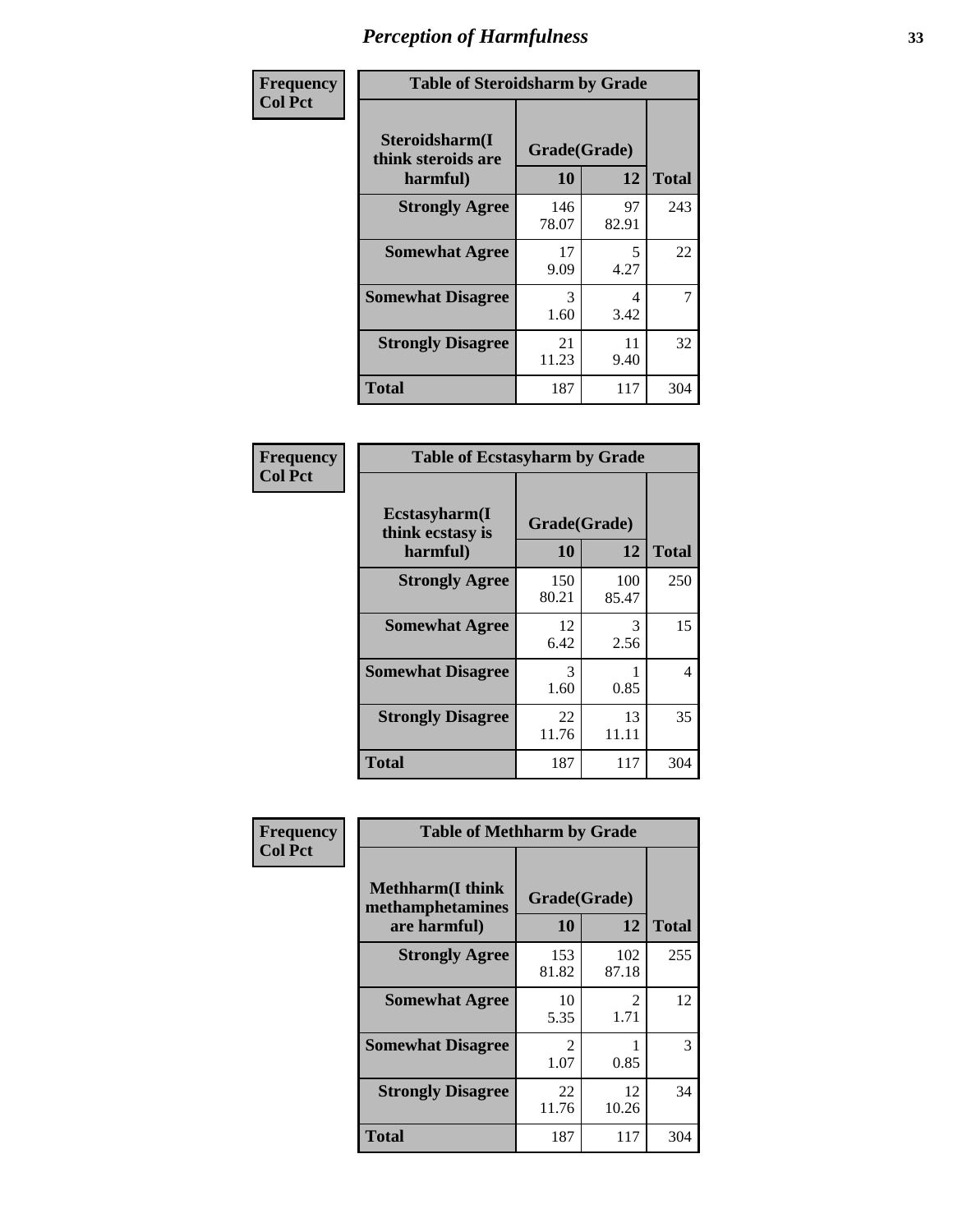# Perception of Harmfulness

| Frequency<br>Col Pct | Table of Steroidsharm by Grade | | |
|---|---|---|---|
| **Steroidsharm(I think steroids are harmful)** | **Grade(Grade)** | | |
| | **10** | **12** | **Total** |
| **Strongly Agree** | 146<br>78.07 | 97<br>82.91 | 243 |
| **Somewhat Agree** | 17<br>9.09 | 5<br>4.27 | 22 |
| **Somewhat Disagree** | 3<br>1.60 | 4<br>3.42 | 7 |
| **Strongly Disagree** | 21<br>11.23 | 11<br>9.40 | 32 |
| **Total** | 187 | 117 | 304 |

| Frequency<br>Col Pct | Table of Ecstasyharm by Grade | | |
|---|---|---|---|
| **Ecstasyharm(I think ecstasy is harmful)** | **Grade(Grade)** | | |
| | **10** | **12** | **Total** |
| **Strongly Agree** | 150<br>80.21 | 100<br>85.47 | 250 |
| **Somewhat Agree** | 12<br>6.42 | 3<br>2.56 | 15 |
| **Somewhat Disagree** | 3<br>1.60 | 1<br>0.85 | 4 |
| **Strongly Disagree** | 22<br>11.76 | 13<br>11.11 | 35 |
| **Total** | 187 | 117 | 304 |

| Frequency<br>Col Pct | Table of Methharm by Grade | | |
|---|---|---|---|
| **Methharm(I think methamphetamines are harmful)** | **Grade(Grade)** | | |
| | **10** | **12** | **Total** |
| **Strongly Agree** | 153<br>81.82 | 102<br>87.18 | 255 |
| **Somewhat Agree** | 10<br>5.35 | 2<br>1.71 | 12 |
| **Somewhat Disagree** | 2<br>1.07 | 1<br>0.85 | 3 |
| **Strongly Disagree** | 22<br>11.76 | 12<br>10.26 | 34 |
| **Total** | 187 | 117 | 304 |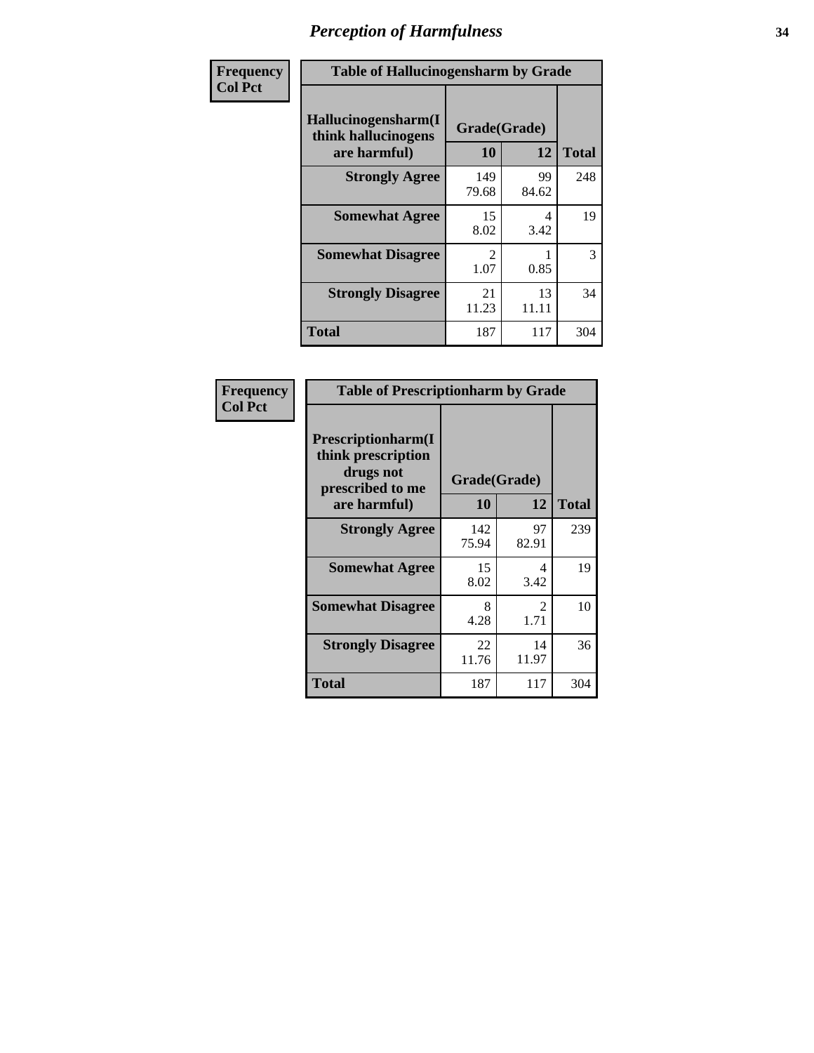# Perception of Harmfulness

| Frequency Col Pct | Table of Hallucinogensharm by Grade | | |
|---|---|---|---|
| Hallucinogensharm(I think hallucinogens are harmful) | Grade(Grade) | | |
| | 10 | 12 | Total |
| Strongly Agree | 149<br>79.68 | 99<br>84.62 | 248 |
| Somewhat Agree | 15<br>8.02 | 4<br>3.42 | 19 |
| Somewhat Disagree | 2<br>1.07 | 1<br>0.85 | 3 |
| Strongly Disagree | 21<br>11.23 | 13<br>11.11 | 34 |
| Total | 187 | 117 | 304 |

| Frequency Col Pct | Table of Prescriptionharm by Grade | | |
|---|---|---|---|
| Prescriptionharm(I think prescription drugs not prescribed to me are harmful) | Grade(Grade) | | |
| | 10 | 12 | Total |
| Strongly Agree | 142<br>75.94 | 97<br>82.91 | 239 |
| Somewhat Agree | 15<br>8.02 | 4<br>3.42 | 19 |
| Somewhat Disagree | 8<br>4.28 | 2<br>1.71 | 10 |
| Strongly Disagree | 22<br>11.76 | 14<br>11.97 | 36 |
| Total | 187 | 117 | 304 |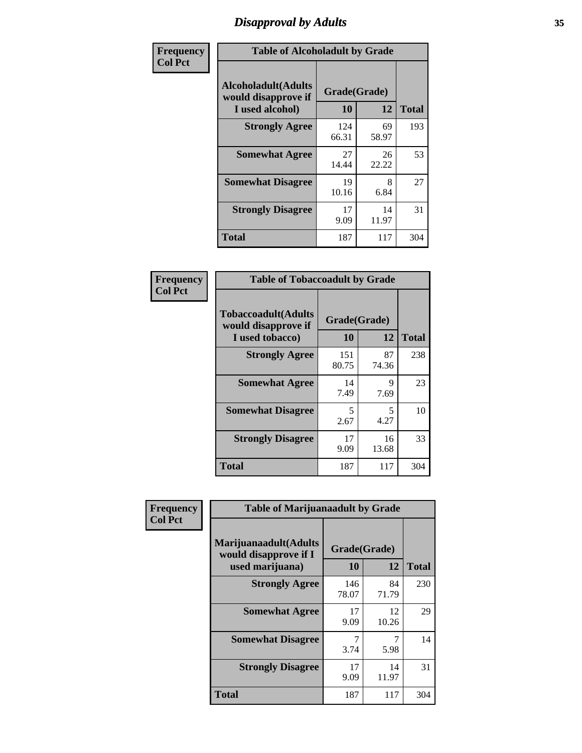# Disapproval by Adults

**Frequency**
**Col Pct**

**Table of Alcoholadult by Grade**

| Alcoholadult(Adults would disapprove if I used alcohol) | Grade(Grade) 10 | 12 | Total |
|---|---|---|---|
| **Strongly Agree** | 124<br>66.31 | 69<br>58.97 | 193 |
| **Somewhat Agree** | 27<br>14.44 | 26<br>22.22 | 53 |
| **Somewhat Disagree** | 19<br>10.16 | 8<br>6.84 | 27 |
| **Strongly Disagree** | 17<br>9.09 | 14<br>11.97 | 31 |
| **Total** | 187 | 117 | 304 |

**Frequency**
**Col Pct**

**Table of Tobaccoadult by Grade**

| Tobaccoadult(Adults would disapprove if I used tobacco) | Grade(Grade) 10 | 12 | Total |
|---|---|---|---|
| **Strongly Agree** | 151<br>80.75 | 87<br>74.36 | 238 |
| **Somewhat Agree** | 14<br>7.49 | 9<br>7.69 | 23 |
| **Somewhat Disagree** | 5<br>2.67 | 5<br>4.27 | 10 |
| **Strongly Disagree** | 17<br>9.09 | 16<br>13.68 | 33 |
| **Total** | 187 | 117 | 304 |

**Frequency**
**Col Pct**

**Table of Marijuanaadult by Grade**

| Marijuanaadult(Adults would disapprove if I used marijuana) | Grade(Grade) 10 | 12 | Total |
|---|---|---|---|
| **Strongly Agree** | 146<br>78.07 | 84<br>71.79 | 230 |
| **Somewhat Agree** | 17<br>9.09 | 12<br>10.26 | 29 |
| **Somewhat Disagree** | 7<br>3.74 | 7<br>5.98 | 14 |
| **Strongly Disagree** | 17<br>9.09 | 14<br>11.97 | 31 |
| **Total** | 187 | 117 | 304 |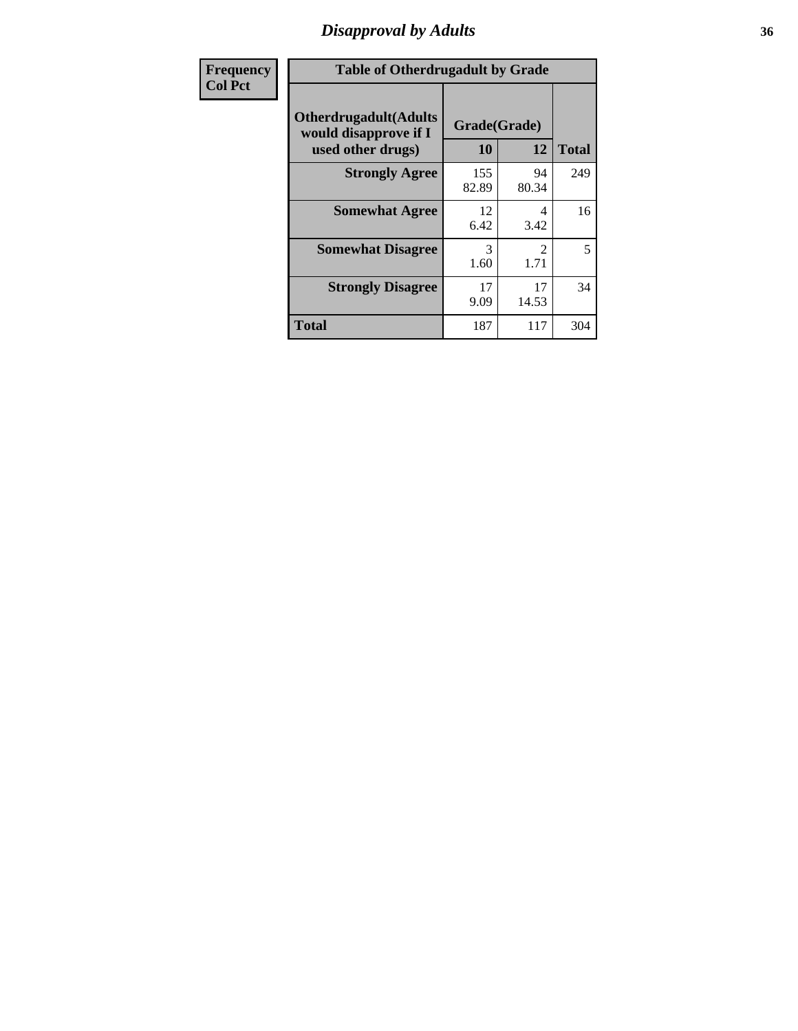# Disapproval by Adults

| Frequency Col Pct |
|---|

**Table of Otherdrugadult by Grade**

| Otherdrugadult(Adults would disapprove if I used other drugs) | Grade(Grade) 10 | 12 | Total |
|---|---|---|---|
| **Strongly Agree** | 155<br>82.89 | 94<br>80.34 | 249 |
| **Somewhat Agree** | 12<br>6.42 | 4<br>3.42 | 16 |
| **Somewhat Disagree** | 3<br>1.60 | 2<br>1.71 | 5 |
| **Strongly Disagree** | 17<br>9.09 | 17<br>14.53 | 34 |
| **Total** | 187 | 117 | 304 |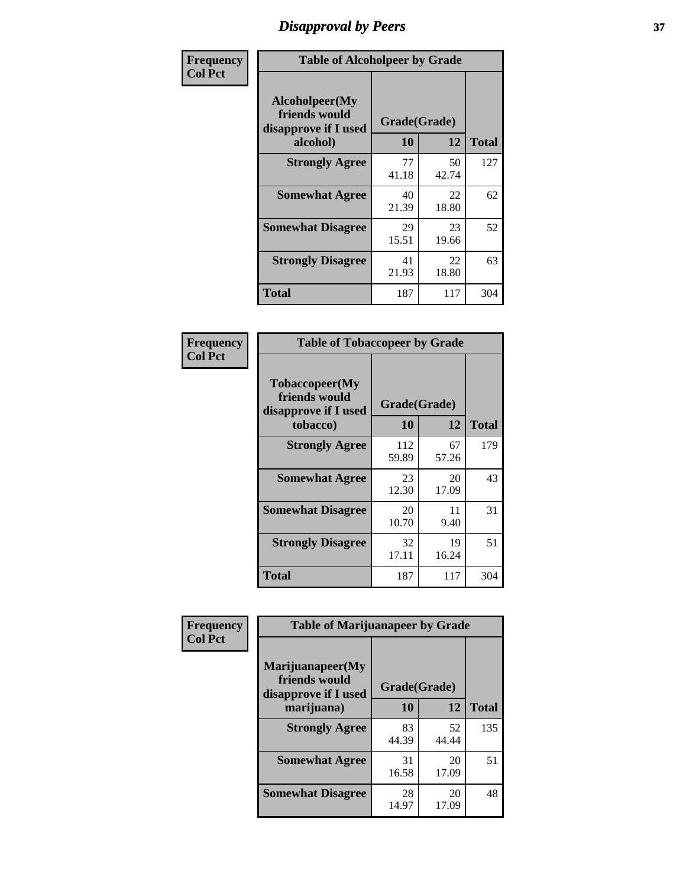# Disapproval by Peers

| Frequency<br>Col Pct | Table of Alcoholpeer by Grade | | |
|---|---|---|---|
| Alcoholpeer(My friends would disapprove if I used alcohol) | Grade(Grade) | | |
| | 10 | 12 | Total |
| Strongly Agree | 77<br>41.18 | 50<br>42.74 | 127 |
| Somewhat Agree | 40<br>21.39 | 22<br>18.80 | 62 |
| Somewhat Disagree | 29<br>15.51 | 23<br>19.66 | 52 |
| Strongly Disagree | 41<br>21.93 | 22<br>18.80 | 63 |
| Total | 187 | 117 | 304 |

| Frequency<br>Col Pct | Table of Tobaccopeer by Grade | | |
|---|---|---|---|
| Tobaccopeer(My friends would disapprove if I used tobacco) | Grade(Grade) | | |
| | 10 | 12 | Total |
| Strongly Agree | 112<br>59.89 | 67<br>57.26 | 179 |
| Somewhat Agree | 23<br>12.30 | 20<br>17.09 | 43 |
| Somewhat Disagree | 20<br>10.70 | 11<br>9.40 | 31 |
| Strongly Disagree | 32<br>17.11 | 19<br>16.24 | 51 |
| Total | 187 | 117 | 304 |

| Frequency<br>Col Pct | Table of Marijuanapeer by Grade | | |
|---|---|---|---|
| Marijuanapeer(My friends would disapprove if I used marijuana) | Grade(Grade) | | |
| | 10 | 12 | Total |
| Strongly Agree | 83<br>44.39 | 52<br>44.44 | 135 |
| Somewhat Agree | 31<br>16.58 | 20<br>17.09 | 51 |
| Somewhat Disagree | 28<br>14.97 | 20<br>17.09 | 48 |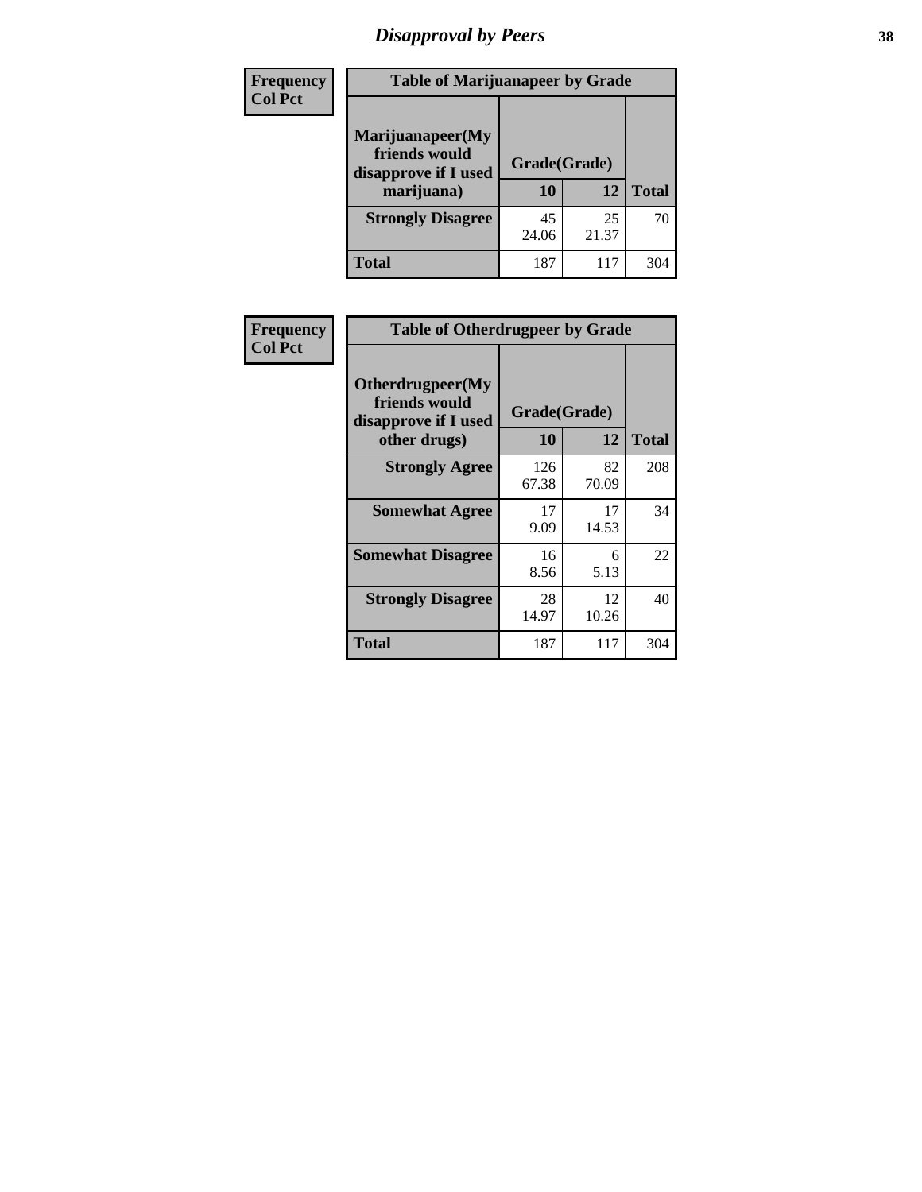## Disapproval by Peers

| Frequency Col Pct | Table of Marijuanapeer by Grade | | |
|---|---|---|---|
| Marijuanapeer(My friends would disapprove if I used marijuana) | Grade(Grade) | | |
| | 10 | 12 | Total |
| Strongly Disagree | 45<br>24.06 | 25<br>21.37 | 70 |
| Total | 187 | 117 | 304 |

| Frequency Col Pct | Table of Otherdrugpeer by Grade | | |
|---|---|---|---|
| Otherdrugpeer(My friends would disapprove if I used other drugs) | Grade(Grade) | | |
| | 10 | 12 | Total |
| Strongly Agree | 126<br>67.38 | 82<br>70.09 | 208 |
| Somewhat Agree | 17<br>9.09 | 17<br>14.53 | 34 |
| Somewhat Disagree | 16<br>8.56 | 6<br>5.13 | 22 |
| Strongly Disagree | 28<br>14.97 | 12<br>10.26 | 40 |
| Total | 187 | 117 | 304 |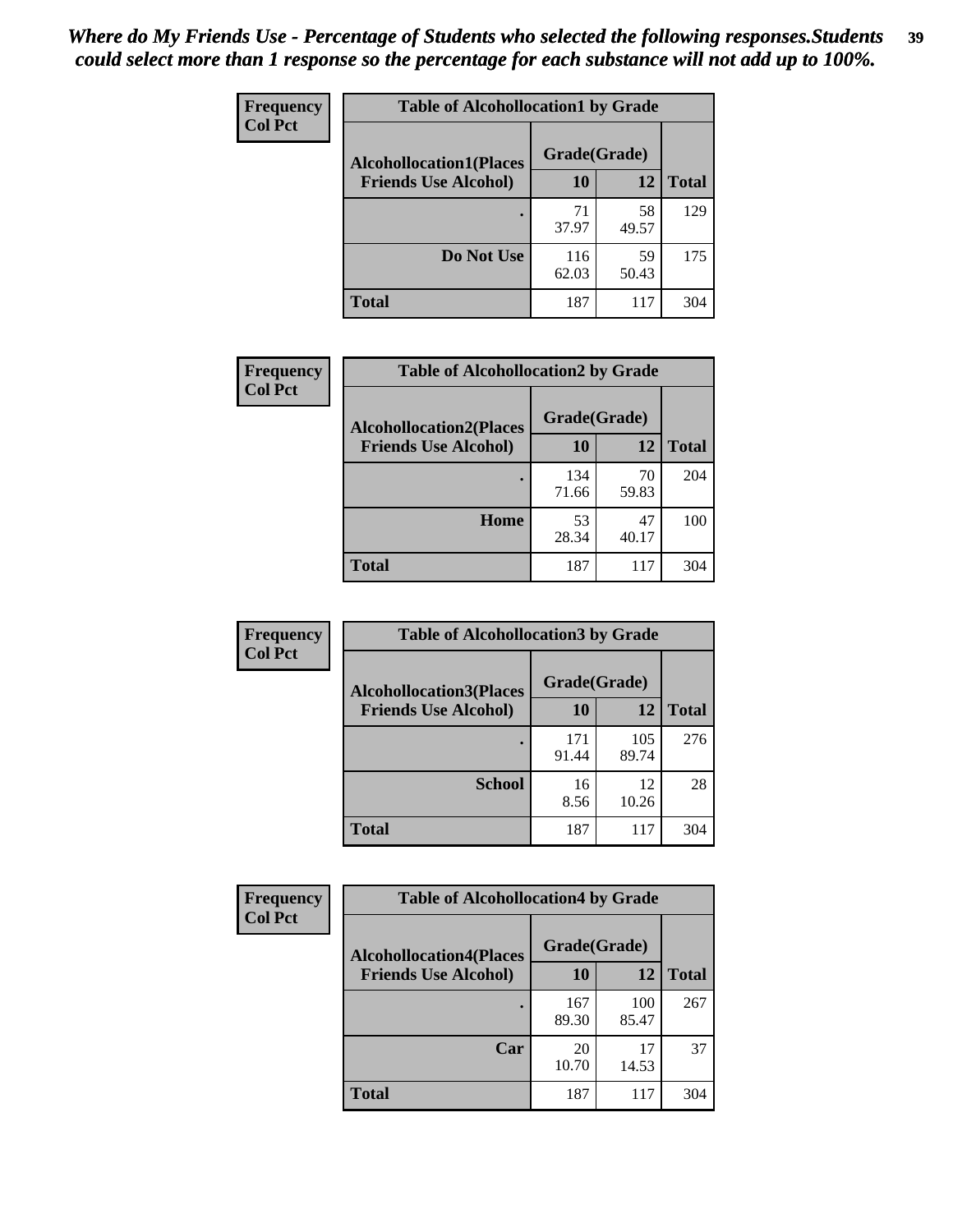*Where do My Friends Use - Percentage of Students who selected the following responses.Students could select more than 1 response so the percentage for each substance will not add up to 100%.*

**Frequency**
**Col Pct**

| Table of Alcohollocation1 by Grade | | | |
|---|---|---|---|
| Alcohollocation1(Places Friends Use Alcohol) | Grade(Grade) | | Total |
| | 10 | 12 | |
| . | 71<br>37.97 | 58<br>49.57 | 129 |
| Do Not Use | 116<br>62.03 | 59<br>50.43 | 175 |
| Total | 187 | 117 | 304 |

**Frequency**
**Col Pct**

| Table of Alcohollocation2 by Grade | | | |
|---|---|---|---|
| Alcohollocation2(Places Friends Use Alcohol) | Grade(Grade) | | Total |
| | 10 | 12 | |
| . | 134<br>71.66 | 70<br>59.83 | 204 |
| Home | 53<br>28.34 | 47<br>40.17 | 100 |
| Total | 187 | 117 | 304 |

**Frequency**
**Col Pct**

| Table of Alcohollocation3 by Grade | | | |
|---|---|---|---|
| Alcohollocation3(Places Friends Use Alcohol) | Grade(Grade) | | Total |
| | 10 | 12 | |
| . | 171<br>91.44 | 105<br>89.74 | 276 |
| School | 16<br>8.56 | 12<br>10.26 | 28 |
| Total | 187 | 117 | 304 |

**Frequency**
**Col Pct**

| Table of Alcohollocation4 by Grade | | | |
|---|---|---|---|
| Alcohollocation4(Places Friends Use Alcohol) | Grade(Grade) | | Total |
| | 10 | 12 | |
| . | 167<br>89.30 | 100<br>85.47 | 267 |
| Car | 20<br>10.70 | 17<br>14.53 | 37 |
| Total | 187 | 117 | 304 |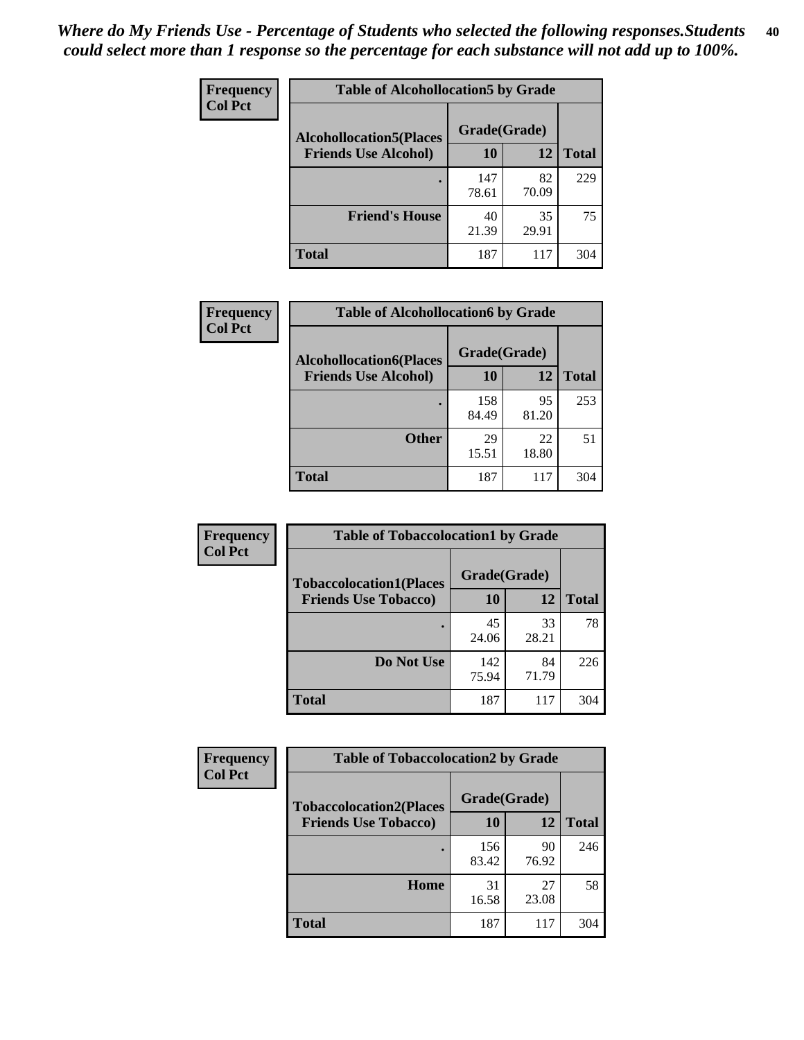*Where do My Friends Use - Percentage of Students who selected the following responses.Students could select more than 1 response so the percentage for each substance will not add up to 100%.*

**Frequency**
**Col Pct**

| Table of Alcohollocation5 by Grade | | | |
|---|---|---|---|
| **Alcohollocation5(Places Friends Use Alcohol)** | **Grade(Grade)** | | |
| | **10** | **12** | **Total** |
| **.** | 147<br>78.61 | 82<br>70.09 | 229 |
| **Friend's House** | 40<br>21.39 | 35<br>29.91 | 75 |
| **Total** | 187 | 117 | 304 |

**Frequency**
**Col Pct**

| Table of Alcohollocation6 by Grade | | | |
|---|---|---|---|
| **Alcohollocation6(Places Friends Use Alcohol)** | **Grade(Grade)** | | |
| | **10** | **12** | **Total** |
| **.** | 158<br>84.49 | 95<br>81.20 | 253 |
| **Other** | 29<br>15.51 | 22<br>18.80 | 51 |
| **Total** | 187 | 117 | 304 |

**Frequency**
**Col Pct**

| Table of Tobaccolocation1 by Grade | | | |
|---|---|---|---|
| **Tobaccolocation1(Places Friends Use Tobacco)** | **Grade(Grade)** | | |
| | **10** | **12** | **Total** |
| **.** | 45<br>24.06 | 33<br>28.21 | 78 |
| **Do Not Use** | 142<br>75.94 | 84<br>71.79 | 226 |
| **Total** | 187 | 117 | 304 |

**Frequency**
**Col Pct**

| Table of Tobaccolocation2 by Grade | | | |
|---|---|---|---|
| **Tobaccolocation2(Places Friends Use Tobacco)** | **Grade(Grade)** | | |
| | **10** | **12** | **Total** |
| **.** | 156<br>83.42 | 90<br>76.92 | 246 |
| **Home** | 31<br>16.58 | 27<br>23.08 | 58 |
| **Total** | 187 | 117 | 304 |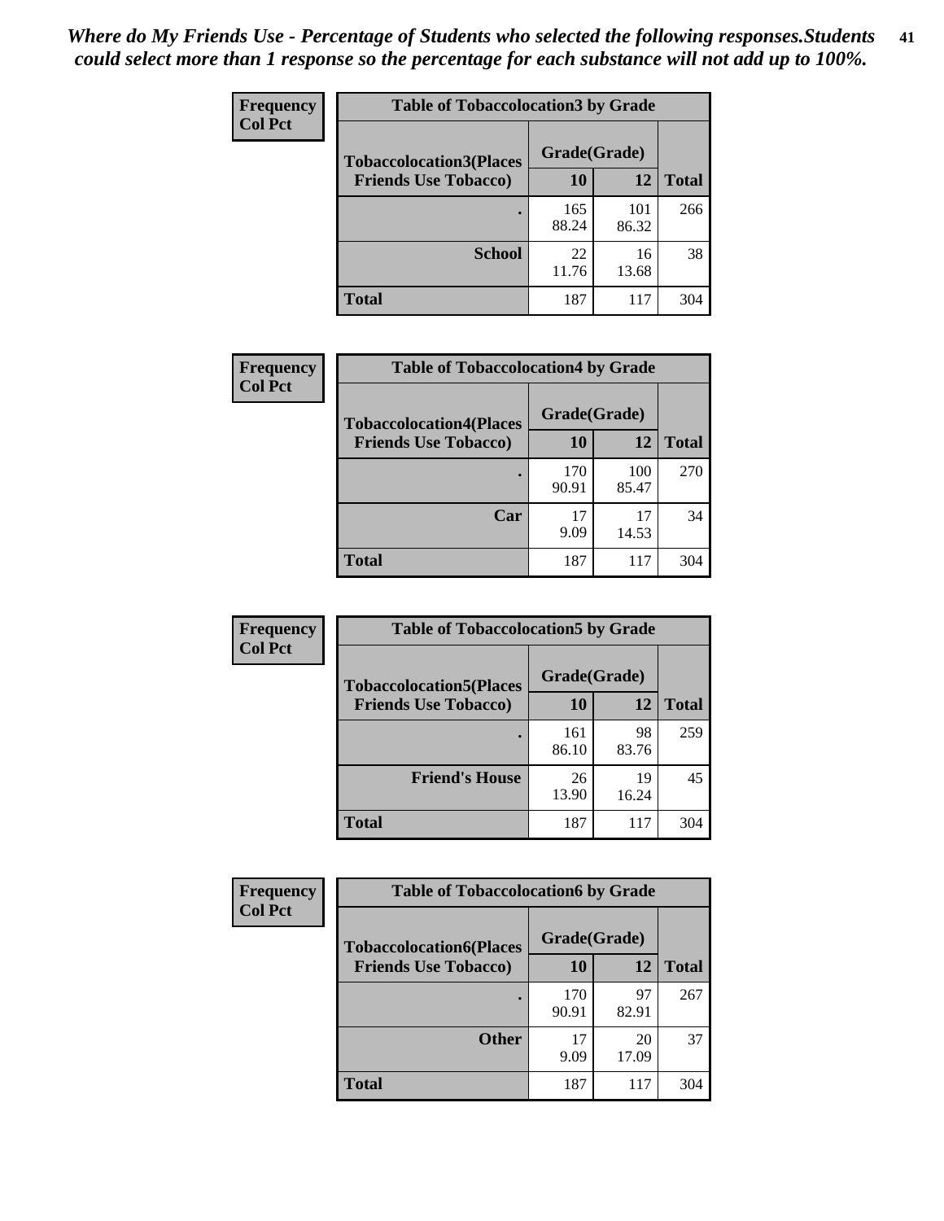*Where do My Friends Use - Percentage of Students who selected the following responses.Students could select more than 1 response so the percentage for each substance will not add up to 100%.*

**Frequency**
**Col Pct**

| Table of Tobaccolocation3 by Grade | | | |
|---|---|---|---|
| **Tobaccolocation3(Places Friends Use Tobacco)** | **Grade(Grade)** | | **Total** |
| | **10** | **12** | |
| **.** | 165<br>88.24 | 101<br>86.32 | 266 |
| **School** | 22<br>11.76 | 16<br>13.68 | 38 |
| **Total** | 187 | 117 | 304 |

**Frequency**
**Col Pct**

| Table of Tobaccolocation4 by Grade | | | |
|---|---|---|---|
| **Tobaccolocation4(Places Friends Use Tobacco)** | **Grade(Grade)** | | **Total** |
| | **10** | **12** | |
| **.** | 170<br>90.91 | 100<br>85.47 | 270 |
| **Car** | 17<br>9.09 | 17<br>14.53 | 34 |
| **Total** | 187 | 117 | 304 |

**Frequency**
**Col Pct**

| Table of Tobaccolocation5 by Grade | | | |
|---|---|---|---|
| **Tobaccolocation5(Places Friends Use Tobacco)** | **Grade(Grade)** | | **Total** |
| | **10** | **12** | |
| **.** | 161<br>86.10 | 98<br>83.76 | 259 |
| **Friend's House** | 26<br>13.90 | 19<br>16.24 | 45 |
| **Total** | 187 | 117 | 304 |

**Frequency**
**Col Pct**

| Table of Tobaccolocation6 by Grade | | | |
|---|---|---|---|
| **Tobaccolocation6(Places Friends Use Tobacco)** | **Grade(Grade)** | | **Total** |
| | **10** | **12** | |
| **.** | 170<br>90.91 | 97<br>82.91 | 267 |
| **Other** | 17<br>9.09 | 20<br>17.09 | 37 |
| **Total** | 187 | 117 | 304 |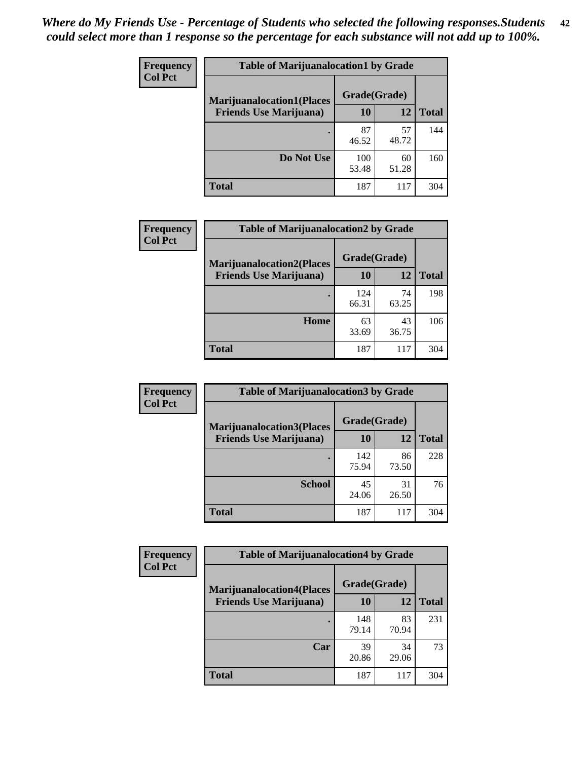*Where do My Friends Use - Percentage of Students who selected the following responses.Students could select more than 1 response so the percentage for each substance will not add up to 100%.*

**Frequency**
**Col Pct**

| Table of Marijuanalocation1 by Grade | | | |
|---|---|---|---|
| **Marijuanalocation1(Places Friends Use Marijuana)** | **Grade(Grade)** | | |
| | **10** | **12** | **Total** |
| **.** | 87<br>46.52 | 57<br>48.72 | 144 |
| **Do Not Use** | 100<br>53.48 | 60<br>51.28 | 160 |
| **Total** | 187 | 117 | 304 |

**Frequency**
**Col Pct**

| Table of Marijuanalocation2 by Grade | | | |
|---|---|---|---|
| **Marijuanalocation2(Places Friends Use Marijuana)** | **Grade(Grade)** | | |
| | **10** | **12** | **Total** |
| **.** | 124<br>66.31 | 74<br>63.25 | 198 |
| **Home** | 63<br>33.69 | 43<br>36.75 | 106 |
| **Total** | 187 | 117 | 304 |

**Frequency**
**Col Pct**

| Table of Marijuanalocation3 by Grade | | | |
|---|---|---|---|
| **Marijuanalocation3(Places Friends Use Marijuana)** | **Grade(Grade)** | | |
| | **10** | **12** | **Total** |
| **.** | 142<br>75.94 | 86<br>73.50 | 228 |
| **School** | 45<br>24.06 | 31<br>26.50 | 76 |
| **Total** | 187 | 117 | 304 |

**Frequency**
**Col Pct**

| Table of Marijuanalocation4 by Grade | | | |
|---|---|---|---|
| **Marijuanalocation4(Places Friends Use Marijuana)** | **Grade(Grade)** | | |
| | **10** | **12** | **Total** |
| **.** | 148<br>79.14 | 83<br>70.94 | 231 |
| **Car** | 39<br>20.86 | 34<br>29.06 | 73 |
| **Total** | 187 | 117 | 304 |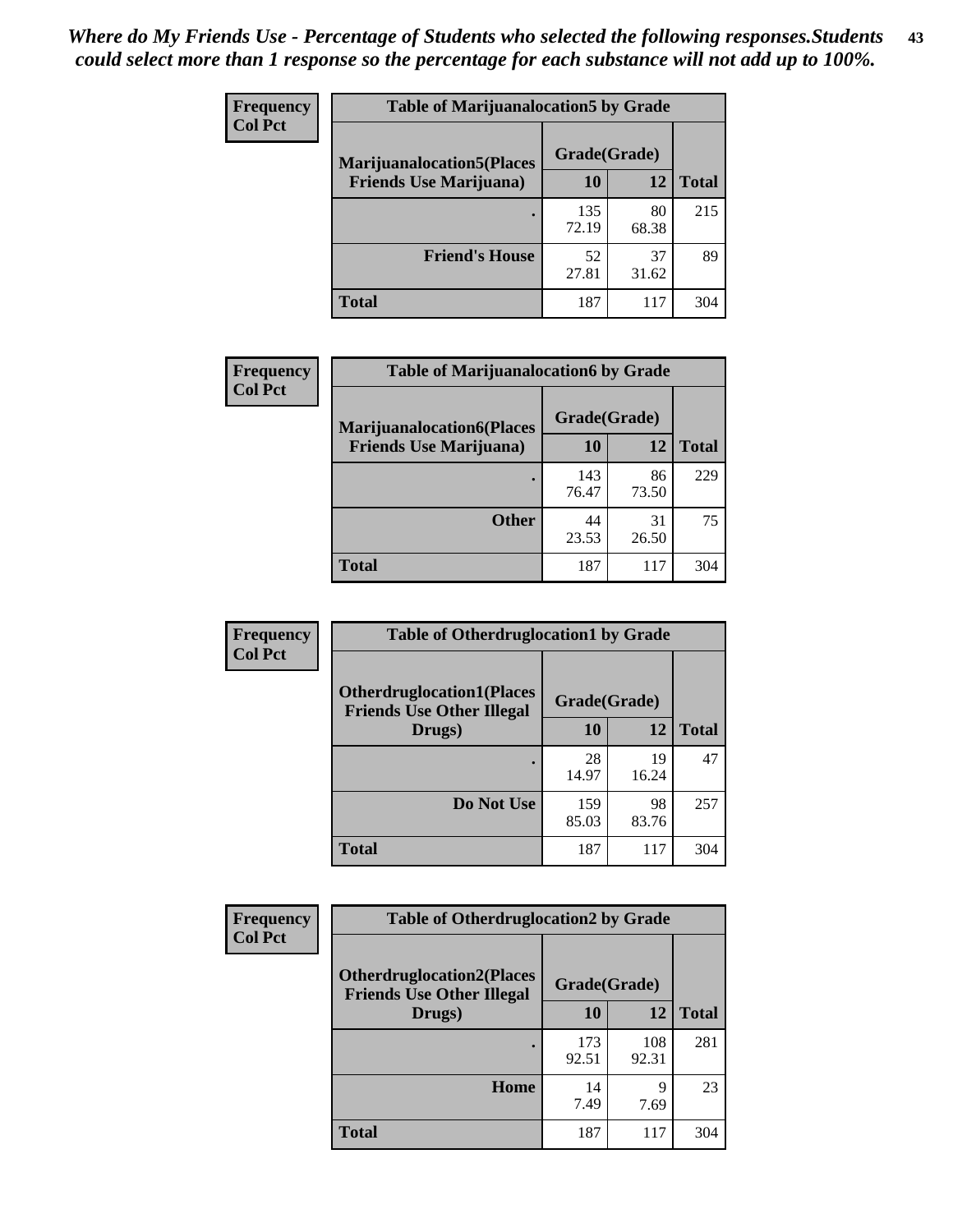*Where do My Friends Use - Percentage of Students who selected the following responses.Students could select more than 1 response so the percentage for each substance will not add up to 100%.*

**Frequency**
**Col Pct**

| Table of Marijuanalocation5 by Grade | | | |
|---|---|---|---|
| **Marijuanalocation5(Places Friends Use Marijuana)** | **Grade(Grade)** | | **Total** |
| | **10** | **12** | |
| . | 135<br>72.19 | 80<br>68.38 | 215 |
| **Friend's House** | 52<br>27.81 | 37<br>31.62 | 89 |
| **Total** | 187 | 117 | 304 |

**Frequency**
**Col Pct**

| Table of Marijuanalocation6 by Grade | | | |
|---|---|---|---|
| **Marijuanalocation6(Places Friends Use Marijuana)** | **Grade(Grade)** | | **Total** |
| | **10** | **12** | |
| . | 143<br>76.47 | 86<br>73.50 | 229 |
| **Other** | 44<br>23.53 | 31<br>26.50 | 75 |
| **Total** | 187 | 117 | 304 |

**Frequency**
**Col Pct**

| Table of Otherdruglocation1 by Grade | | | |
|---|---|---|---|
| **Otherdruglocation1(Places Friends Use Other Illegal Drugs)** | **Grade(Grade)** | | **Total** |
| | **10** | **12** | |
| . | 28<br>14.97 | 19<br>16.24 | 47 |
| **Do Not Use** | 159<br>85.03 | 98<br>83.76 | 257 |
| **Total** | 187 | 117 | 304 |

**Frequency**
**Col Pct**

| Table of Otherdruglocation2 by Grade | | | |
|---|---|---|---|
| **Otherdruglocation2(Places Friends Use Other Illegal Drugs)** | **Grade(Grade)** | | **Total** |
| | **10** | **12** | |
| . | 173<br>92.51 | 108<br>92.31 | 281 |
| **Home** | 14<br>7.49 | 9<br>7.69 | 23 |
| **Total** | 187 | 117 | 304 |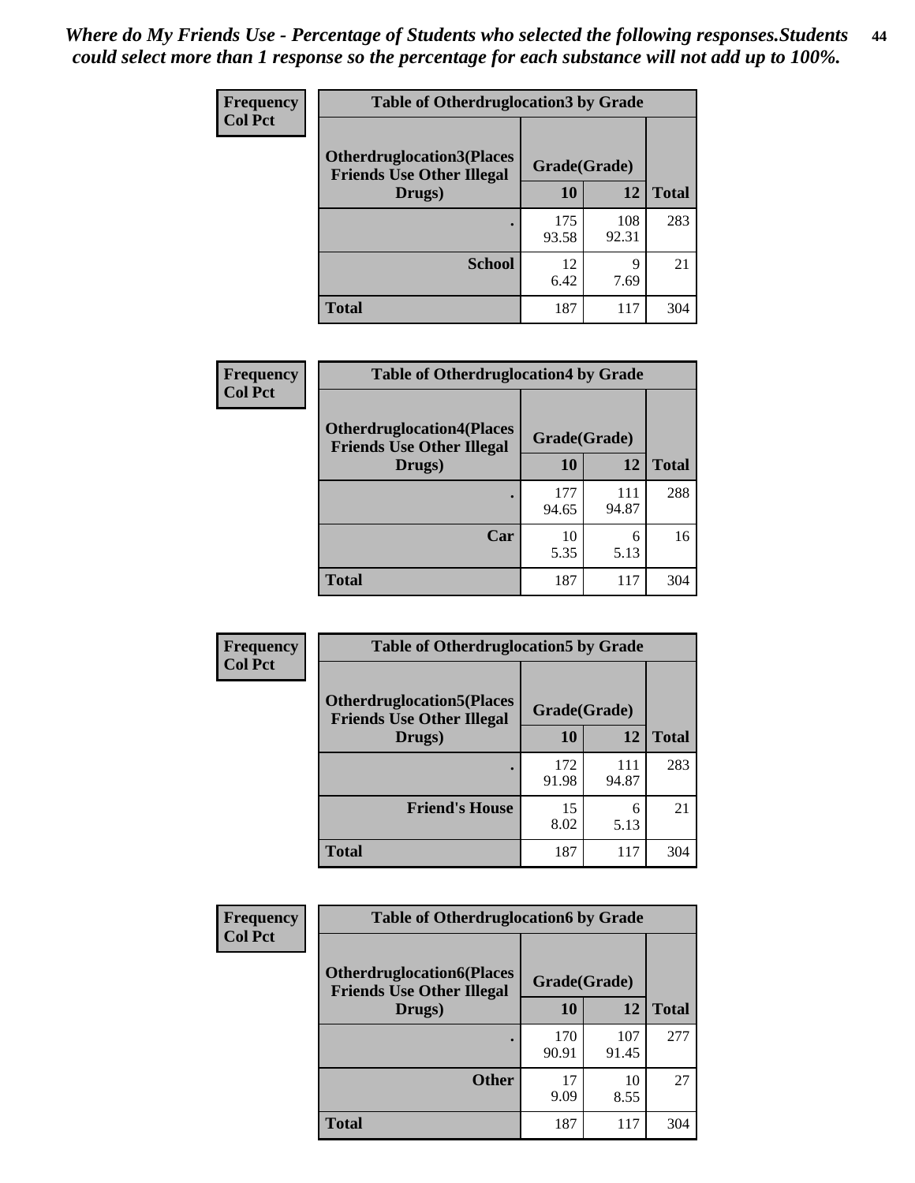*Where do My Friends Use - Percentage of Students who selected the following responses.Students could select more than 1 response so the percentage for each substance will not add up to 100%.*

**Frequency**
**Col Pct**

| Table of Otherdruglocation3 by Grade | | | |
|---|---|---|---|
| **Otherdruglocation3(Places Friends Use Other Illegal Drugs)** | **Grade(Grade)** | | |
| | **10** | **12** | **Total** |
| **.** | 175<br>93.58 | 108<br>92.31 | 283 |
| **School** | 12<br>6.42 | 9<br>7.69 | 21 |
| **Total** | 187 | 117 | 304 |

**Frequency**
**Col Pct**

| Table of Otherdruglocation4 by Grade | | | |
|---|---|---|---|
| **Otherdruglocation4(Places Friends Use Other Illegal Drugs)** | **Grade(Grade)** | | |
| | **10** | **12** | **Total** |
| **.** | 177<br>94.65 | 111<br>94.87 | 288 |
| **Car** | 10<br>5.35 | 6<br>5.13 | 16 |
| **Total** | 187 | 117 | 304 |

**Frequency**
**Col Pct**

| Table of Otherdruglocation5 by Grade | | | |
|---|---|---|---|
| **Otherdruglocation5(Places Friends Use Other Illegal Drugs)** | **Grade(Grade)** | | |
| | **10** | **12** | **Total** |
| **.** | 172<br>91.98 | 111<br>94.87 | 283 |
| **Friend's House** | 15<br>8.02 | 6<br>5.13 | 21 |
| **Total** | 187 | 117 | 304 |

**Frequency**
**Col Pct**

| Table of Otherdruglocation6 by Grade | | | |
|---|---|---|---|
| **Otherdruglocation6(Places Friends Use Other Illegal Drugs)** | **Grade(Grade)** | | |
| | **10** | **12** | **Total** |
| **.** | 170<br>90.91 | 107<br>91.45 | 277 |
| **Other** | 17<br>9.09 | 10<br>8.55 | 27 |
| **Total** | 187 | 117 | 304 |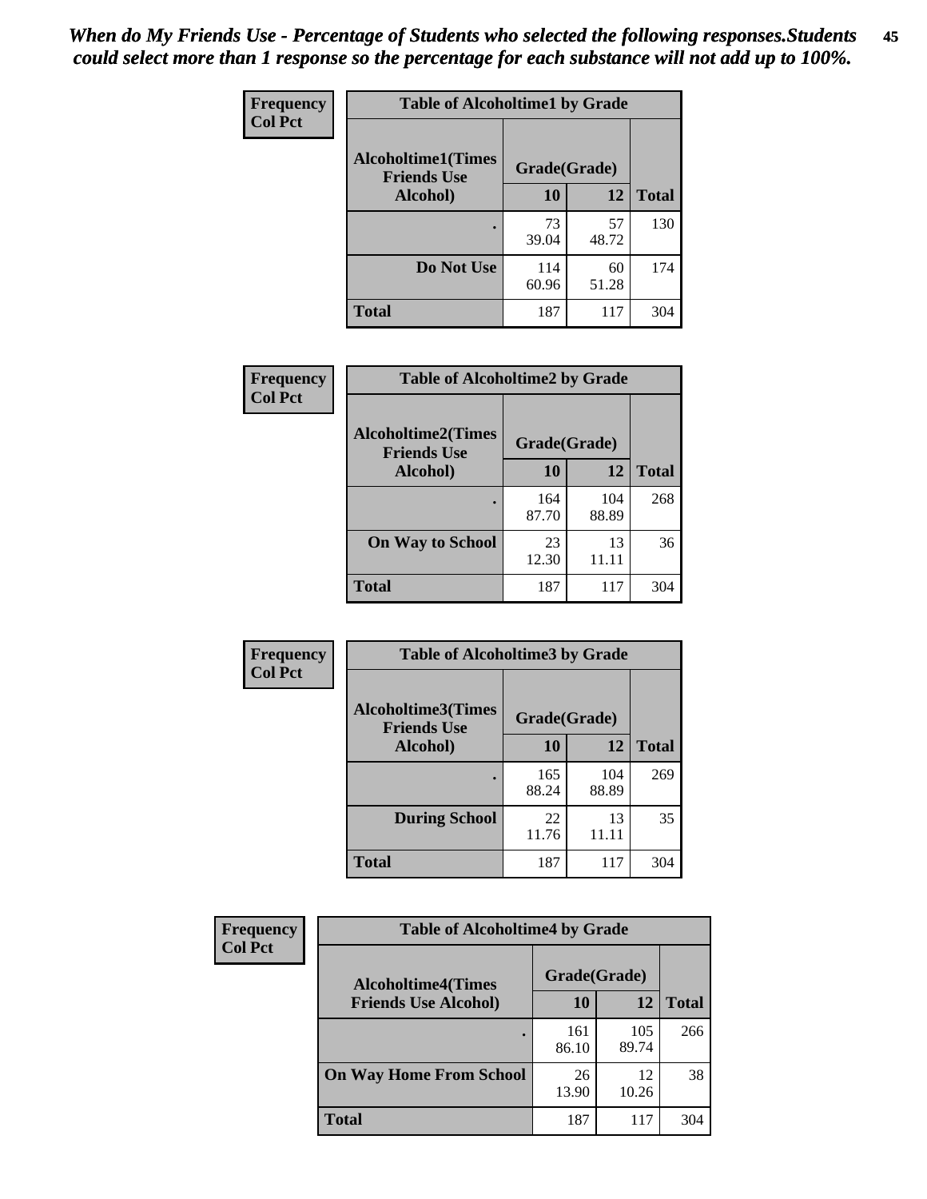*When do My Friends Use - Percentage of Students who selected the following responses.Students could select more than 1 response so the percentage for each substance will not add up to 100%.*

**Frequency**
**Col Pct**

**Table of Alcoholtime1 by Grade**

| Alcoholtime1(Times Friends Use Alcohol) | Grade(Grade) | | Total |
|---|---|---|---|
| | 10 | 12 | |
| . | 73<br>39.04 | 57<br>48.72 | 130 |
| Do Not Use | 114<br>60.96 | 60<br>51.28 | 174 |
| Total | 187 | 117 | 304 |

**Frequency**
**Col Pct**

**Table of Alcoholtime2 by Grade**

| Alcoholtime2(Times Friends Use Alcohol) | Grade(Grade) | | Total |
|---|---|---|---|
| | 10 | 12 | |
| . | 164<br>87.70 | 104<br>88.89 | 268 |
| On Way to School | 23<br>12.30 | 13<br>11.11 | 36 |
| Total | 187 | 117 | 304 |

**Frequency**
**Col Pct**

**Table of Alcoholtime3 by Grade**

| Alcoholtime3(Times Friends Use Alcohol) | Grade(Grade) | | Total |
|---|---|---|---|
| | 10 | 12 | |
| . | 165<br>88.24 | 104<br>88.89 | 269 |
| During School | 22<br>11.76 | 13<br>11.11 | 35 |
| Total | 187 | 117 | 304 |

**Frequency**
**Col Pct**

**Table of Alcoholtime4 by Grade**

| Alcoholtime4(Times Friends Use Alcohol) | Grade(Grade) | | Total |
|---|---|---|---|
| | 10 | 12 | |
| . | 161<br>86.10 | 105<br>89.74 | 266 |
| On Way Home From School | 26<br>13.90 | 12<br>10.26 | 38 |
| Total | 187 | 117 | 304 |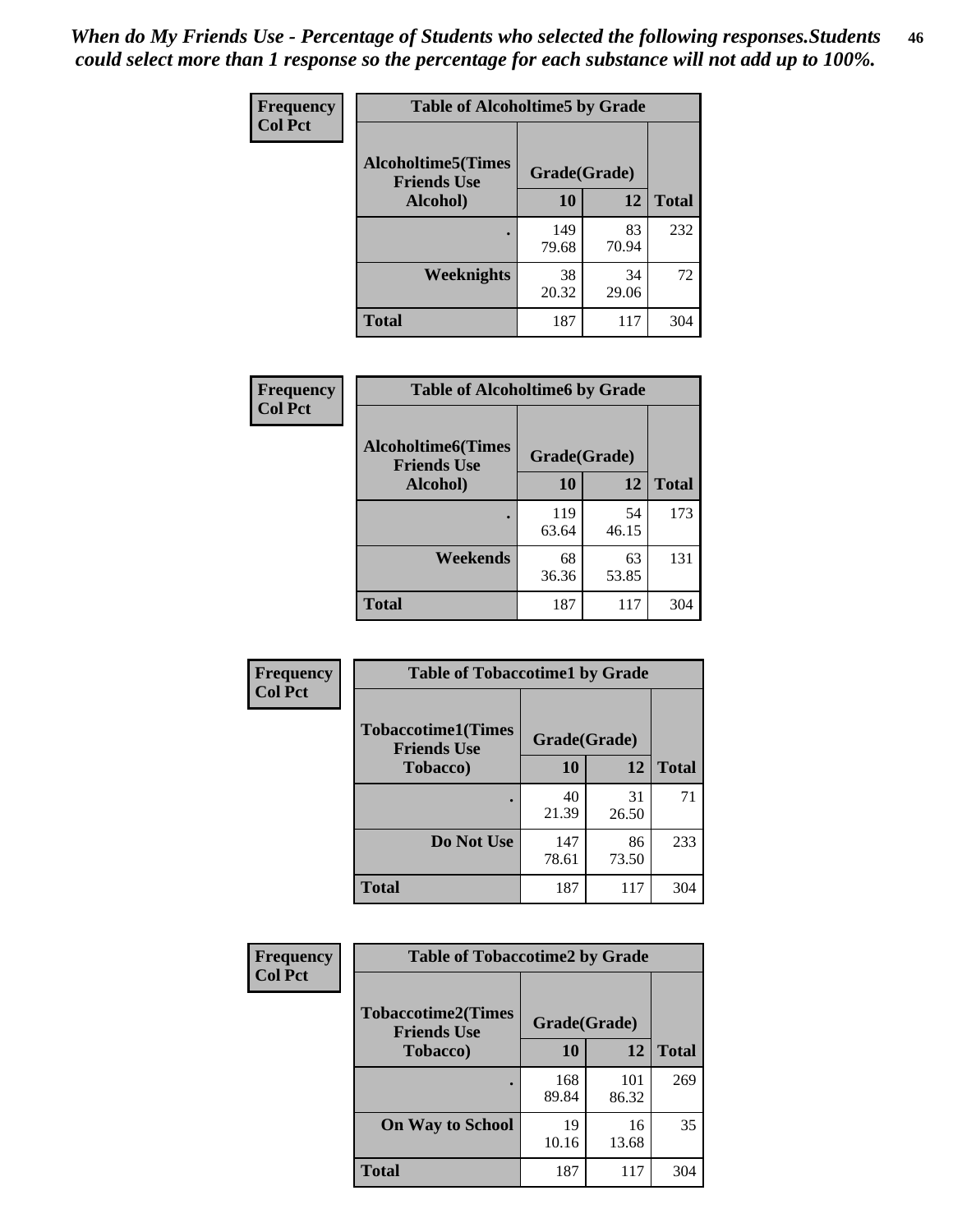*When do My Friends Use - Percentage of Students who selected the following responses.Students could select more than 1 response so the percentage for each substance will not add up to 100%.*

**Frequency**
**Col Pct**

| Table of Alcoholtime5 by Grade | | | |
|---|---|---|---|
| **Alcoholtime5(Times Friends Use Alcohol)** | **Grade(Grade)** | | **Total** |
| | **10** | **12** | |
| **.** | 149<br>79.68 | 83<br>70.94 | 232 |
| **Weeknights** | 38<br>20.32 | 34<br>29.06 | 72 |
| **Total** | 187 | 117 | 304 |

**Frequency**
**Col Pct**

| Table of Alcoholtime6 by Grade | | | |
|---|---|---|---|
| **Alcoholtime6(Times Friends Use Alcohol)** | **Grade(Grade)** | | **Total** |
| | **10** | **12** | |
| **.** | 119<br>63.64 | 54<br>46.15 | 173 |
| **Weekends** | 68<br>36.36 | 63<br>53.85 | 131 |
| **Total** | 187 | 117 | 304 |

**Frequency**
**Col Pct**

| Table of Tobaccotime1 by Grade | | | |
|---|---|---|---|
| **Tobaccotime1(Times Friends Use Tobacco)** | **Grade(Grade)** | | **Total** |
| | **10** | **12** | |
| **.** | 40<br>21.39 | 31<br>26.50 | 71 |
| **Do Not Use** | 147<br>78.61 | 86<br>73.50 | 233 |
| **Total** | 187 | 117 | 304 |

**Frequency**
**Col Pct**

| Table of Tobaccotime2 by Grade | | | |
|---|---|---|---|
| **Tobaccotime2(Times Friends Use Tobacco)** | **Grade(Grade)** | | **Total** |
| | **10** | **12** | |
| **.** | 168<br>89.84 | 101<br>86.32 | 269 |
| **On Way to School** | 19<br>10.16 | 16<br>13.68 | 35 |
| **Total** | 187 | 117 | 304 |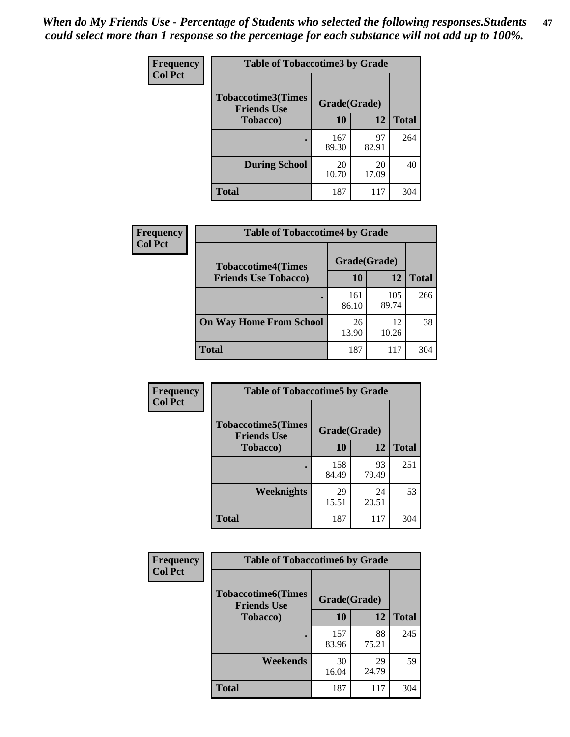*When do My Friends Use - Percentage of Students who selected the following responses.Students could select more than 1 response so the percentage for each substance will not add up to 100%.*

**Frequency**
**Col Pct**

| Table of Tobaccotime3 by Grade | | | |
|---|---|---|---|
| **Tobaccotime3(Times Friends Use Tobacco)** | **Grade(Grade)** | | |
| | **10** | **12** | **Total** |
| **.** | 167<br>89.30 | 97<br>82.91 | 264 |
| **During School** | 20<br>10.70 | 20<br>17.09 | 40 |
| **Total** | 187 | 117 | 304 |

**Frequency**
**Col Pct**

| Table of Tobaccotime4 by Grade | | | |
|---|---|---|---|
| **Tobaccotime4(Times Friends Use Tobacco)** | **Grade(Grade)** | | |
| | **10** | **12** | **Total** |
| **.** | 161<br>86.10 | 105<br>89.74 | 266 |
| **On Way Home From School** | 26<br>13.90 | 12<br>10.26 | 38 |
| **Total** | 187 | 117 | 304 |

**Frequency**
**Col Pct**

| Table of Tobaccotime5 by Grade | | | |
|---|---|---|---|
| **Tobaccotime5(Times Friends Use Tobacco)** | **Grade(Grade)** | | |
| | **10** | **12** | **Total** |
| **.** | 158<br>84.49 | 93<br>79.49 | 251 |
| **Weeknights** | 29<br>15.51 | 24<br>20.51 | 53 |
| **Total** | 187 | 117 | 304 |

**Frequency**
**Col Pct**

| Table of Tobaccotime6 by Grade | | | |
|---|---|---|---|
| **Tobaccotime6(Times Friends Use Tobacco)** | **Grade(Grade)** | | |
| | **10** | **12** | **Total** |
| **.** | 157<br>83.96 | 88<br>75.21 | 245 |
| **Weekends** | 30<br>16.04 | 29<br>24.79 | 59 |
| **Total** | 187 | 117 | 304 |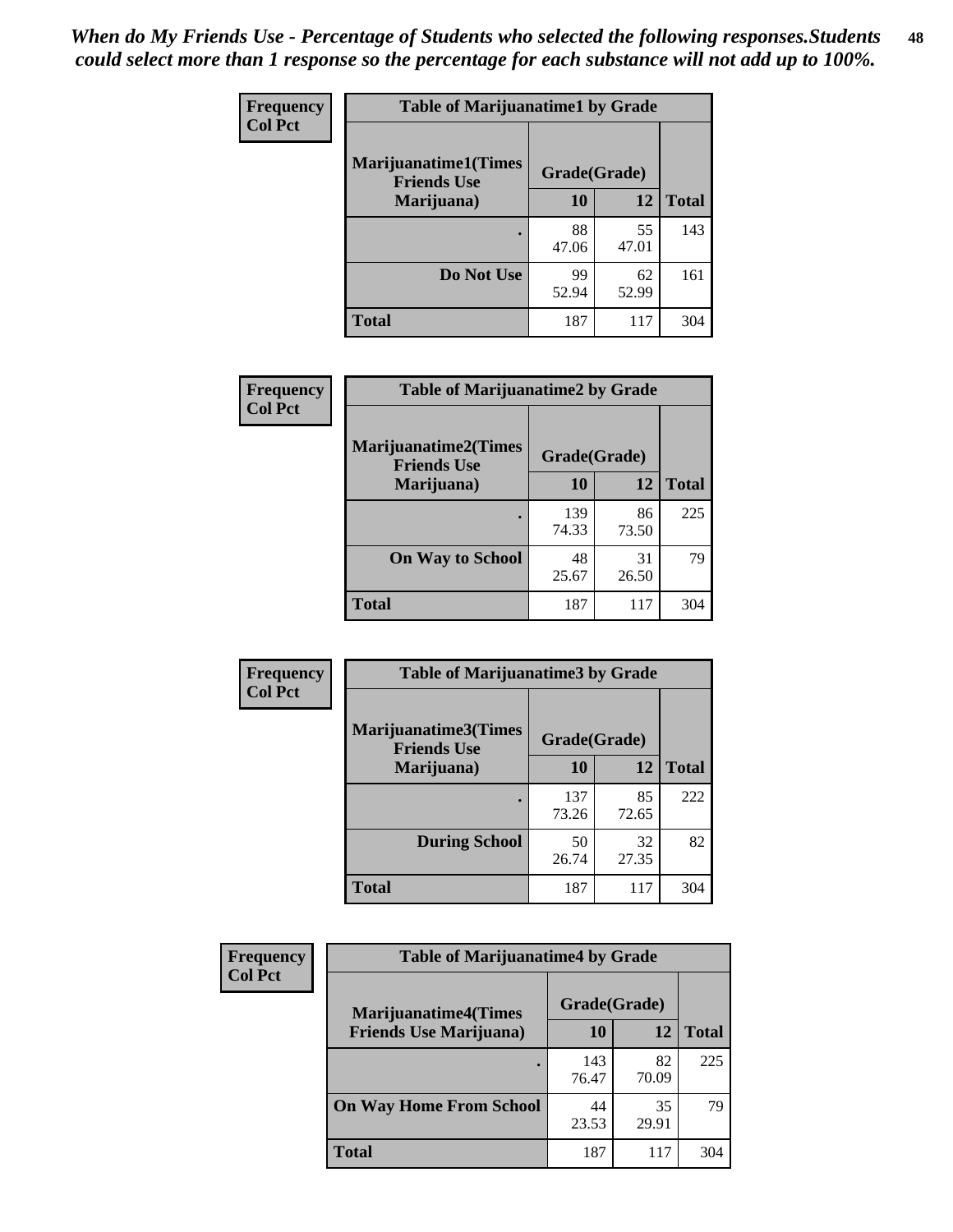*When do My Friends Use - Percentage of Students who selected the following responses.Students could select more than 1 response so the percentage for each substance will not add up to 100%.*

**Frequency**
**Col Pct**

| Table of Marijuanatime1 by Grade | | | |
|---|---|---|---|
| **Marijuanatime1(Times Friends Use Marijuana)** | **Grade(Grade)** | | |
| | **10** | **12** | **Total** |
| **.** | 88<br>47.06 | 55<br>47.01 | 143 |
| **Do Not Use** | 99<br>52.94 | 62<br>52.99 | 161 |
| **Total** | 187 | 117 | 304 |

**Frequency**
**Col Pct**

| Table of Marijuanatime2 by Grade | | | |
|---|---|---|---|
| **Marijuanatime2(Times Friends Use Marijuana)** | **Grade(Grade)** | | |
| | **10** | **12** | **Total** |
| **.** | 139<br>74.33 | 86<br>73.50 | 225 |
| **On Way to School** | 48<br>25.67 | 31<br>26.50 | 79 |
| **Total** | 187 | 117 | 304 |

**Frequency**
**Col Pct**

| Table of Marijuanatime3 by Grade | | | |
|---|---|---|---|
| **Marijuanatime3(Times Friends Use Marijuana)** | **Grade(Grade)** | | |
| | **10** | **12** | **Total** |
| **.** | 137<br>73.26 | 85<br>72.65 | 222 |
| **During School** | 50<br>26.74 | 32<br>27.35 | 82 |
| **Total** | 187 | 117 | 304 |

**Frequency**
**Col Pct**

| Table of Marijuanatime4 by Grade | | | |
|---|---|---|---|
| **Marijuanatime4(Times Friends Use Marijuana)** | **Grade(Grade)** | | |
| | **10** | **12** | **Total** |
| **.** | 143<br>76.47 | 82<br>70.09 | 225 |
| **On Way Home From School** | 44<br>23.53 | 35<br>29.91 | 79 |
| **Total** | 187 | 117 | 304 |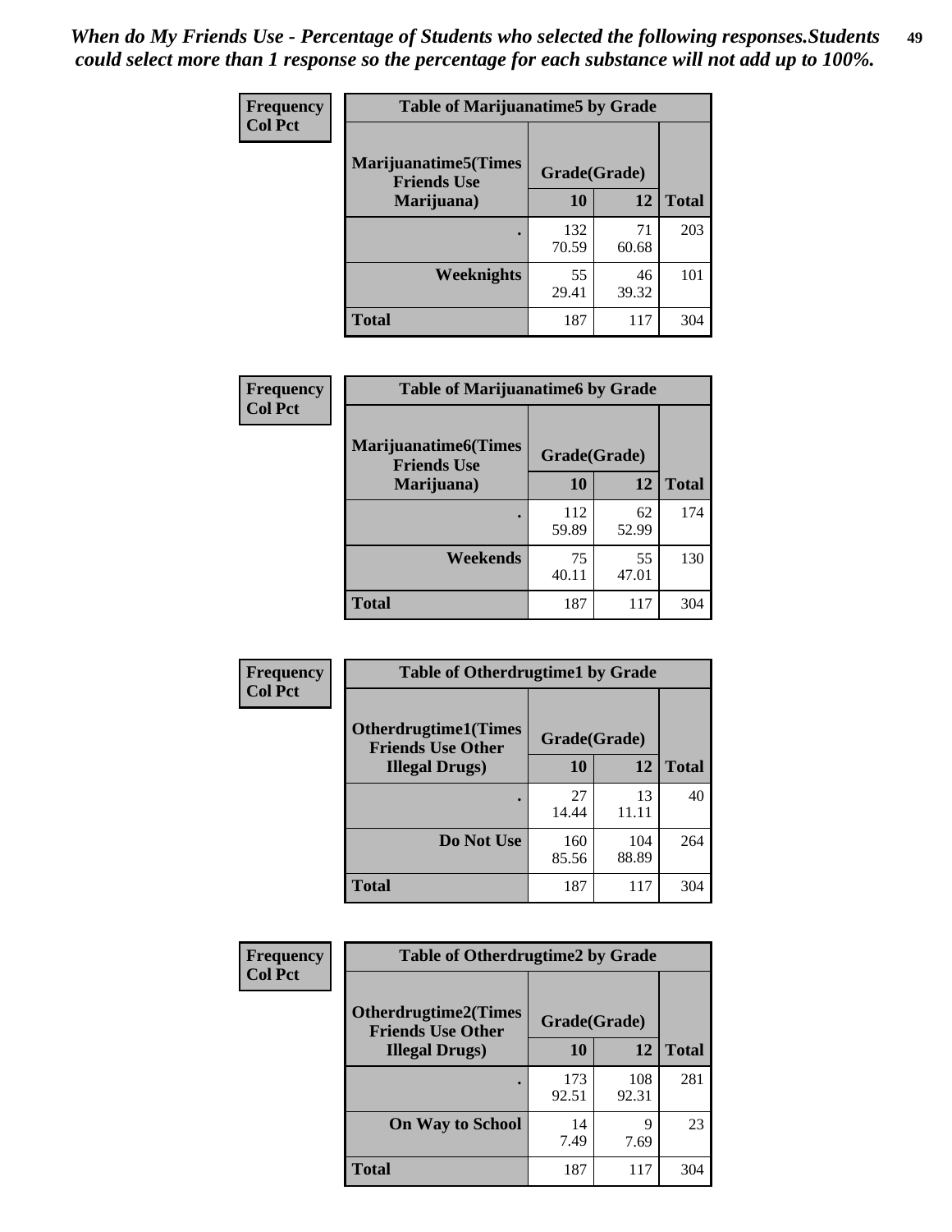*When do My Friends Use - Percentage of Students who selected the following responses.Students could select more than 1 response so the percentage for each substance will not add up to 100%.*

**Frequency / Col Pct**

| Table of Marijuanatime5 by Grade | | | |
|---|---|---|---|
| Marijuanatime5(Times Friends Use Marijuana) | Grade(Grade) | | |
| | 10 | 12 | Total |
| . | 132<br>70.59 | 71<br>60.68 | 203 |
| Weeknights | 55<br>29.41 | 46<br>39.32 | 101 |
| Total | 187 | 117 | 304 |

**Frequency / Col Pct**

| Table of Marijuanatime6 by Grade | | | |
|---|---|---|---|
| Marijuanatime6(Times Friends Use Marijuana) | Grade(Grade) | | |
| | 10 | 12 | Total |
| . | 112<br>59.89 | 62<br>52.99 | 174 |
| Weekends | 75<br>40.11 | 55<br>47.01 | 130 |
| Total | 187 | 117 | 304 |

**Frequency / Col Pct**

| Table of Otherdrugtime1 by Grade | | | |
|---|---|---|---|
| Otherdrugtime1(Times Friends Use Other Illegal Drugs) | Grade(Grade) | | |
| | 10 | 12 | Total |
| . | 27<br>14.44 | 13<br>11.11 | 40 |
| Do Not Use | 160<br>85.56 | 104<br>88.89 | 264 |
| Total | 187 | 117 | 304 |

**Frequency / Col Pct**

| Table of Otherdrugtime2 by Grade | | | |
|---|---|---|---|
| Otherdrugtime2(Times Friends Use Other Illegal Drugs) | Grade(Grade) | | |
| | 10 | 12 | Total |
| . | 173<br>92.51 | 108<br>92.31 | 281 |
| On Way to School | 14<br>7.49 | 9<br>7.69 | 23 |
| Total | 187 | 117 | 304 |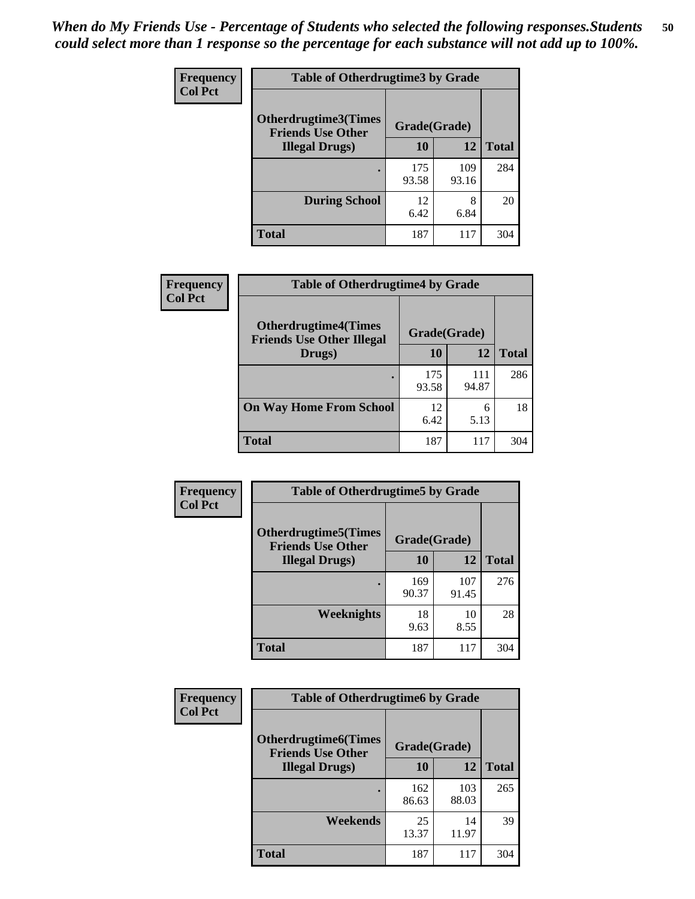*When do My Friends Use - Percentage of Students who selected the following responses.Students could select more than 1 response so the percentage for each substance will not add up to 100%.*

**Frequency**
**Col Pct**

| Table of Otherdrugtime3 by Grade | | | |
|---|---|---|---|
| Otherdrugtime3(Times Friends Use Other Illegal Drugs) | Grade(Grade) | | |
| | 10 | 12 | Total |
| . | 175<br>93.58 | 109<br>93.16 | 284 |
| During School | 12<br>6.42 | 8<br>6.84 | 20 |
| Total | 187 | 117 | 304 |

**Frequency**
**Col Pct**

| Table of Otherdrugtime4 by Grade | | | |
|---|---|---|---|
| Otherdrugtime4(Times Friends Use Other Illegal Drugs) | Grade(Grade) | | |
| | 10 | 12 | Total |
| . | 175<br>93.58 | 111<br>94.87 | 286 |
| On Way Home From School | 12<br>6.42 | 6<br>5.13 | 18 |
| Total | 187 | 117 | 304 |

**Frequency**
**Col Pct**

| Table of Otherdrugtime5 by Grade | | | |
|---|---|---|---|
| Otherdrugtime5(Times Friends Use Other Illegal Drugs) | Grade(Grade) | | |
| | 10 | 12 | Total |
| . | 169<br>90.37 | 107<br>91.45 | 276 |
| Weeknights | 18<br>9.63 | 10<br>8.55 | 28 |
| Total | 187 | 117 | 304 |

**Frequency**
**Col Pct**

| Table of Otherdrugtime6 by Grade | | | |
|---|---|---|---|
| Otherdrugtime6(Times Friends Use Other Illegal Drugs) | Grade(Grade) | | |
| | 10 | 12 | Total |
| . | 162<br>86.63 | 103<br>88.03 | 265 |
| Weekends | 25<br>13.37 | 14<br>11.97 | 39 |
| Total | 187 | 117 | 304 |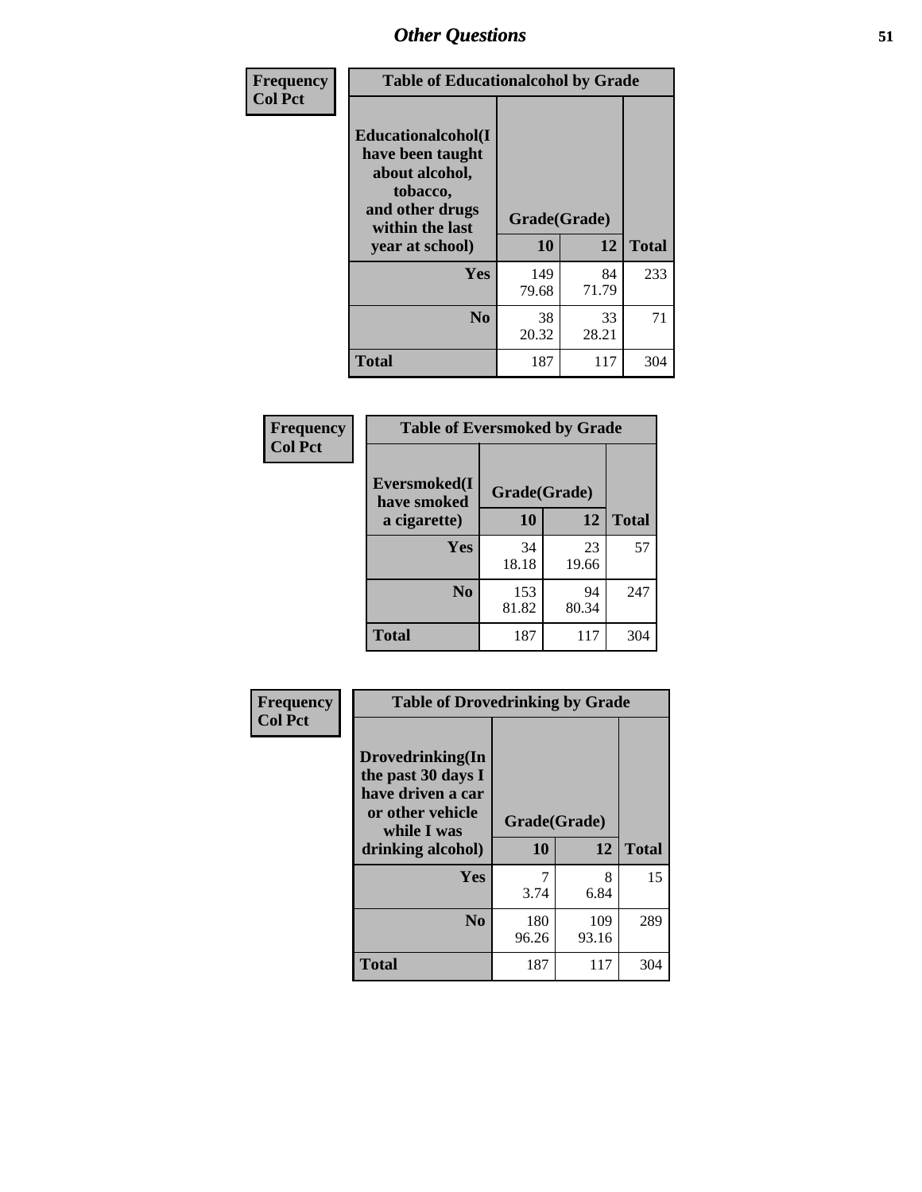## Other Questions

**Frequency**
**Col Pct**

**Table of Educationalcohol by Grade**

| Educationalcohol(I have been taught about alcohol, tobacco, and other drugs within the last year at school) | Grade(Grade) 10 | 12 | Total |
|---|---|---|---|
| **Yes** | 149<br>79.68 | 84<br>71.79 | 233 |
| **No** | 38<br>20.32 | 33<br>28.21 | 71 |
| **Total** | 187 | 117 | 304 |

**Frequency**
**Col Pct**

**Table of Eversmoked by Grade**

| Eversmoked(I have smoked a cigarette) | Grade(Grade) 10 | 12 | Total |
|---|---|---|---|
| **Yes** | 34<br>18.18 | 23<br>19.66 | 57 |
| **No** | 153<br>81.82 | 94<br>80.34 | 247 |
| **Total** | 187 | 117 | 304 |

**Frequency**
**Col Pct**

**Table of Drovedrinking by Grade**

| Drovedrinking(In the past 30 days I have driven a car or other vehicle while I was drinking alcohol) | Grade(Grade) 10 | 12 | Total |
|---|---|---|---|
| **Yes** | 7<br>3.74 | 8<br>6.84 | 15 |
| **No** | 180<br>96.26 | 109<br>93.16 | 289 |
| **Total** | 187 | 117 | 304 |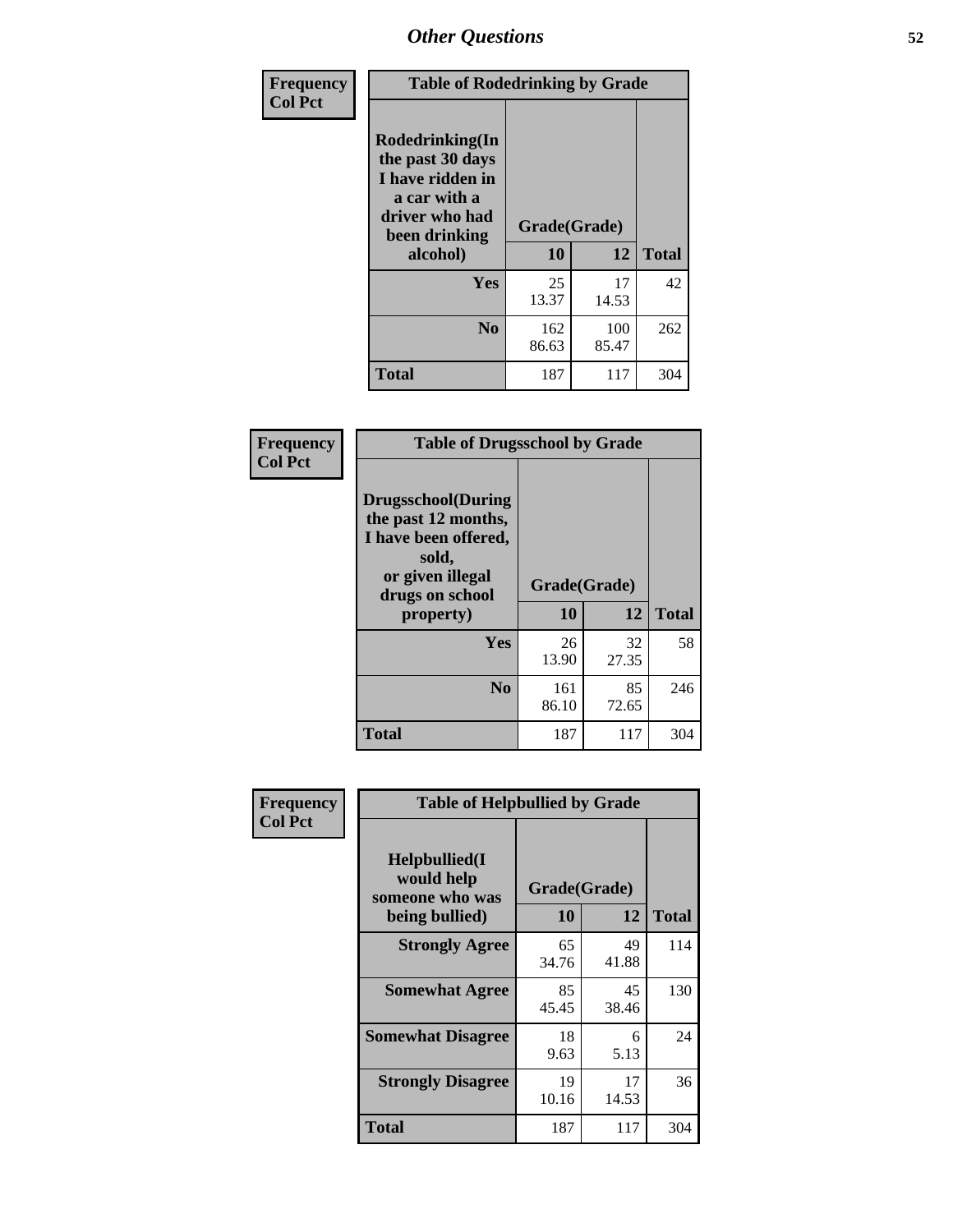## Other Questions

**Frequency**
**Col Pct**

| Table of Rodedrinking by Grade | | | |
|---|---|---|---|
| **Rodedrinking(In the past 30 days I have ridden in a car with a driver who had been drinking alcohol)** | **Grade(Grade)** | | |
| | **10** | **12** | **Total** |
| **Yes** | 25<br>13.37 | 17<br>14.53 | 42 |
| **No** | 162<br>86.63 | 100<br>85.47 | 262 |
| **Total** | 187 | 117 | 304 |

**Frequency**
**Col Pct**

| Table of Drugsschool by Grade | | | |
|---|---|---|---|
| **Drugsschool(During the past 12 months, I have been offered, sold, or given illegal drugs on school property)** | **Grade(Grade)** | | |
| | **10** | **12** | **Total** |
| **Yes** | 26<br>13.90 | 32<br>27.35 | 58 |
| **No** | 161<br>86.10 | 85<br>72.65 | 246 |
| **Total** | 187 | 117 | 304 |

**Frequency**
**Col Pct**

| Table of Helpbullied by Grade | | | |
|---|---|---|---|
| **Helpbullied(I would help someone who was being bullied)** | **Grade(Grade)** | | |
| | **10** | **12** | **Total** |
| **Strongly Agree** | 65<br>34.76 | 49<br>41.88 | 114 |
| **Somewhat Agree** | 85<br>45.45 | 45<br>38.46 | 130 |
| **Somewhat Disagree** | 18<br>9.63 | 6<br>5.13 | 24 |
| **Strongly Disagree** | 19<br>10.16 | 17<br>14.53 | 36 |
| **Total** | 187 | 117 | 304 |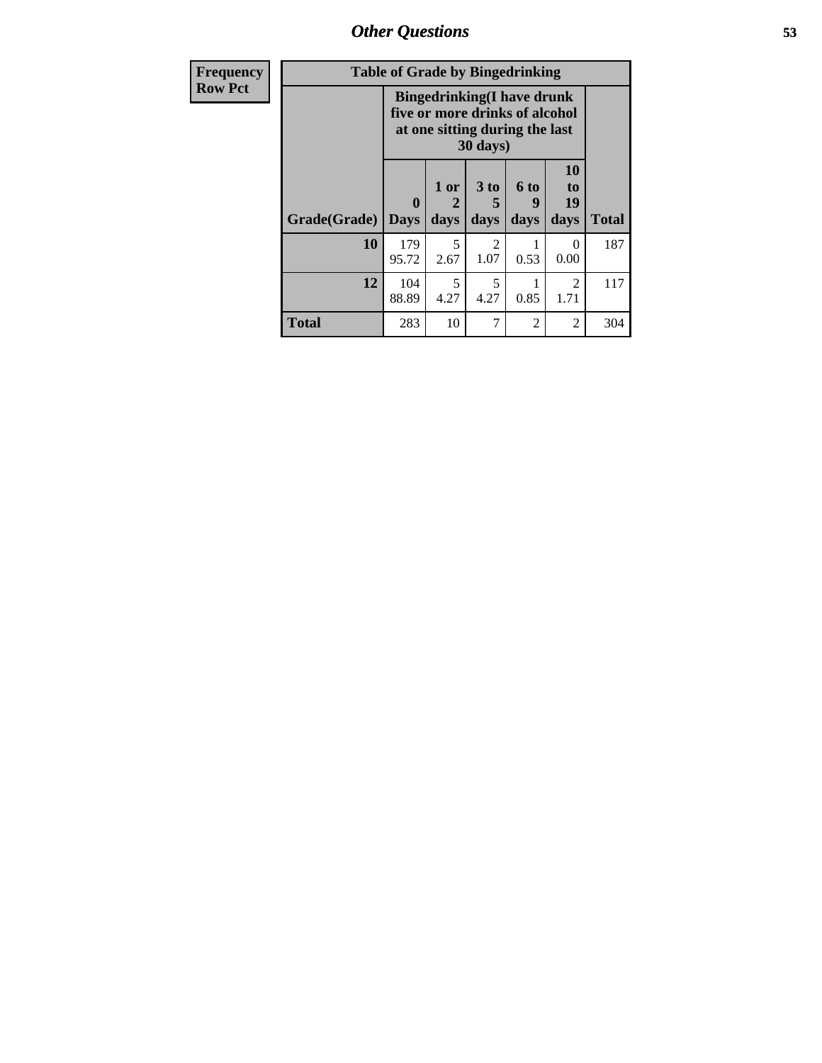| Frequency |
|---|
| Row Pct |

| Table of Grade by Bingedrinking | | | | | | |
|---|---|---|---|---|---|---|
| | Bingedrinking(I have drunk five or more drinks of alcohol at one sitting during the last 30 days) | | | | | |
| Grade(Grade) | 0 Days | 1 or 2 days | 3 to 5 days | 6 to 9 days | 10 to 19 days | Total |
| **10** | 179<br>95.72 | 5<br>2.67 | 2<br>1.07 | 1<br>0.53 | 0<br>0.00 | 187 |
| **12** | 104<br>88.89 | 5<br>4.27 | 5<br>4.27 | 1<br>0.85 | 2<br>1.71 | 117 |
| **Total** | 283 | 10 | 7 | 2 | 2 | 304 |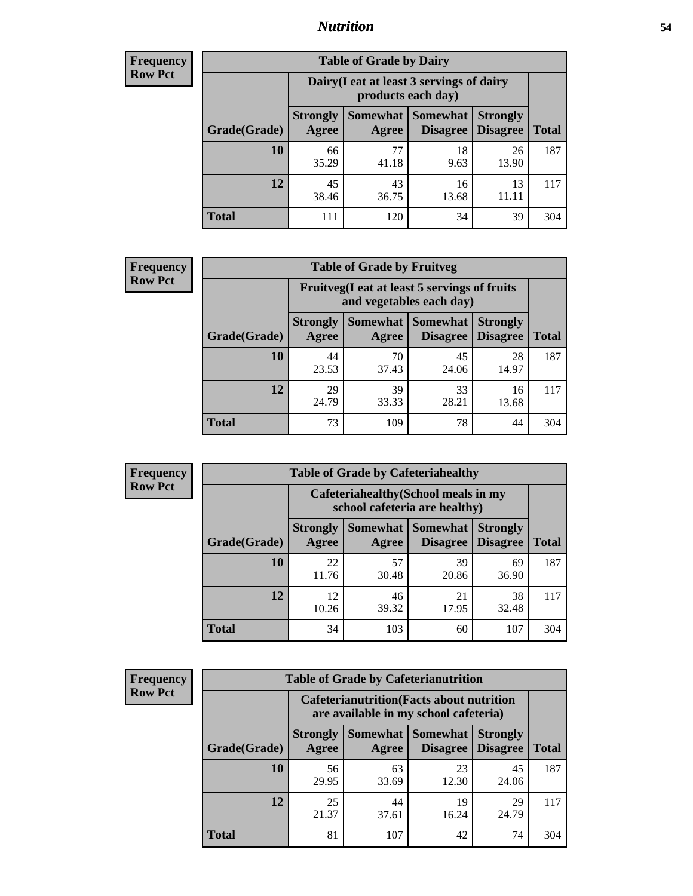## Nutrition

**Frequency**
**Row Pct**

| Table of Grade by Dairy | | | | | |
|---|---|---|---|---|---|
| | Dairy(I eat at least 3 servings of dairy products each day) | | | | |
| Grade(Grade) | Strongly Agree | Somewhat Agree | Somewhat Disagree | Strongly Disagree | Total |
| 10 | 66<br>35.29 | 77<br>41.18 | 18<br>9.63 | 26<br>13.90 | 187 |
| 12 | 45<br>38.46 | 43<br>36.75 | 16<br>13.68 | 13<br>11.11 | 117 |
| Total | 111 | 120 | 34 | 39 | 304 |

**Frequency**
**Row Pct**

| Table of Grade by Fruitveg | | | | | |
|---|---|---|---|---|---|
| | Fruitveg(I eat at least 5 servings of fruits and vegetables each day) | | | | |
| Grade(Grade) | Strongly Agree | Somewhat Agree | Somewhat Disagree | Strongly Disagree | Total |
| 10 | 44<br>23.53 | 70<br>37.43 | 45<br>24.06 | 28<br>14.97 | 187 |
| 12 | 29<br>24.79 | 39<br>33.33 | 33<br>28.21 | 16<br>13.68 | 117 |
| Total | 73 | 109 | 78 | 44 | 304 |

**Frequency**
**Row Pct**

| Table of Grade by Cafeteriahealthy | | | | | |
|---|---|---|---|---|---|
| | Cafeteriahealthy(School meals in my school cafeteria are healthy) | | | | |
| Grade(Grade) | Strongly Agree | Somewhat Agree | Somewhat Disagree | Strongly Disagree | Total |
| 10 | 22<br>11.76 | 57<br>30.48 | 39<br>20.86 | 69<br>36.90 | 187 |
| 12 | 12<br>10.26 | 46<br>39.32 | 21<br>17.95 | 38<br>32.48 | 117 |
| Total | 34 | 103 | 60 | 107 | 304 |

**Frequency**
**Row Pct**

| Table of Grade by Cafeterianutrition | | | | | |
|---|---|---|---|---|---|
| | Cafeterianutrition(Facts about nutrition are available in my school cafeteria) | | | | |
| Grade(Grade) | Strongly Agree | Somewhat Agree | Somewhat Disagree | Strongly Disagree | Total |
| 10 | 56<br>29.95 | 63<br>33.69 | 23<br>12.30 | 45<br>24.06 | 187 |
| 12 | 25<br>21.37 | 44<br>37.61 | 19<br>16.24 | 29<br>24.79 | 117 |
| Total | 81 | 107 | 42 | 74 | 304 |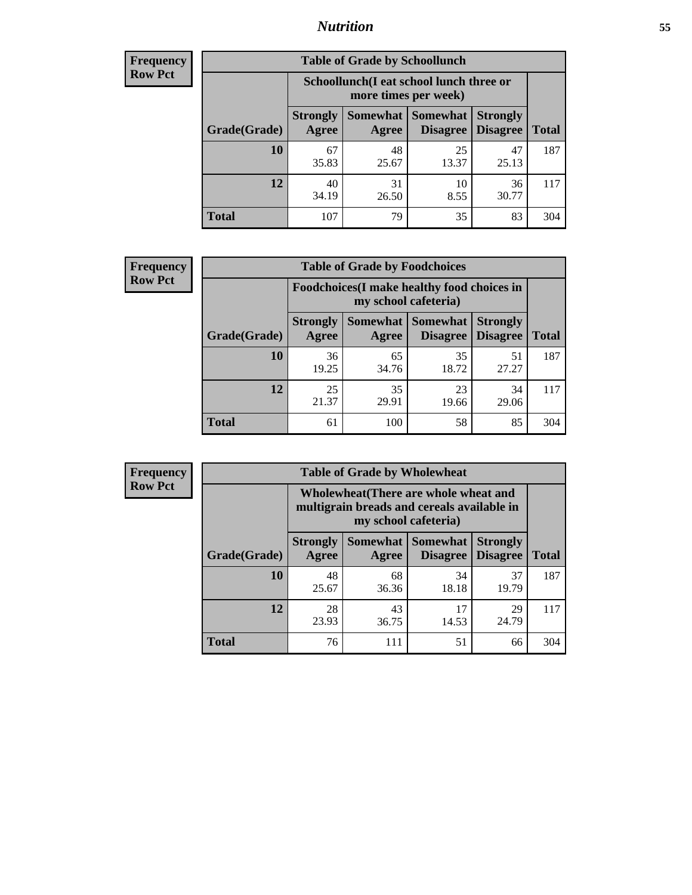| Frequency Row Pct |
|---|

| Table of Grade by Schoollunch | | | | | |
|---|---|---|---|---|---|
| | Schoollunch(I eat school lunch three or more times per week) | | | | |
| Grade(Grade) | Strongly Agree | Somewhat Agree | Somewhat Disagree | Strongly Disagree | Total |
| 10 | 67<br>35.83 | 48<br>25.67 | 25<br>13.37 | 47<br>25.13 | 187 |
| 12 | 40<br>34.19 | 31<br>26.50 | 10<br>8.55 | 36<br>30.77 | 117 |
| Total | 107 | 79 | 35 | 83 | 304 |

| Frequency Row Pct |
|---|

| Table of Grade by Foodchoices | | | | | |
|---|---|---|---|---|---|
| | Foodchoices(I make healthy food choices in my school cafeteria) | | | | |
| Grade(Grade) | Strongly Agree | Somewhat Agree | Somewhat Disagree | Strongly Disagree | Total |
| 10 | 36<br>19.25 | 65<br>34.76 | 35<br>18.72 | 51<br>27.27 | 187 |
| 12 | 25<br>21.37 | 35<br>29.91 | 23<br>19.66 | 34<br>29.06 | 117 |
| Total | 61 | 100 | 58 | 85 | 304 |

| Frequency Row Pct |
|---|

| Table of Grade by Wholewheat | | | | | |
|---|---|---|---|---|---|
| | Wholewheat(There are whole wheat and multigrain breads and cereals available in my school cafeteria) | | | | |
| Grade(Grade) | Strongly Agree | Somewhat Agree | Somewhat Disagree | Strongly Disagree | Total |
| 10 | 48<br>25.67 | 68<br>36.36 | 34<br>18.18 | 37<br>19.79 | 187 |
| 12 | 28<br>23.93 | 43<br>36.75 | 17<br>14.53 | 29<br>24.79 | 117 |
| Total | 76 | 111 | 51 | 66 | 304 |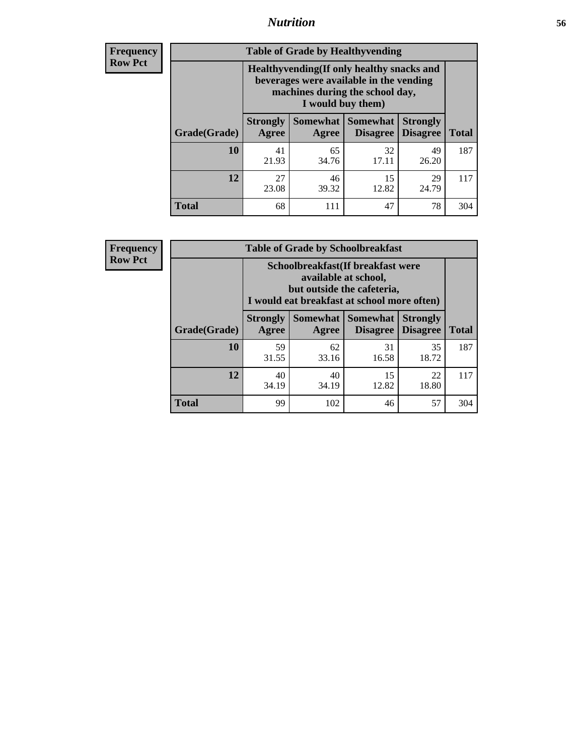**Frequency**
**Row Pct**

| Table of Grade by Healthyvending | | | | | |
|---|---|---|---|---|---|
| | Healthyvending(If only healthy snacks and beverages were available in the vending machines during the school day, I would buy them) | | | | |
| Grade(Grade) | Strongly Agree | Somewhat Agree | Somewhat Disagree | Strongly Disagree | Total |
| **10** | 41<br>21.93 | 65<br>34.76 | 32<br>17.11 | 49<br>26.20 | 187 |
| **12** | 27<br>23.08 | 46<br>39.32 | 15<br>12.82 | 29<br>24.79 | 117 |
| **Total** | 68 | 111 | 47 | 78 | 304 |

**Frequency**
**Row Pct**

| Table of Grade by Schoolbreakfast | | | | | |
|---|---|---|---|---|---|
| | Schoolbreakfast(If breakfast were available at school, but outside the cafeteria, I would eat breakfast at school more often) | | | | |
| Grade(Grade) | Strongly Agree | Somewhat Agree | Somewhat Disagree | Strongly Disagree | Total |
| **10** | 59<br>31.55 | 62<br>33.16 | 31<br>16.58 | 35<br>18.72 | 187 |
| **12** | 40<br>34.19 | 40<br>34.19 | 15<br>12.82 | 22<br>18.80 | 117 |
| **Total** | 99 | 102 | 46 | 57 | 304 |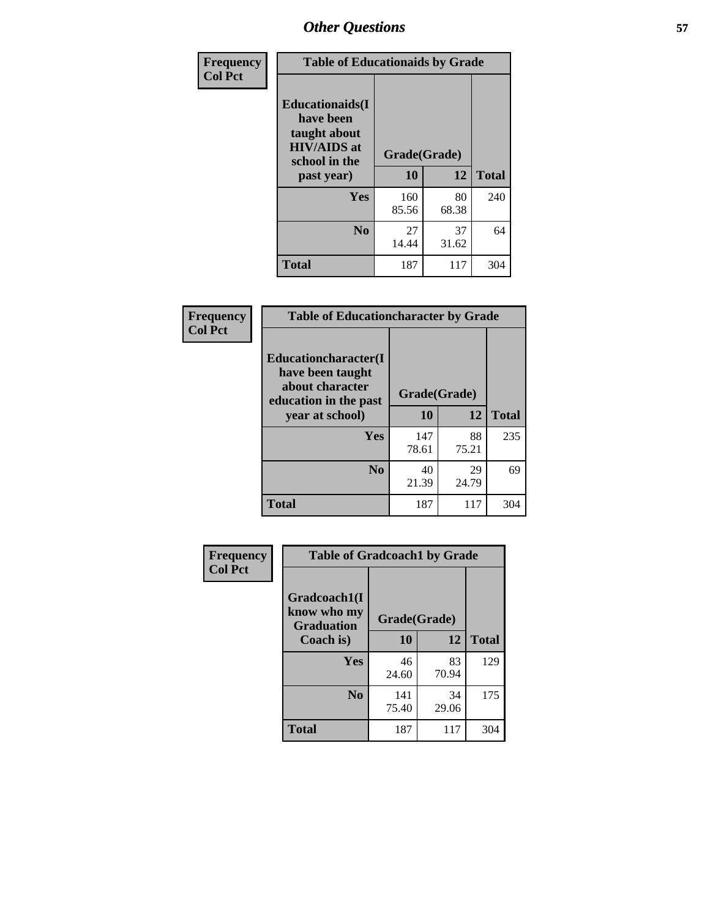## Other Questions

Frequency
Col Pct

| Table of Educationaids by Grade | | | |
|---|---|---|---|
| Educationaids(I have been taught about HIV/AIDS at school in the past year) | Grade(Grade) | | |
| | 10 | 12 | Total |
| Yes | 160<br>85.56 | 80<br>68.38 | 240 |
| No | 27<br>14.44 | 37<br>31.62 | 64 |
| Total | 187 | 117 | 304 |

Frequency
Col Pct

| Table of Educationcharacter by Grade | | | |
|---|---|---|---|
| Educationcharacter(I have been taught about character education in the past year at school) | Grade(Grade) | | |
| | 10 | 12 | Total |
| Yes | 147<br>78.61 | 88<br>75.21 | 235 |
| No | 40<br>21.39 | 29<br>24.79 | 69 |
| Total | 187 | 117 | 304 |

Frequency
Col Pct

| Table of Gradcoach1 by Grade | | | |
|---|---|---|---|
| Gradcoach1(I know who my Graduation Coach is) | Grade(Grade) | | |
| | 10 | 12 | Total |
| Yes | 46<br>24.60 | 83<br>70.94 | 129 |
| No | 141<br>75.40 | 34<br>29.06 | 175 |
| Total | 187 | 117 | 304 |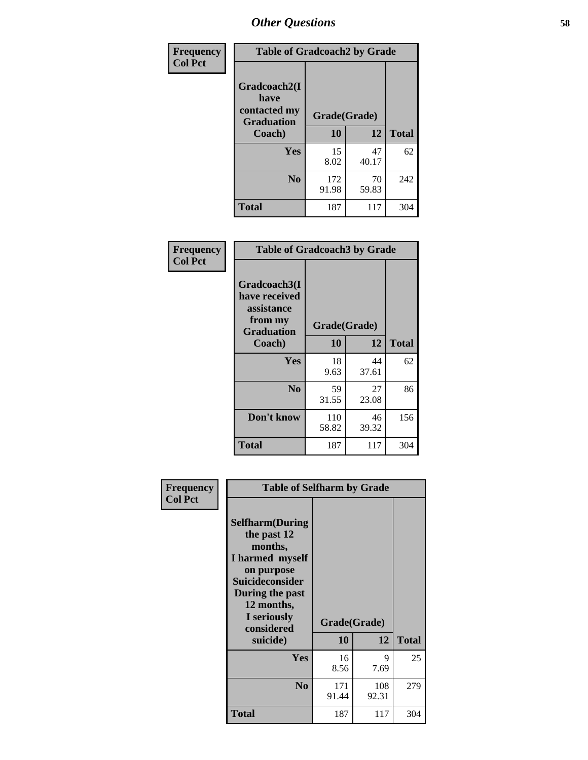# Other Questions

Frequency
Col Pct

| Table of Gradcoach2 by Grade | | | |
|---|---|---|---|
| Gradcoach2(I have contacted my Graduation Coach) | Grade(Grade) | | |
| | 10 | 12 | Total |
| Yes | 15<br>8.02 | 47<br>40.17 | 62 |
| No | 172<br>91.98 | 70<br>59.83 | 242 |
| Total | 187 | 117 | 304 |

Frequency
Col Pct

| Table of Gradcoach3 by Grade | | | |
|---|---|---|---|
| Gradcoach3(I have received assistance from my Graduation Coach) | Grade(Grade) | | |
| | 10 | 12 | Total |
| Yes | 18<br>9.63 | 44<br>37.61 | 62 |
| No | 59<br>31.55 | 27<br>23.08 | 86 |
| Don't know | 110<br>58.82 | 46<br>39.32 | 156 |
| Total | 187 | 117 | 304 |

Frequency
Col Pct

| Table of Selfharm by Grade | | | |
|---|---|---|---|
| Selfharm(During the past 12 months, I harmed myself on purpose Suicideconsider During the past 12 months, I seriously considered suicide) | Grade(Grade) | | |
| | 10 | 12 | Total |
| Yes | 16<br>8.56 | 9<br>7.69 | 25 |
| No | 171<br>91.44 | 108<br>92.31 | 279 |
| Total | 187 | 117 | 304 |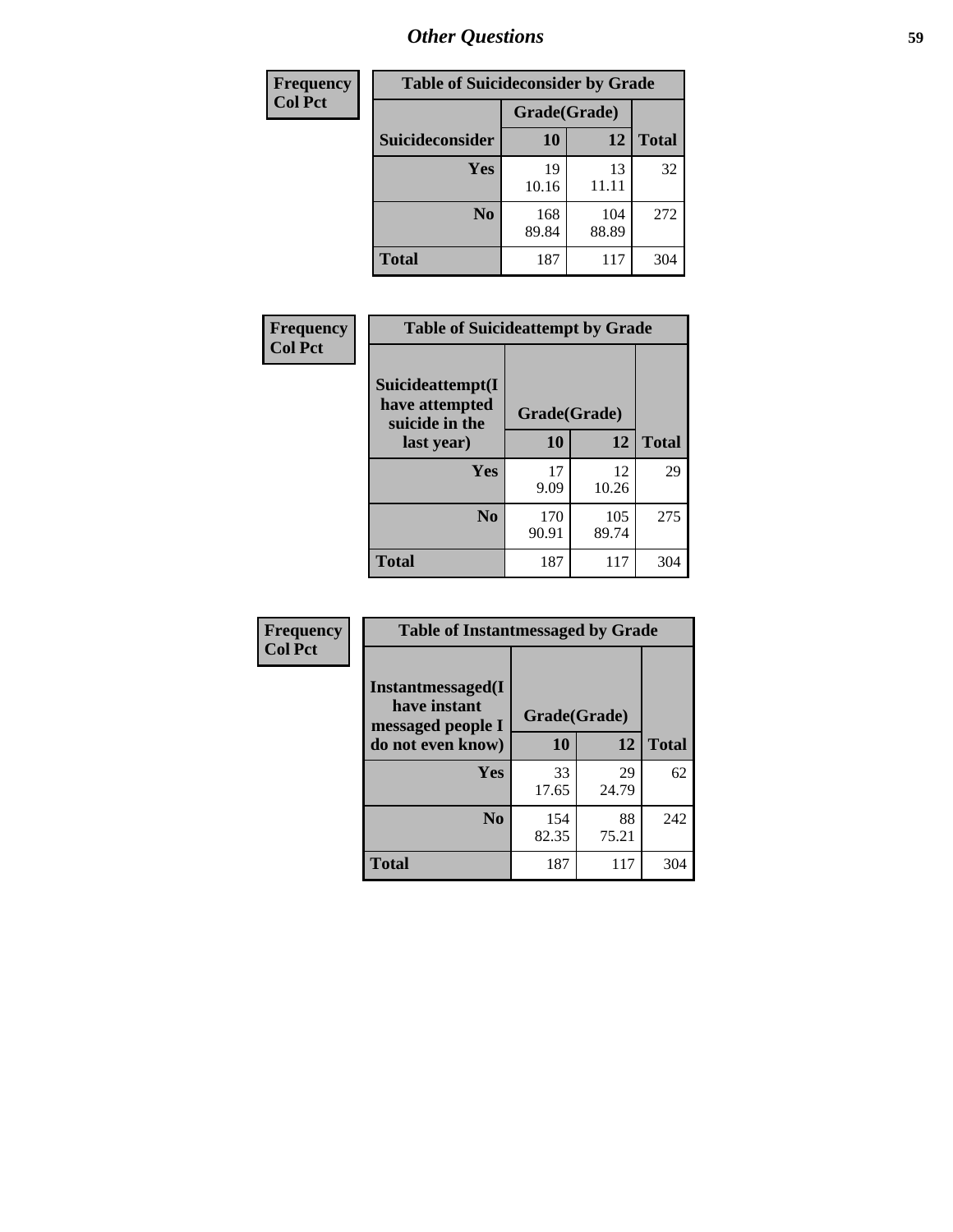## Other Questions

| Frequency Col Pct | Table of Suicideconsider by Grade | | |
|---|---|---|---|
| | Grade(Grade) | | |
| Suicideconsider | 10 | 12 | Total |
| Yes | 19<br>10.16 | 13<br>11.11 | 32 |
| No | 168<br>89.84 | 104<br>88.89 | 272 |
| Total | 187 | 117 | 304 |

| Frequency Col Pct | Table of Suicideattempt by Grade | | |
|---|---|---|---|
| Suicideattempt(I have attempted suicide in the last year) | Grade(Grade) | | |
| | 10 | 12 | Total |
| Yes | 17<br>9.09 | 12<br>10.26 | 29 |
| No | 170<br>90.91 | 105<br>89.74 | 275 |
| Total | 187 | 117 | 304 |

| Frequency Col Pct | Table of Instantmessaged by Grade | | |
|---|---|---|---|
| Instantmessaged(I have instant messaged people I do not even know) | Grade(Grade) | | |
| | 10 | 12 | Total |
| Yes | 33<br>17.65 | 29<br>24.79 | 62 |
| No | 154<br>82.35 | 88<br>75.21 | 242 |
| Total | 187 | 117 | 304 |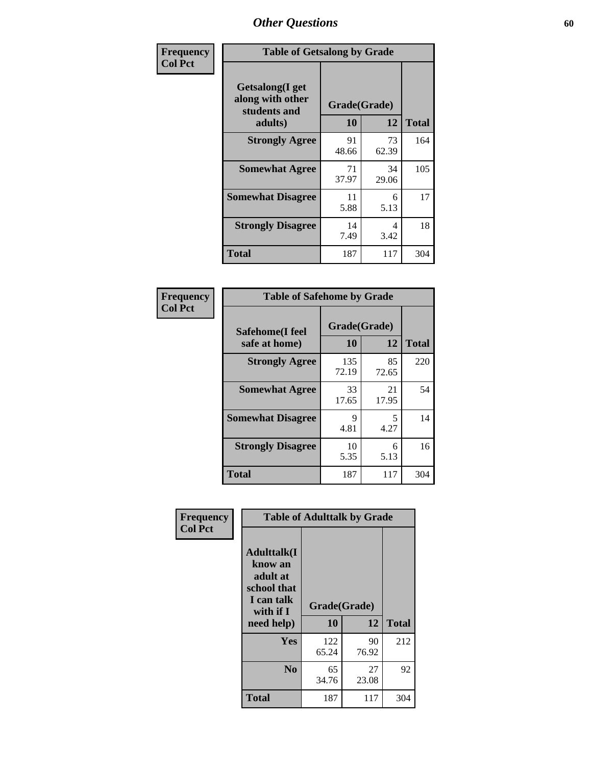# Other Questions

| Frequency<br>Col Pct | | | |
|---|---|---|---|

**Table of Getsalong by Grade**

| Getsalong(I get along with other students and adults) | Grade(Grade) 10 | 12 | Total |
|---|---|---|---|
| **Strongly Agree** | 91<br>48.66 | 73<br>62.39 | 164 |
| **Somewhat Agree** | 71<br>37.97 | 34<br>29.06 | 105 |
| **Somewhat Disagree** | 11<br>5.88 | 6<br>5.13 | 17 |
| **Strongly Disagree** | 14<br>7.49 | 4<br>3.42 | 18 |
| **Total** | 187 | 117 | 304 |

| Frequency<br>Col Pct | | | |
|---|---|---|---|

**Table of Safehome by Grade**

| Safehome(I feel safe at home) | Grade(Grade) 10 | 12 | Total |
|---|---|---|---|
| **Strongly Agree** | 135<br>72.19 | 85<br>72.65 | 220 |
| **Somewhat Agree** | 33<br>17.65 | 21<br>17.95 | 54 |
| **Somewhat Disagree** | 9<br>4.81 | 5<br>4.27 | 14 |
| **Strongly Disagree** | 10<br>5.35 | 6<br>5.13 | 16 |
| **Total** | 187 | 117 | 304 |

| Frequency<br>Col Pct | | | |
|---|---|---|---|

**Table of Adulttalk by Grade**

| Adulttalk(I know an adult at school that I can talk with if I need help) | Grade(Grade) 10 | 12 | Total |
|---|---|---|---|
| **Yes** | 122<br>65.24 | 90<br>76.92 | 212 |
| **No** | 65<br>34.76 | 27<br>23.08 | 92 |
| **Total** | 187 | 117 | 304 |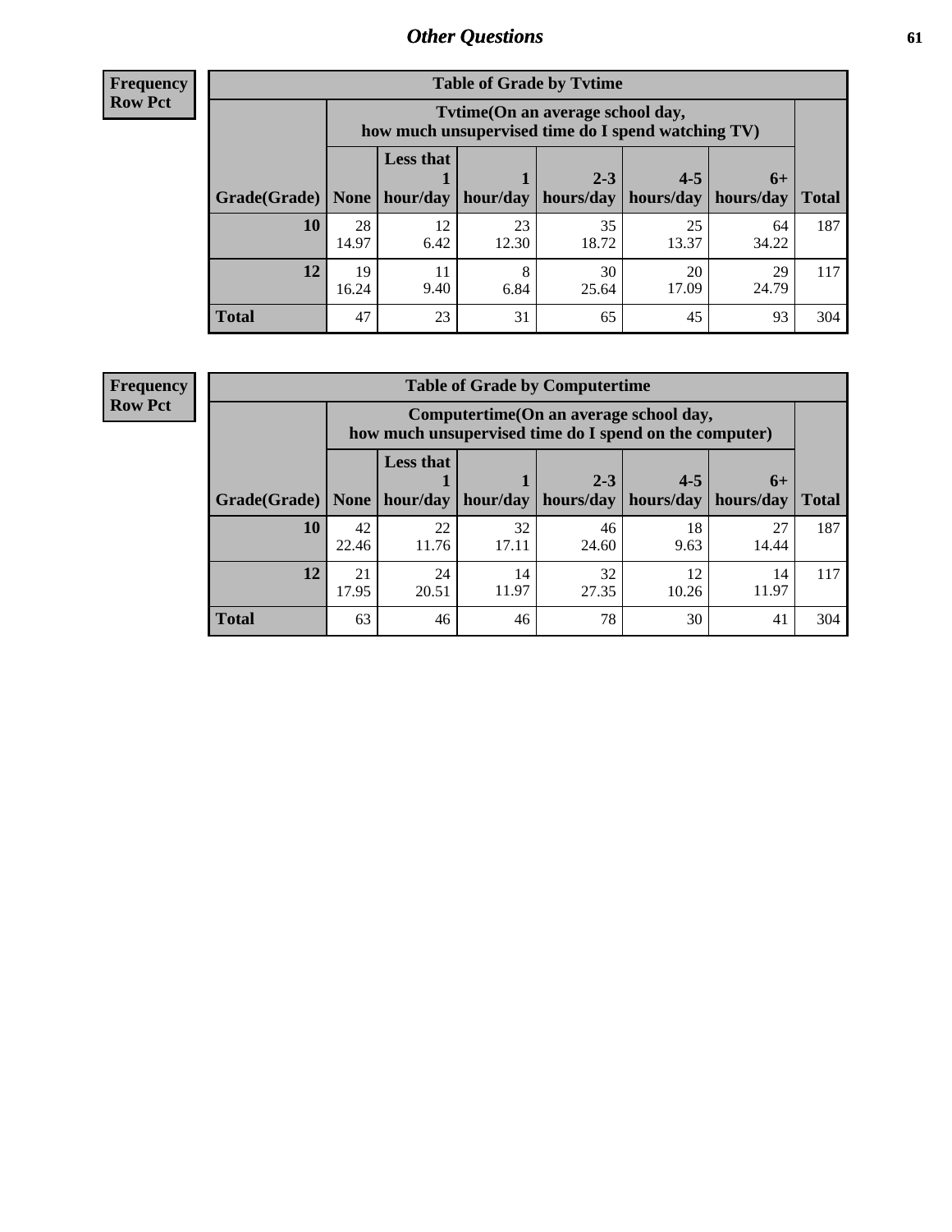# Other Questions

**Frequency**
**Row Pct**

| Table of Grade by Tvtime | | | | | | | |
|---|---|---|---|---|---|---|---|
| | Tvtime(On an average school day, how much unsupervised time do I spend watching TV) | | | | | | |
| Grade(Grade) | None | Less that 1 hour/day | 1 hour/day | 2-3 hours/day | 4-5 hours/day | 6+ hours/day | Total |
| **10** | 28<br>14.97 | 12<br>6.42 | 23<br>12.30 | 35<br>18.72 | 25<br>13.37 | 64<br>34.22 | 187 |
| **12** | 19<br>16.24 | 11<br>9.40 | 8<br>6.84 | 30<br>25.64 | 20<br>17.09 | 29<br>24.79 | 117 |
| **Total** | 47 | 23 | 31 | 65 | 45 | 93 | 304 |

**Frequency**
**Row Pct**

| Table of Grade by Computertime | | | | | | | |
|---|---|---|---|---|---|---|---|
| | Computertime(On an average school day, how much unsupervised time do I spend on the computer) | | | | | | |
| Grade(Grade) | None | Less that 1 hour/day | 1 hour/day | 2-3 hours/day | 4-5 hours/day | 6+ hours/day | Total |
| **10** | 42<br>22.46 | 22<br>11.76 | 32<br>17.11 | 46<br>24.60 | 18<br>9.63 | 27<br>14.44 | 187 |
| **12** | 21<br>17.95 | 24<br>20.51 | 14<br>11.97 | 32<br>27.35 | 12<br>10.26 | 14<br>11.97 | 117 |
| **Total** | 63 | 46 | 46 | 78 | 30 | 41 | 304 |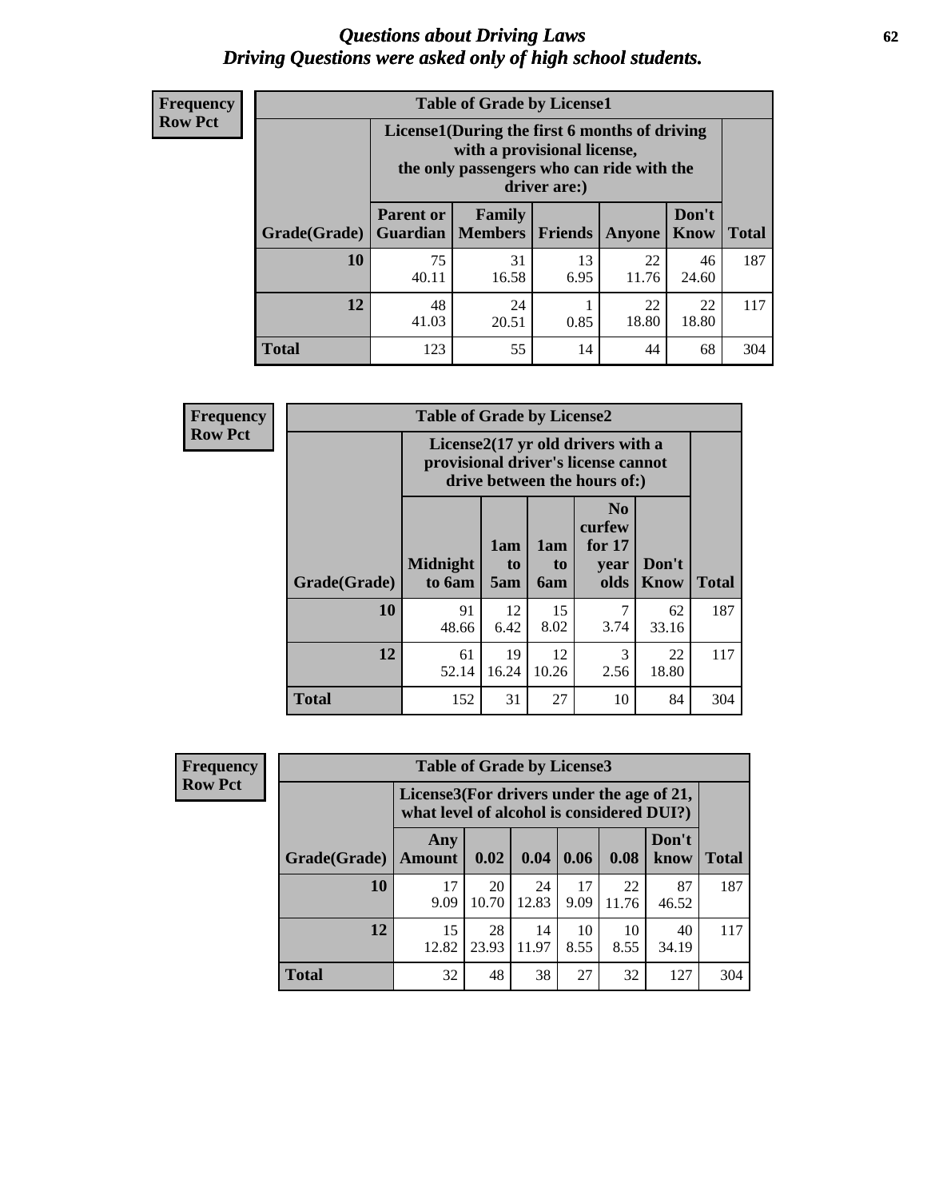# *Questions about Driving Laws*
# *Driving Questions were asked only of high school students.*

**Frequency**
**Row Pct**

**Table of Grade by License1**

| Grade(Grade) | License1(During the first 6 months of driving with a provisional license, the only passengers who can ride with the driver are:) | | | | | Total |
|---|---|---|---|---|---|---|
| | Parent or Guardian | Family Members | Friends | Anyone | Don't Know | |
| 10 | 75<br>40.11 | 31<br>16.58 | 13<br>6.95 | 22<br>11.76 | 46<br>24.60 | 187 |
| 12 | 48<br>41.03 | 24<br>20.51 | 1<br>0.85 | 22<br>18.80 | 22<br>18.80 | 117 |
| Total | 123 | 55 | 14 | 44 | 68 | 304 |

**Frequency**
**Row Pct**

**Table of Grade by License2**

| Grade(Grade) | License2(17 yr old drivers with a provisional driver's license cannot drive between the hours of:) | | | | | Total |
|---|---|---|---|---|---|---|
| | Midnight to 6am | 1am to 5am | 1am to 6am | No curfew for 17 year olds | Don't Know | |
| 10 | 91<br>48.66 | 12<br>6.42 | 15<br>8.02 | 7<br>3.74 | 62<br>33.16 | 187 |
| 12 | 61<br>52.14 | 19<br>16.24 | 12<br>10.26 | 3<br>2.56 | 22<br>18.80 | 117 |
| Total | 152 | 31 | 27 | 10 | 84 | 304 |

**Frequency**
**Row Pct**

**Table of Grade by License3**

| Grade(Grade) | License3(For drivers under the age of 21, what level of alcohol is considered DUI?) | | | | | | Total |
|---|---|---|---|---|---|---|---|
| | Any Amount | 0.02 | 0.04 | 0.06 | 0.08 | Don't know | |
| 10 | 17<br>9.09 | 20<br>10.70 | 24<br>12.83 | 17<br>9.09 | 22<br>11.76 | 87<br>46.52 | 187 |
| 12 | 15<br>12.82 | 28<br>23.93 | 14<br>11.97 | 10<br>8.55 | 10<br>8.55 | 40<br>34.19 | 117 |
| Total | 32 | 48 | 38 | 27 | 32 | 127 | 304 |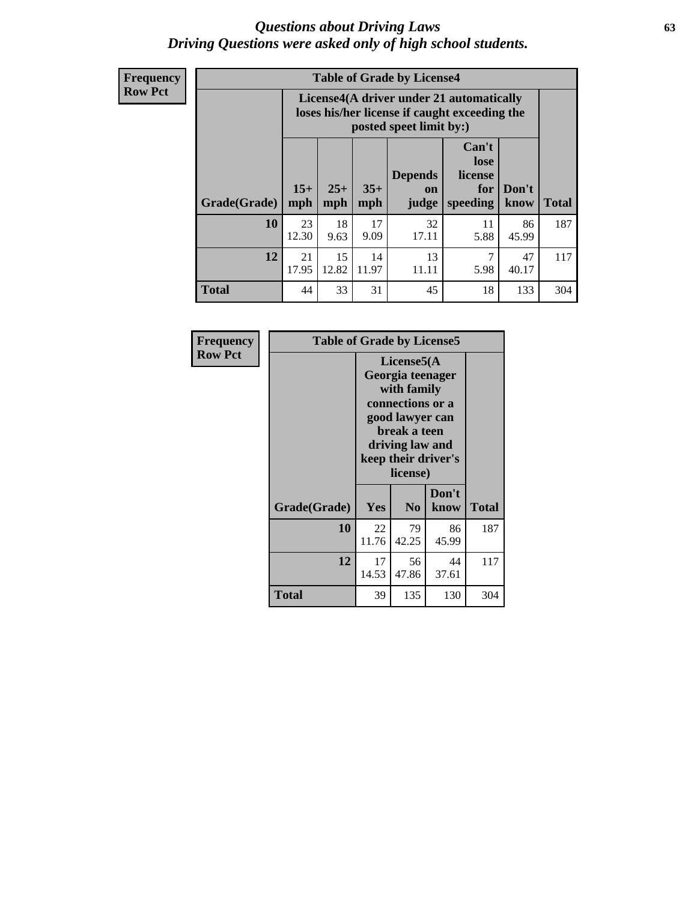# *Questions about Driving Laws*
## *Driving Questions were asked only of high school students.*

**Frequency**
**Row Pct**

| Table of Grade by License4 | | | | | | | |
|---|---|---|---|---|---|---|---|
| | License4(A driver under 21 automatically loses his/her license if caught exceeding the posted speet limit by:) | | | | | | |
| **Grade(Grade)** | **15+ mph** | **25+ mph** | **35+ mph** | **Depends on judge** | **Can't lose license for speeding** | **Don't know** | **Total** |
| **10** | 23<br>12.30 | 18<br>9.63 | 17<br>9.09 | 32<br>17.11 | 11<br>5.88 | 86<br>45.99 | 187 |
| **12** | 21<br>17.95 | 15<br>12.82 | 14<br>11.97 | 13<br>11.11 | 7<br>5.98 | 47<br>40.17 | 117 |
| **Total** | 44 | 33 | 31 | 45 | 18 | 133 | 304 |

**Frequency**
**Row Pct**

| Table of Grade by License5 | | | | |
|---|---|---|---|---|
| | License5(A Georgia teenager with family connections or a good lawyer can break a teen driving law and keep their driver's license) | | | |
| **Grade(Grade)** | **Yes** | **No** | **Don't know** | **Total** |
| **10** | 22<br>11.76 | 79<br>42.25 | 86<br>45.99 | 187 |
| **12** | 17<br>14.53 | 56<br>47.86 | 44<br>37.61 | 117 |
| **Total** | 39 | 135 | 130 | 304 |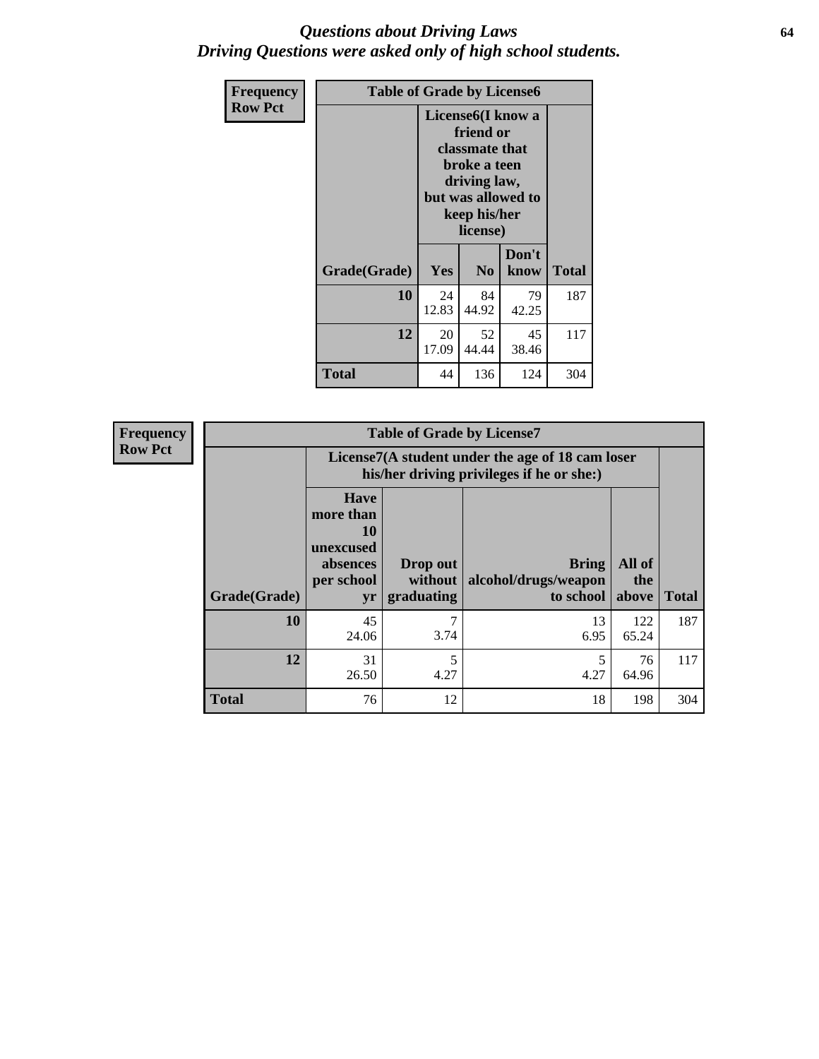# *Questions about Driving Laws*
## *Driving Questions were asked only of high school students.*

**Frequency**
**Row Pct**

| Table of Grade by License6 | | | | |
|---|---|---|---|---|
| | License6(I know a friend or classmate that broke a teen driving law, but was allowed to keep his/her license) | | | |
| Grade(Grade) | Yes | No | Don't know | Total |
| 10 | 24<br>12.83 | 84<br>44.92 | 79<br>42.25 | 187 |
| 12 | 20<br>17.09 | 52<br>44.44 | 45<br>38.46 | 117 |
| Total | 44 | 136 | 124 | 304 |

**Frequency**
**Row Pct**

| Table of Grade by License7 | | | | | |
|---|---|---|---|---|---|
| | License7(A student under the age of 18 cam loser his/her driving privileges if he or she:) | | | | |
| Grade(Grade) | Have more than 10 unexcused absences per school yr | Drop out without graduating | Bring alcohol/drugs/weapon to school | All of the above | Total |
| 10 | 45<br>24.06 | 7<br>3.74 | 13<br>6.95 | 122<br>65.24 | 187 |
| 12 | 31<br>26.50 | 5<br>4.27 | 5<br>4.27 | 76<br>64.96 | 117 |
| Total | 76 | 12 | 18 | 198 | 304 |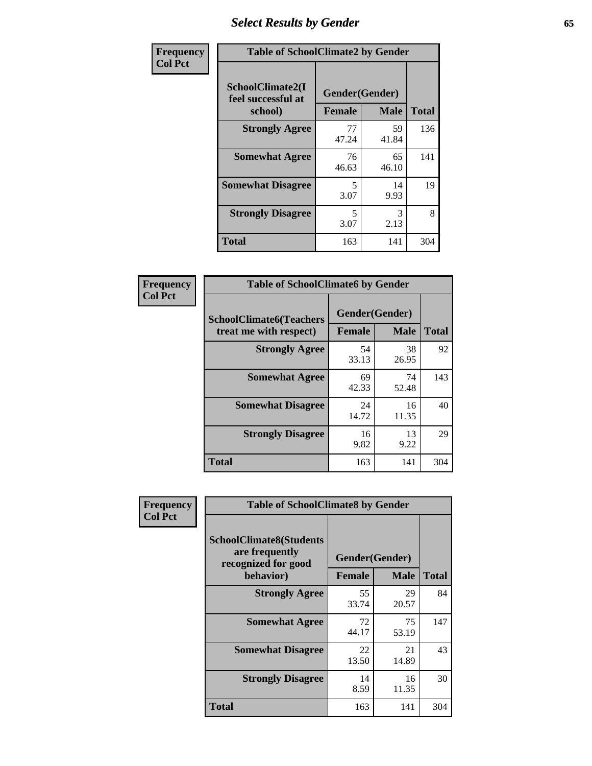# Select Results by Gender

| Frequency<br>Col Pct | Table of SchoolClimate2 by Gender | | |
|---|---|---|---|
| SchoolClimate2(I feel successful at school) | Gender(Gender) | | |
| | Female | Male | Total |
| Strongly Agree | 77<br>47.24 | 59<br>41.84 | 136 |
| Somewhat Agree | 76<br>46.63 | 65<br>46.10 | 141 |
| Somewhat Disagree | 5<br>3.07 | 14<br>9.93 | 19 |
| Strongly Disagree | 5<br>3.07 | 3<br>2.13 | 8 |
| Total | 163 | 141 | 304 |

| Frequency<br>Col Pct | Table of SchoolClimate6 by Gender | | |
|---|---|---|---|
| SchoolClimate6(Teachers treat me with respect) | Gender(Gender) | | |
| | Female | Male | Total |
| Strongly Agree | 54<br>33.13 | 38<br>26.95 | 92 |
| Somewhat Agree | 69<br>42.33 | 74<br>52.48 | 143 |
| Somewhat Disagree | 24<br>14.72 | 16<br>11.35 | 40 |
| Strongly Disagree | 16<br>9.82 | 13<br>9.22 | 29 |
| Total | 163 | 141 | 304 |

| Frequency<br>Col Pct | Table of SchoolClimate8 by Gender | | |
|---|---|---|---|
| SchoolClimate8(Students are frequently recognized for good behavior) | Gender(Gender) | | |
| | Female | Male | Total |
| Strongly Agree | 55<br>33.74 | 29<br>20.57 | 84 |
| Somewhat Agree | 72<br>44.17 | 75<br>53.19 | 147 |
| Somewhat Disagree | 22<br>13.50 | 21<br>14.89 | 43 |
| Strongly Disagree | 14<br>8.59 | 16<br>11.35 | 30 |
| Total | 163 | 141 | 304 |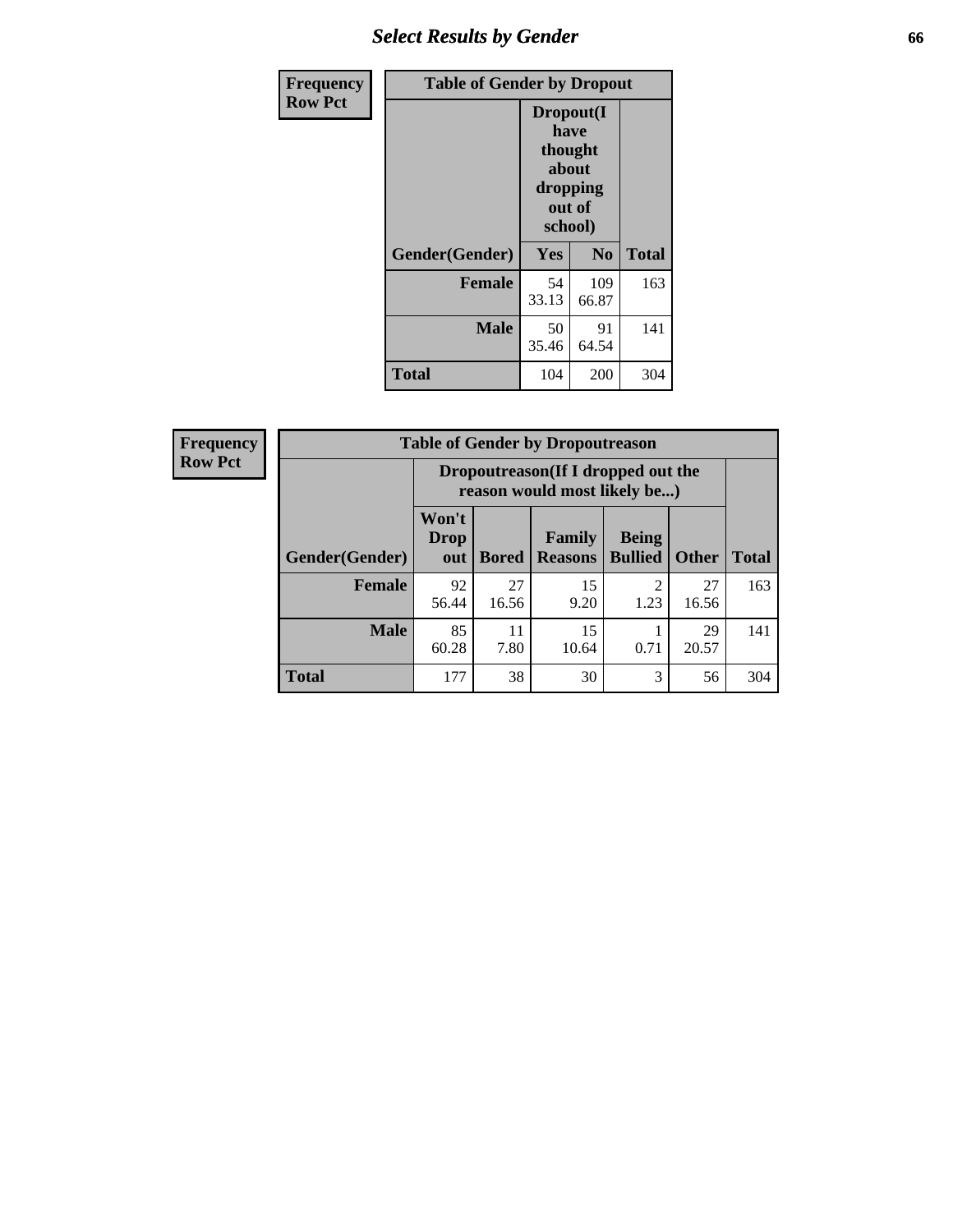| Frequency<br>Row Pct | Table of Gender by Dropout | | |
|---|---|---|---|
| | Dropout(I have thought about dropping out of school) | | |
| Gender(Gender) | Yes | No | Total |
| Female | 54<br>33.13 | 109<br>66.87 | 163 |
| Male | 50<br>35.46 | 91<br>64.54 | 141 |
| Total | 104 | 200 | 304 |

| Frequency<br>Row Pct | Table of Gender by Dropoutreason | | | | | |
|---|---|---|---|---|---|---|
| | Dropoutreason(If I dropped out the reason would most likely be...) | | | | | |
| Gender(Gender) | Won't Drop out | Bored | Family Reasons | Being Bullied | Other | Total |
| Female | 92<br>56.44 | 27<br>16.56 | 15<br>9.20 | 2<br>1.23 | 27<br>16.56 | 163 |
| Male | 85<br>60.28 | 11<br>7.80 | 15<br>10.64 | 1<br>0.71 | 29<br>20.57 | 141 |
| Total | 177 | 38 | 30 | 3 | 56 | 304 |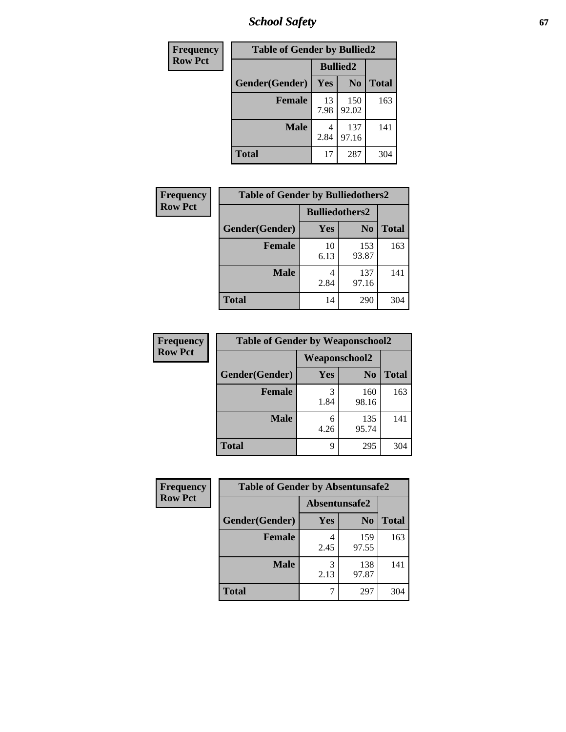| Frequency<br>Row Pct | Table of Gender by Bullied2 | | |
|---|---|---|---|
| | Bullied2 | | |
| Gender(Gender) | Yes | No | Total |
| Female | 13<br>7.98 | 150<br>92.02 | 163 |
| Male | 4<br>2.84 | 137<br>97.16 | 141 |
| Total | 17 | 287 | 304 |

| Frequency<br>Row Pct | Table of Gender by Bulliedothers2 | | |
|---|---|---|---|
| | Bulliedothers2 | | |
| Gender(Gender) | Yes | No | Total |
| Female | 10<br>6.13 | 153<br>93.87 | 163 |
| Male | 4<br>2.84 | 137<br>97.16 | 141 |
| Total | 14 | 290 | 304 |

| Frequency<br>Row Pct | Table of Gender by Weaponschool2 | | |
|---|---|---|---|
| | Weaponschool2 | | |
| Gender(Gender) | Yes | No | Total |
| Female | 3<br>1.84 | 160<br>98.16 | 163 |
| Male | 6<br>4.26 | 135<br>95.74 | 141 |
| Total | 9 | 295 | 304 |

| Frequency<br>Row Pct | Table of Gender by Absentunsafe2 | | |
|---|---|---|---|
| | Absentunsafe2 | | |
| Gender(Gender) | Yes | No | Total |
| Female | 4<br>2.45 | 159<br>97.55 | 163 |
| Male | 3<br>2.13 | 138<br>97.87 | 141 |
| Total | 7 | 297 | 304 |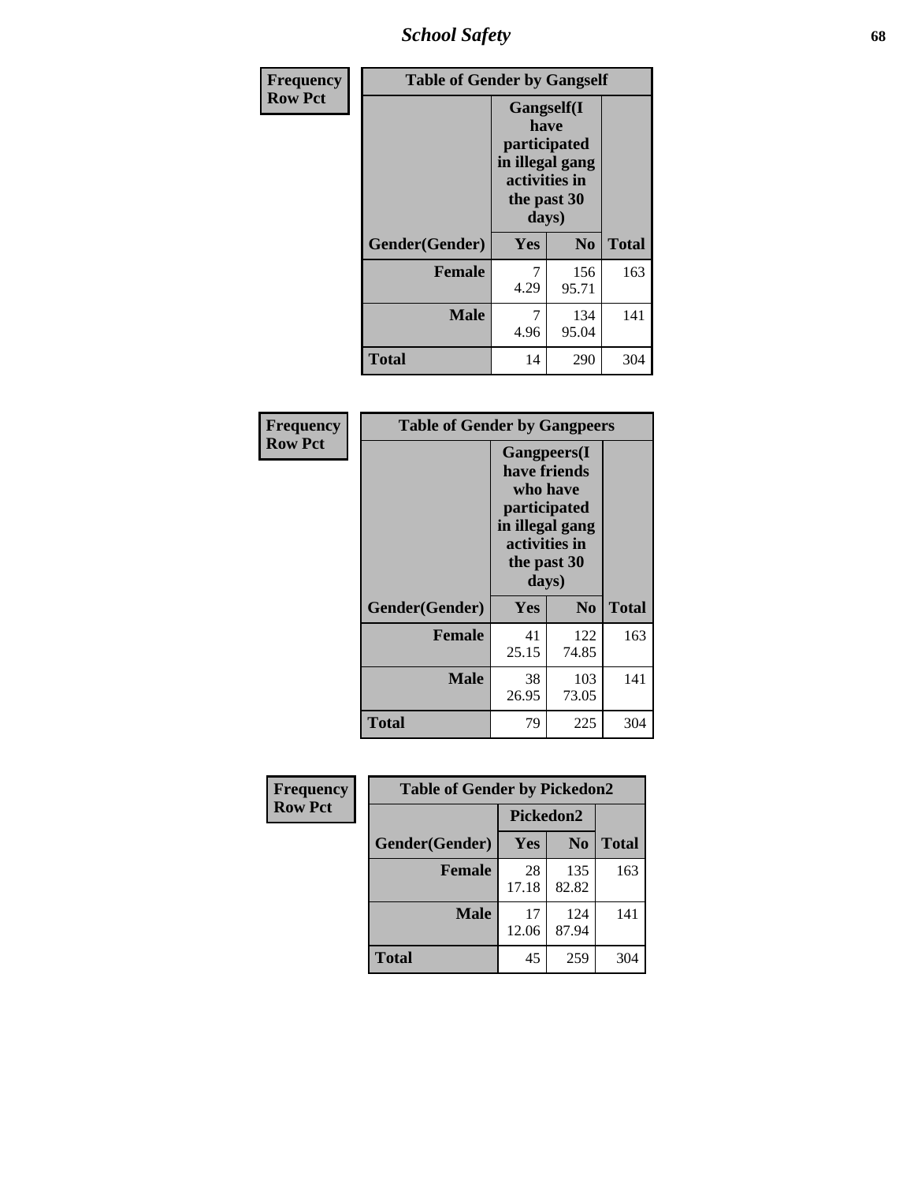| Frequency<br>Row Pct | Table of Gender by Gangself | | |
|---|---|---|---|
| | Gangself(I have participated in illegal gang activities in the past 30 days) | | |
| Gender(Gender) | Yes | No | Total |
| Female | 7<br>4.29 | 156<br>95.71 | 163 |
| Male | 7<br>4.96 | 134<br>95.04 | 141 |
| Total | 14 | 290 | 304 |

| Frequency<br>Row Pct | Table of Gender by Gangpeers | | |
|---|---|---|---|
| | Gangpeers(I have friends who have participated in illegal gang activities in the past 30 days) | | |
| Gender(Gender) | Yes | No | Total |
| Female | 41<br>25.15 | 122<br>74.85 | 163 |
| Male | 38<br>26.95 | 103<br>73.05 | 141 |
| Total | 79 | 225 | 304 |

| Frequency<br>Row Pct | Table of Gender by Pickedon2 | | |
|---|---|---|---|
| | Pickedon2 | | |
| Gender(Gender) | Yes | No | Total |
| Female | 28<br>17.18 | 135<br>82.82 | 163 |
| Male | 17<br>12.06 | 124<br>87.94 | 141 |
| Total | 45 | 259 | 304 |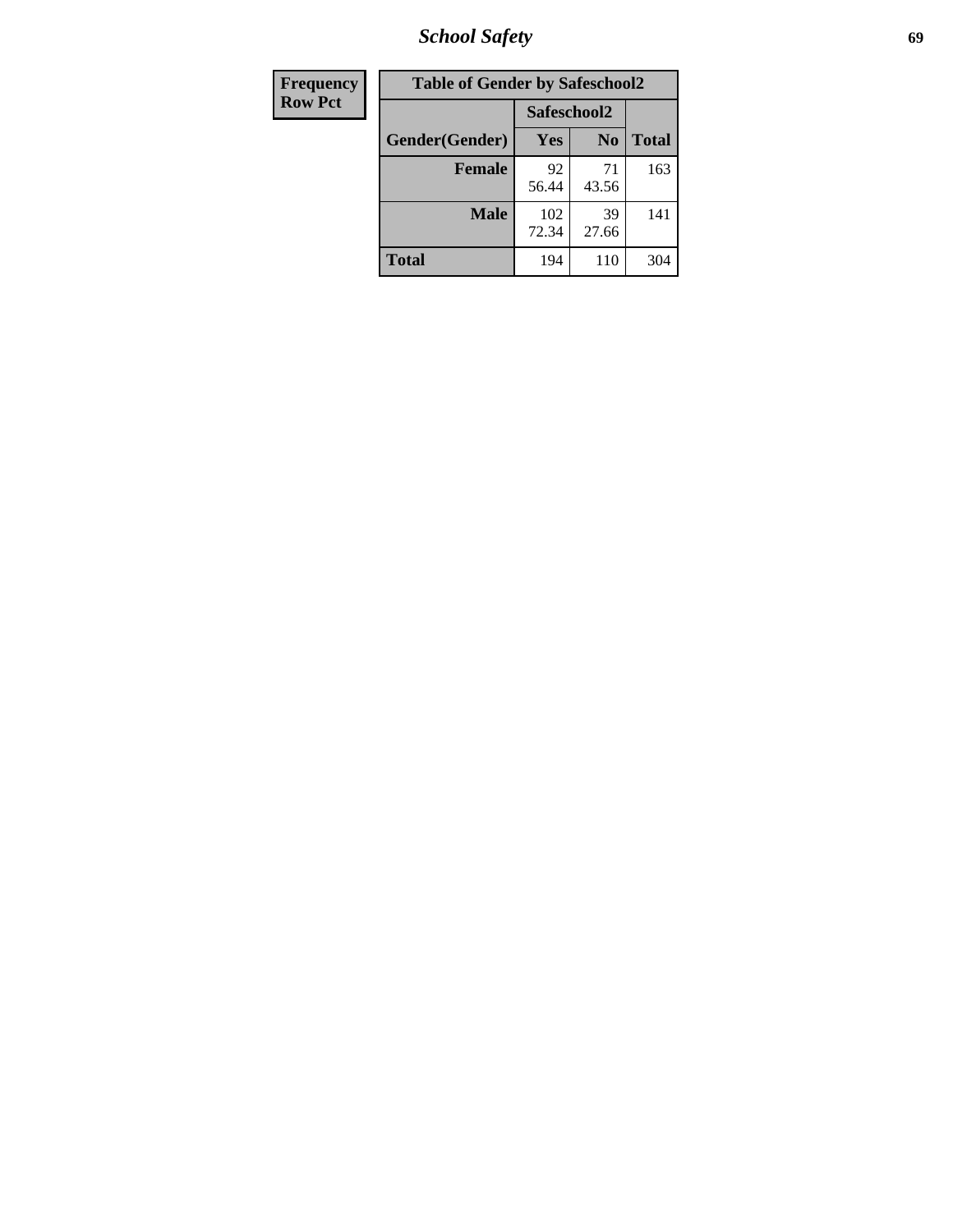| Frequency Row Pct | Table of Gender by Safeschool2 | | |
|---|---|---|---|
| | Safeschool2 | | |
| Gender(Gender) | Yes | No | Total |
| Female | 92<br>56.44 | 71<br>43.56 | 163 |
| Male | 102<br>72.34 | 39<br>27.66 | 141 |
| Total | 194 | 110 | 304 |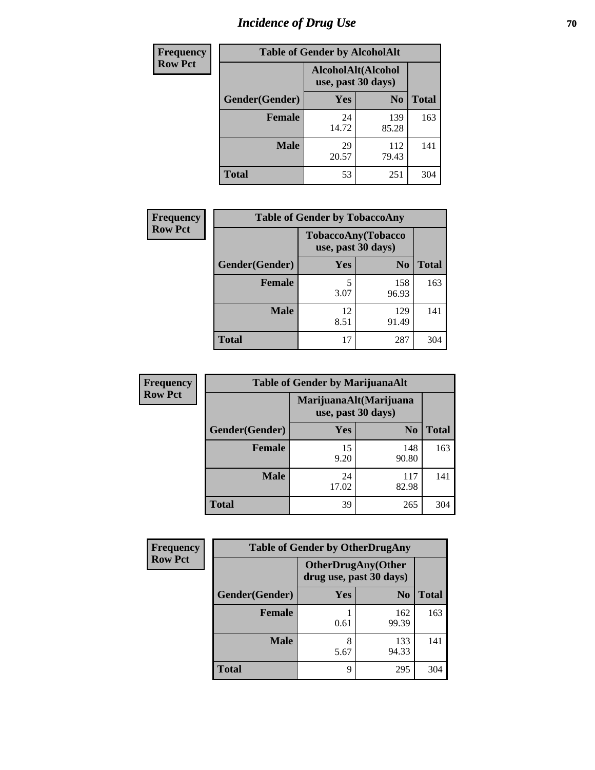# Incidence of Drug Use

| Frequency Row Pct | | | |
|---|---|---|---|
| **Table of Gender by AlcoholAlt** | | | |
| | AlcoholAlt(Alcohol use, past 30 days) | | |
| Gender(Gender) | Yes | No | Total |
| Female | 24<br>14.72 | 139<br>85.28 | 163 |
| Male | 29<br>20.57 | 112<br>79.43 | 141 |
| Total | 53 | 251 | 304 |

| Frequency Row Pct | | | |
|---|---|---|---|
| **Table of Gender by TobaccoAny** | | | |
| | TobaccoAny(Tobacco use, past 30 days) | | |
| Gender(Gender) | Yes | No | Total |
| Female | 5<br>3.07 | 158<br>96.93 | 163 |
| Male | 12<br>8.51 | 129<br>91.49 | 141 |
| Total | 17 | 287 | 304 |

| Frequency Row Pct | | | |
|---|---|---|---|
| **Table of Gender by MarijuanaAlt** | | | |
| | MarijuanaAlt(Marijuana use, past 30 days) | | |
| Gender(Gender) | Yes | No | Total |
| Female | 15<br>9.20 | 148<br>90.80 | 163 |
| Male | 24<br>17.02 | 117<br>82.98 | 141 |
| Total | 39 | 265 | 304 |

| Frequency Row Pct | | | |
|---|---|---|---|
| **Table of Gender by OtherDrugAny** | | | |
| | OtherDrugAny(Other drug use, past 30 days) | | |
| Gender(Gender) | Yes | No | Total |
| Female | 1<br>0.61 | 162<br>99.39 | 163 |
| Male | 8<br>5.67 | 133<br>94.33 | 141 |
| Total | 9 | 295 | 304 |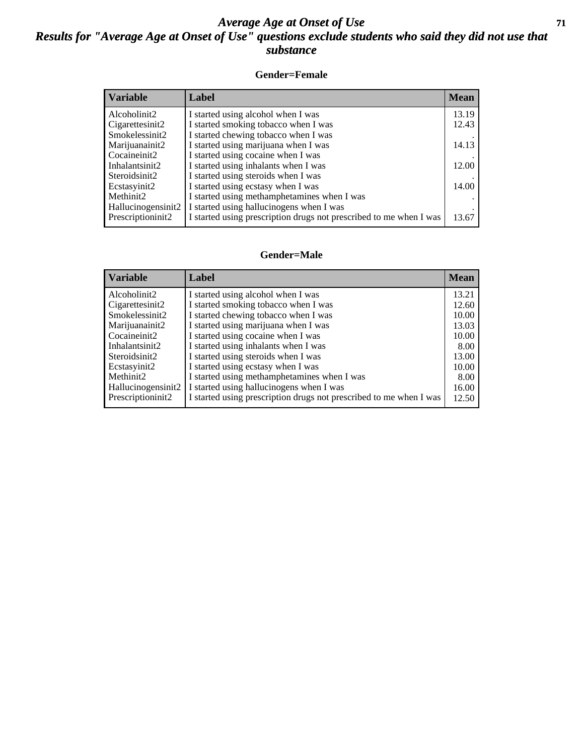# *Average Age at Onset of Use*

## *Results for "Average Age at Onset of Use" questions exclude students who said they did not use that substance*

### Gender=Female

| Variable | Label | Mean |
|---|---|---|
| Alcoholinit2 | I started using alcohol when I was | 13.19 |
| Cigarettesinit2 | I started smoking tobacco when I was | 12.43 |
| Smokelessinit2 | I started chewing tobacco when I was | . |
| Marijuanainit2 | I started using marijuana when I was | 14.13 |
| Cocaineinit2 | I started using cocaine when I was | . |
| Inhalantsinit2 | I started using inhalants when I was | 12.00 |
| Steroidsinit2 | I started using steroids when I was | . |
| Ecstasyinit2 | I started using ecstasy when I was | 14.00 |
| Methinit2 | I started using methamphetamines when I was | . |
| Hallucinogensinit2 | I started using hallucinogens when I was | . |
| Prescriptioninit2 | I started using prescription drugs not prescribed to me when I was | 13.67 |

### Gender=Male

| Variable | Label | Mean |
|---|---|---|
| Alcoholinit2 | I started using alcohol when I was | 13.21 |
| Cigarettesinit2 | I started smoking tobacco when I was | 12.60 |
| Smokelessinit2 | I started chewing tobacco when I was | 10.00 |
| Marijuanainit2 | I started using marijuana when I was | 13.03 |
| Cocaineinit2 | I started using cocaine when I was | 10.00 |
| Inhalantsinit2 | I started using inhalants when I was | 8.00 |
| Steroidsinit2 | I started using steroids when I was | 13.00 |
| Ecstasyinit2 | I started using ecstasy when I was | 10.00 |
| Methinit2 | I started using methamphetamines when I was | 8.00 |
| Hallucinogensinit2 | I started using hallucinogens when I was | 16.00 |
| Prescriptioninit2 | I started using prescription drugs not prescribed to me when I was | 12.50 |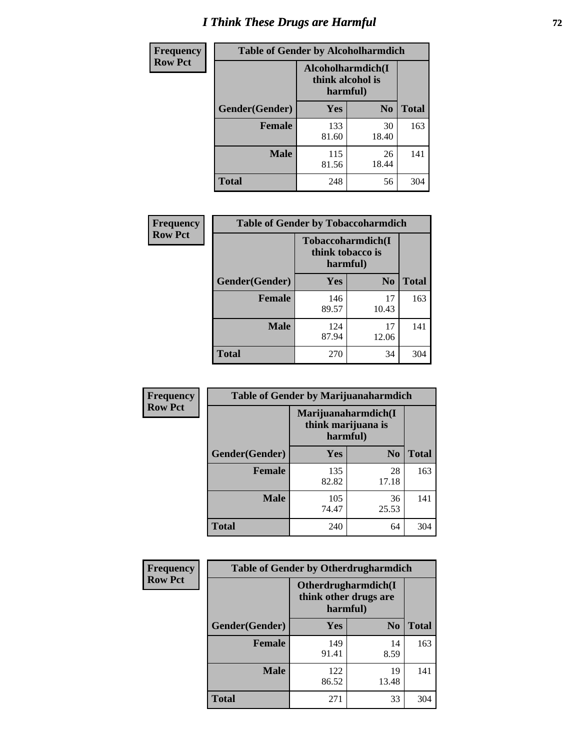# I Think These Drugs are Harmful

| Frequency Row Pct | Table of Gender by Alcoholharmdich | | |
|---|---|---|---|
| | Alcoholharmdich(I think alcohol is harmful) | | |
| Gender(Gender) | Yes | No | Total |
| Female | 133<br>81.60 | 30<br>18.40 | 163 |
| Male | 115<br>81.56 | 26<br>18.44 | 141 |
| Total | 248 | 56 | 304 |

| Frequency Row Pct | Table of Gender by Tobaccoharmdich | | |
|---|---|---|---|
| | Tobaccoharmdich(I think tobacco is harmful) | | |
| Gender(Gender) | Yes | No | Total |
| Female | 146<br>89.57 | 17<br>10.43 | 163 |
| Male | 124<br>87.94 | 17<br>12.06 | 141 |
| Total | 270 | 34 | 304 |

| Frequency Row Pct | Table of Gender by Marijuanaharmdich | | |
|---|---|---|---|
| | Marijuanaharmdich(I think marijuana is harmful) | | |
| Gender(Gender) | Yes | No | Total |
| Female | 135<br>82.82 | 28<br>17.18 | 163 |
| Male | 105<br>74.47 | 36<br>25.53 | 141 |
| Total | 240 | 64 | 304 |

| Frequency Row Pct | Table of Gender by Otherdrugharmdich | | |
|---|---|---|---|
| | Otherdrugharmdich(I think other drugs are harmful) | | |
| Gender(Gender) | Yes | No | Total |
| Female | 149<br>91.41 | 14<br>8.59 | 163 |
| Male | 122<br>86.52 | 19<br>13.48 | 141 |
| Total | 271 | 33 | 304 |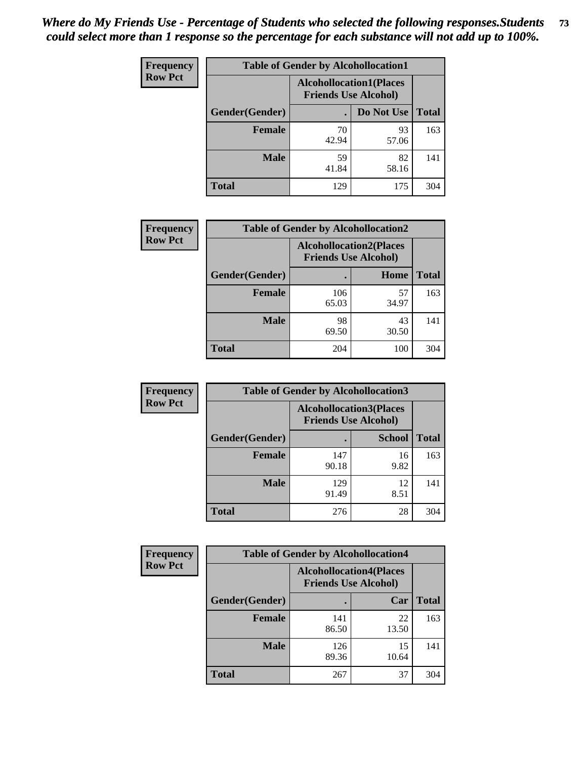*Where do My Friends Use - Percentage of Students who selected the following responses.Students could select more than 1 response so the percentage for each substance will not add up to 100%.*

**Frequency**
**Row Pct**

| Table of Gender by Alcohollocation1 | | | |
|---|---|---|---|
| | Alcohollocation1(Places Friends Use Alcohol) | | |
| Gender(Gender) | . | Do Not Use | Total |
| **Female** | 70<br>42.94 | 93<br>57.06 | 163 |
| **Male** | 59<br>41.84 | 82<br>58.16 | 141 |
| **Total** | 129 | 175 | 304 |

**Frequency**
**Row Pct**

| Table of Gender by Alcohollocation2 | | | |
|---|---|---|---|
| | Alcohollocation2(Places Friends Use Alcohol) | | |
| Gender(Gender) | . | Home | Total |
| **Female** | 106<br>65.03 | 57<br>34.97 | 163 |
| **Male** | 98<br>69.50 | 43<br>30.50 | 141 |
| **Total** | 204 | 100 | 304 |

**Frequency**
**Row Pct**

| Table of Gender by Alcohollocation3 | | | |
|---|---|---|---|
| | Alcohollocation3(Places Friends Use Alcohol) | | |
| Gender(Gender) | . | School | Total |
| **Female** | 147<br>90.18 | 16<br>9.82 | 163 |
| **Male** | 129<br>91.49 | 12<br>8.51 | 141 |
| **Total** | 276 | 28 | 304 |

**Frequency**
**Row Pct**

| Table of Gender by Alcohollocation4 | | | |
|---|---|---|---|
| | Alcohollocation4(Places Friends Use Alcohol) | | |
| Gender(Gender) | . | Car | Total |
| **Female** | 141<br>86.50 | 22<br>13.50 | 163 |
| **Male** | 126<br>89.36 | 15<br>10.64 | 141 |
| **Total** | 267 | 37 | 304 |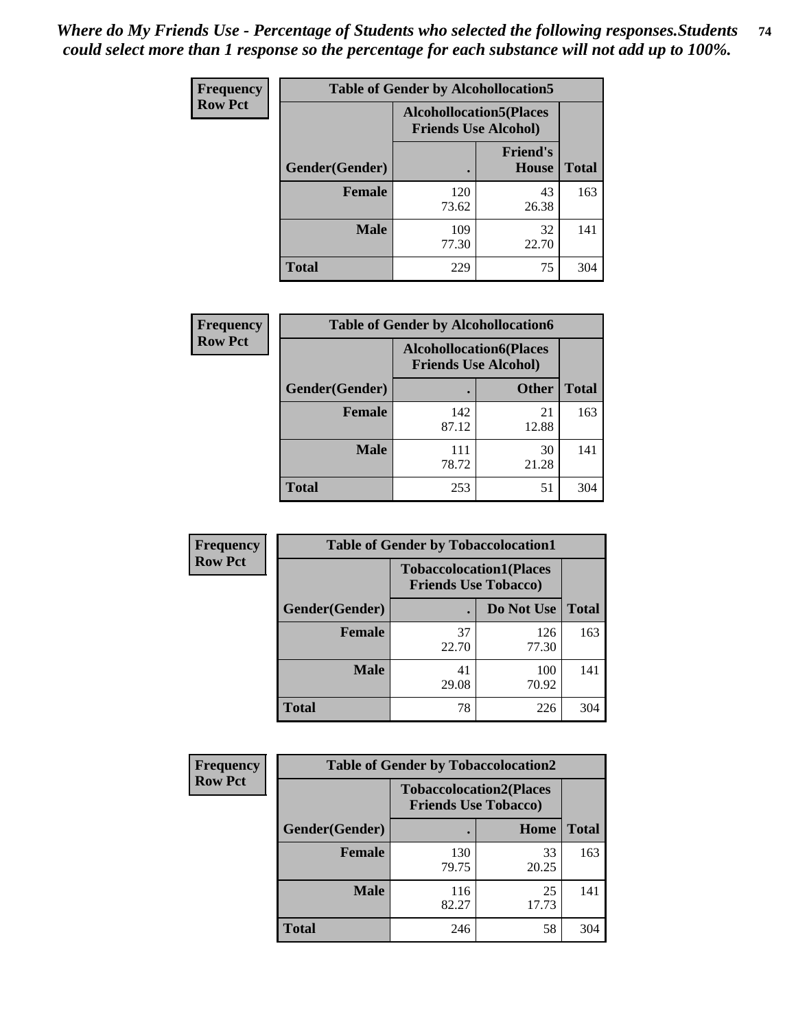*Where do My Friends Use - Percentage of Students who selected the following responses.Students could select more than 1 response so the percentage for each substance will not add up to 100%.*

**Frequency / Row Pct**

| Table of Gender by Alcohollocation5 | | | |
|---|---|---|---|
| | Alcohollocation5(Places Friends Use Alcohol) | | |
| Gender(Gender) | . | Friend's House | Total |
| **Female** | 120<br>73.62 | 43<br>26.38 | 163 |
| **Male** | 109<br>77.30 | 32<br>22.70 | 141 |
| **Total** | 229 | 75 | 304 |

**Frequency / Row Pct**

| Table of Gender by Alcohollocation6 | | | |
|---|---|---|---|
| | Alcohollocation6(Places Friends Use Alcohol) | | |
| Gender(Gender) | . | Other | Total |
| **Female** | 142<br>87.12 | 21<br>12.88 | 163 |
| **Male** | 111<br>78.72 | 30<br>21.28 | 141 |
| **Total** | 253 | 51 | 304 |

**Frequency / Row Pct**

| Table of Gender by Tobaccolocation1 | | | |
|---|---|---|---|
| | Tobaccolocation1(Places Friends Use Tobacco) | | |
| Gender(Gender) | . | Do Not Use | Total |
| **Female** | 37<br>22.70 | 126<br>77.30 | 163 |
| **Male** | 41<br>29.08 | 100<br>70.92 | 141 |
| **Total** | 78 | 226 | 304 |

**Frequency / Row Pct**

| Table of Gender by Tobaccolocation2 | | | |
|---|---|---|---|
| | Tobaccolocation2(Places Friends Use Tobacco) | | |
| Gender(Gender) | . | Home | Total |
| **Female** | 130<br>79.75 | 33<br>20.25 | 163 |
| **Male** | 116<br>82.27 | 25<br>17.73 | 141 |
| **Total** | 246 | 58 | 304 |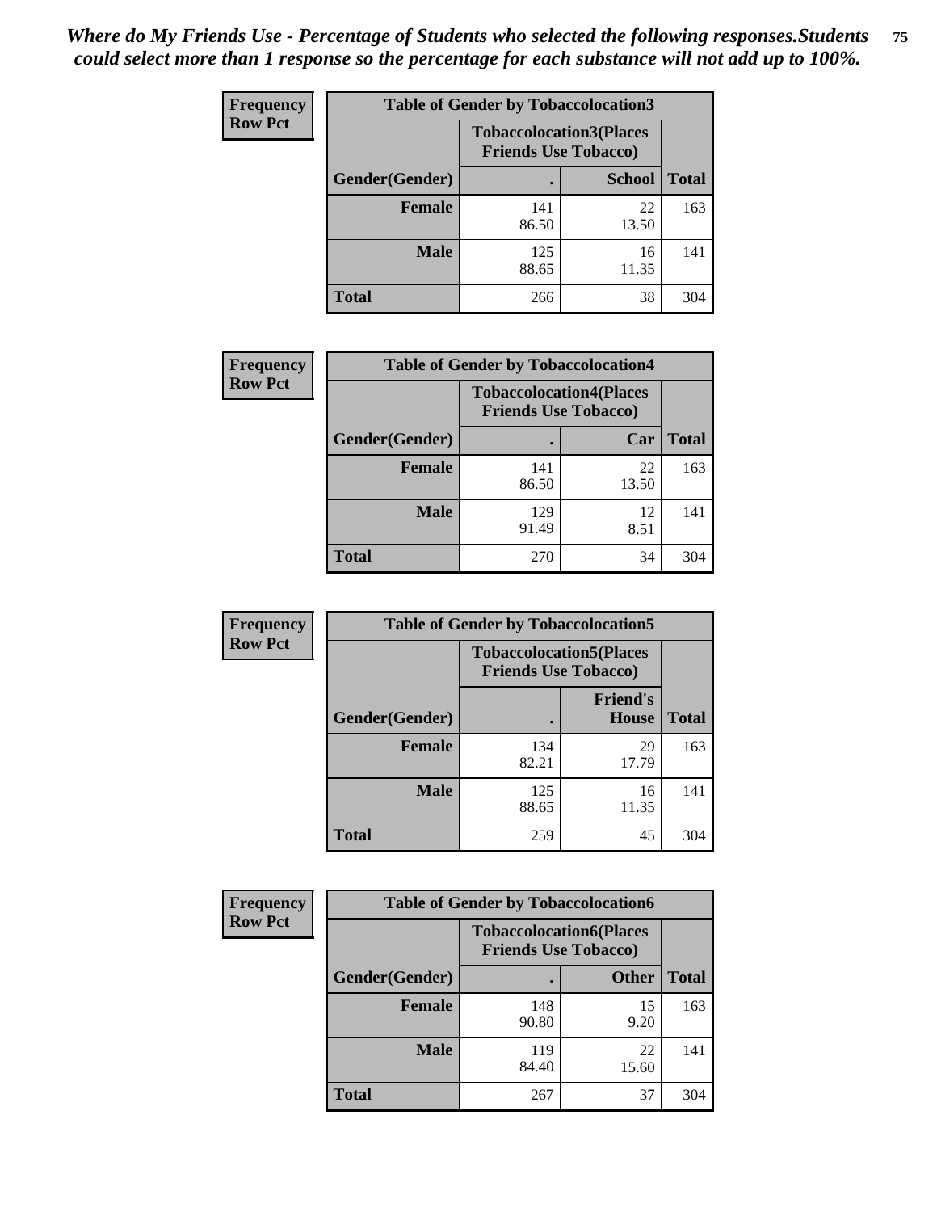*Where do My Friends Use - Percentage of Students who selected the following responses.Students could select more than 1 response so the percentage for each substance will not add up to 100%.*

**Frequency Row Pct**

| Table of Gender by Tobaccolocation3 | | | |
|---|---|---|---|
| | Tobaccolocation3(Places Friends Use Tobacco) | | |
| Gender(Gender) | . | School | Total |
| Female | 141<br>86.50 | 22<br>13.50 | 163 |
| Male | 125<br>88.65 | 16<br>11.35 | 141 |
| Total | 266 | 38 | 304 |

**Frequency Row Pct**

| Table of Gender by Tobaccolocation4 | | | |
|---|---|---|---|
| | Tobaccolocation4(Places Friends Use Tobacco) | | |
| Gender(Gender) | . | Car | Total |
| Female | 141<br>86.50 | 22<br>13.50 | 163 |
| Male | 129<br>91.49 | 12<br>8.51 | 141 |
| Total | 270 | 34 | 304 |

**Frequency Row Pct**

| Table of Gender by Tobaccolocation5 | | | |
|---|---|---|---|
| | Tobaccolocation5(Places Friends Use Tobacco) | | |
| Gender(Gender) | . | Friend's House | Total |
| Female | 134<br>82.21 | 29<br>17.79 | 163 |
| Male | 125<br>88.65 | 16<br>11.35 | 141 |
| Total | 259 | 45 | 304 |

**Frequency Row Pct**

| Table of Gender by Tobaccolocation6 | | | |
|---|---|---|---|
| | Tobaccolocation6(Places Friends Use Tobacco) | | |
| Gender(Gender) | . | Other | Total |
| Female | 148<br>90.80 | 15<br>9.20 | 163 |
| Male | 119<br>84.40 | 22<br>15.60 | 141 |
| Total | 267 | 37 | 304 |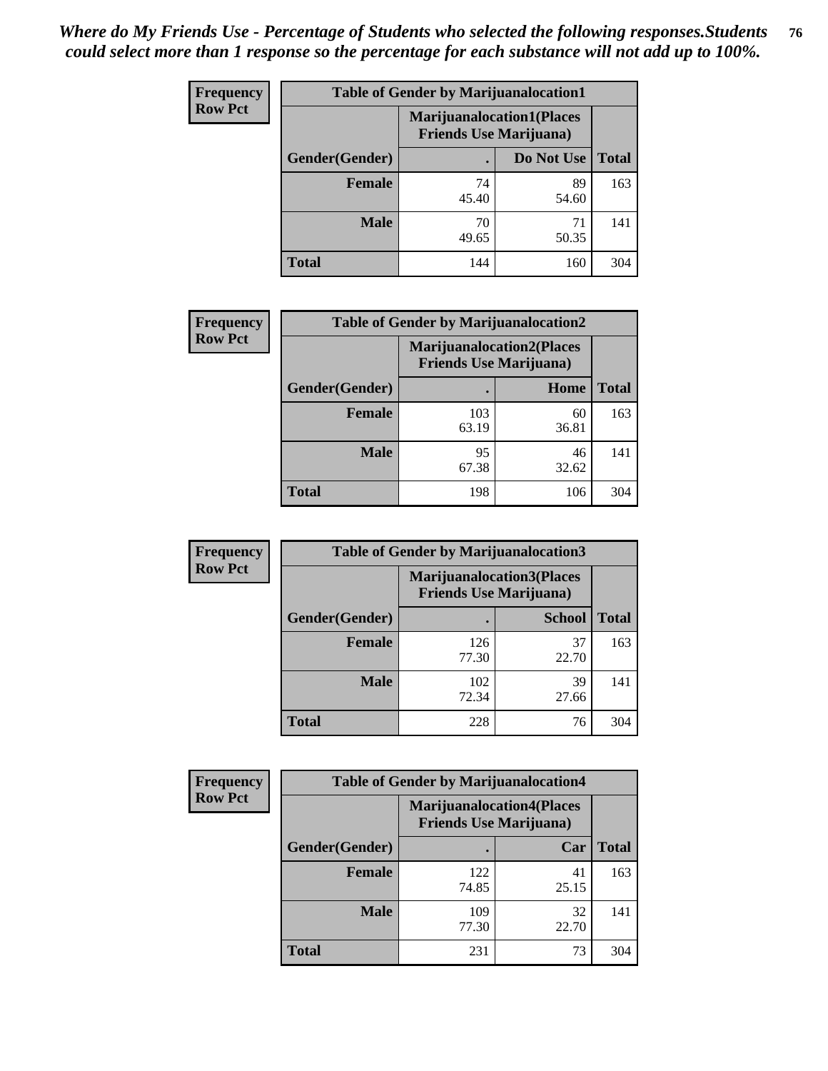*Where do My Friends Use - Percentage of Students who selected the following responses.Students could select more than 1 response so the percentage for each substance will not add up to 100%.*

**Frequency Row Pct**

| Table of Gender by Marijuanalocation1 | | | |
|---|---|---|---|
| | Marijuanalocation1(Places Friends Use Marijuana) | | |
| Gender(Gender) | . | Do Not Use | Total |
| **Female** | 74<br>45.40 | 89<br>54.60 | 163 |
| **Male** | 70<br>49.65 | 71<br>50.35 | 141 |
| **Total** | 144 | 160 | 304 |

**Frequency Row Pct**

| Table of Gender by Marijuanalocation2 | | | |
|---|---|---|---|
| | Marijuanalocation2(Places Friends Use Marijuana) | | |
| Gender(Gender) | . | Home | Total |
| **Female** | 103<br>63.19 | 60<br>36.81 | 163 |
| **Male** | 95<br>67.38 | 46<br>32.62 | 141 |
| **Total** | 198 | 106 | 304 |

**Frequency Row Pct**

| Table of Gender by Marijuanalocation3 | | | |
|---|---|---|---|
| | Marijuanalocation3(Places Friends Use Marijuana) | | |
| Gender(Gender) | . | School | Total |
| **Female** | 126<br>77.30 | 37<br>22.70 | 163 |
| **Male** | 102<br>72.34 | 39<br>27.66 | 141 |
| **Total** | 228 | 76 | 304 |

**Frequency Row Pct**

| Table of Gender by Marijuanalocation4 | | | |
|---|---|---|---|
| | Marijuanalocation4(Places Friends Use Marijuana) | | |
| Gender(Gender) | . | Car | Total |
| **Female** | 122<br>74.85 | 41<br>25.15 | 163 |
| **Male** | 109<br>77.30 | 32<br>22.70 | 141 |
| **Total** | 231 | 73 | 304 |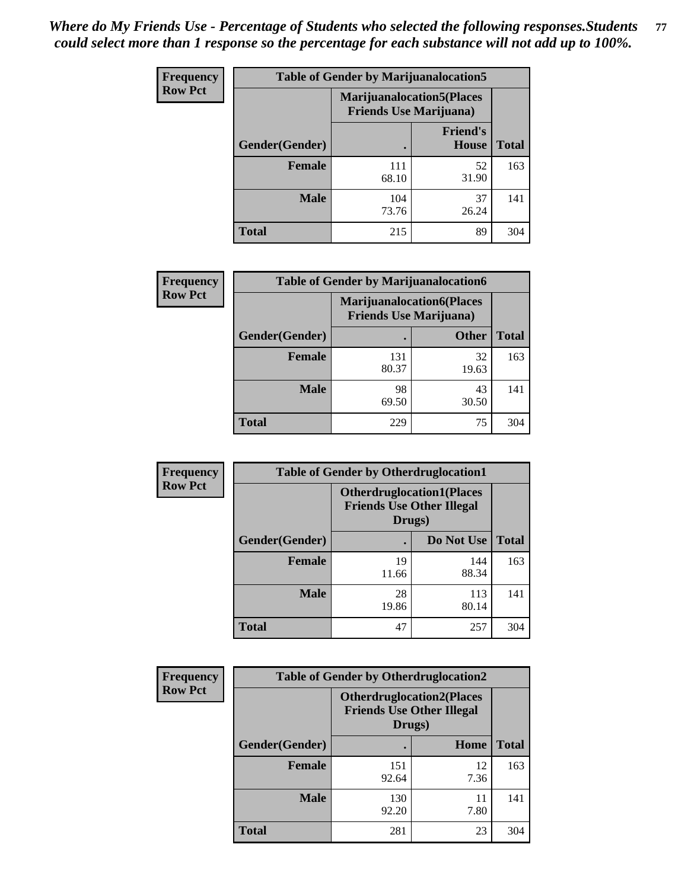*Where do My Friends Use - Percentage of Students who selected the following responses.Students could select more than 1 response so the percentage for each substance will not add up to 100%.*

**Frequency**
**Row Pct**

| Table of Gender by Marijuanalocation5 | | | |
|---|---|---|---|
| | Marijuanalocation5(Places Friends Use Marijuana) | | |
| Gender(Gender) | . | Friend's House | Total |
| **Female** | 111<br>68.10 | 52<br>31.90 | 163 |
| **Male** | 104<br>73.76 | 37<br>26.24 | 141 |
| **Total** | 215 | 89 | 304 |

**Frequency**
**Row Pct**

| Table of Gender by Marijuanalocation6 | | | |
|---|---|---|---|
| | Marijuanalocation6(Places Friends Use Marijuana) | | |
| Gender(Gender) | . | Other | Total |
| **Female** | 131<br>80.37 | 32<br>19.63 | 163 |
| **Male** | 98<br>69.50 | 43<br>30.50 | 141 |
| **Total** | 229 | 75 | 304 |

**Frequency**
**Row Pct**

| Table of Gender by Otherdruglocation1 | | | |
|---|---|---|---|
| | Otherdruglocation1(Places Friends Use Other Illegal Drugs) | | |
| Gender(Gender) | . | Do Not Use | Total |
| **Female** | 19<br>11.66 | 144<br>88.34 | 163 |
| **Male** | 28<br>19.86 | 113<br>80.14 | 141 |
| **Total** | 47 | 257 | 304 |

**Frequency**
**Row Pct**

| Table of Gender by Otherdruglocation2 | | | |
|---|---|---|---|
| | Otherdruglocation2(Places Friends Use Other Illegal Drugs) | | |
| Gender(Gender) | . | Home | Total |
| **Female** | 151<br>92.64 | 12<br>7.36 | 163 |
| **Male** | 130<br>92.20 | 11<br>7.80 | 141 |
| **Total** | 281 | 23 | 304 |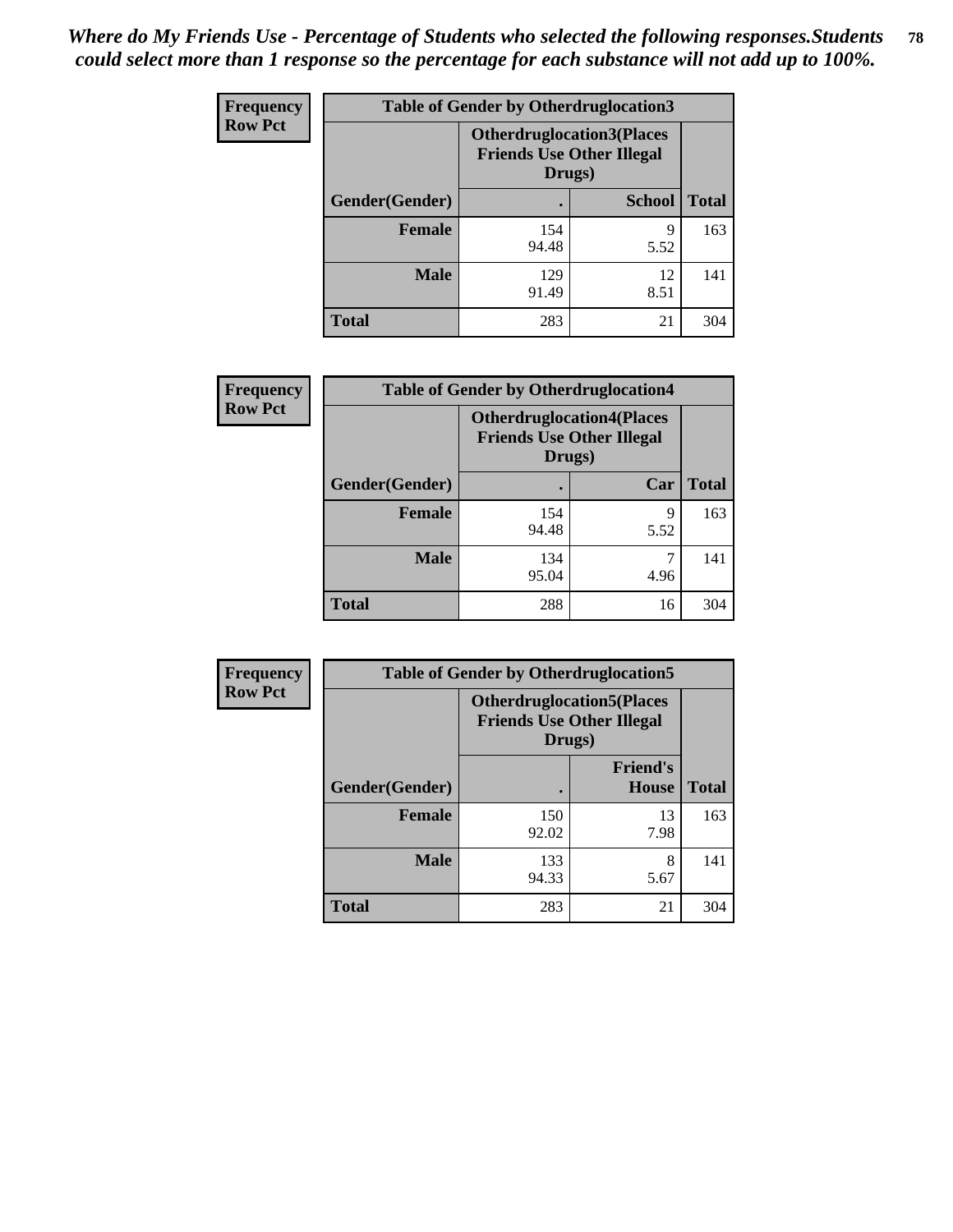*Where do My Friends Use - Percentage of Students who selected the following responses.Students could select more than 1 response so the percentage for each substance will not add up to 100%.*

**Frequency**
**Row Pct**

| Table of Gender by Otherdruglocation3 | | | |
|---|---|---|---|
| | Otherdruglocation3(Places Friends Use Other Illegal Drugs) | | |
| Gender(Gender) | . | School | Total |
| Female | 154<br>94.48 | 9<br>5.52 | 163 |
| Male | 129<br>91.49 | 12<br>8.51 | 141 |
| Total | 283 | 21 | 304 |

**Frequency**
**Row Pct**

| Table of Gender by Otherdruglocation4 | | | |
|---|---|---|---|
| | Otherdruglocation4(Places Friends Use Other Illegal Drugs) | | |
| Gender(Gender) | . | Car | Total |
| Female | 154<br>94.48 | 9<br>5.52 | 163 |
| Male | 134<br>95.04 | 7<br>4.96 | 141 |
| Total | 288 | 16 | 304 |

**Frequency**
**Row Pct**

| Table of Gender by Otherdruglocation5 | | | |
|---|---|---|---|
| | Otherdruglocation5(Places Friends Use Other Illegal Drugs) | | |
| Gender(Gender) | . | Friend's House | Total |
| Female | 150<br>92.02 | 13<br>7.98 | 163 |
| Male | 133<br>94.33 | 8<br>5.67 | 141 |
| Total | 283 | 21 | 304 |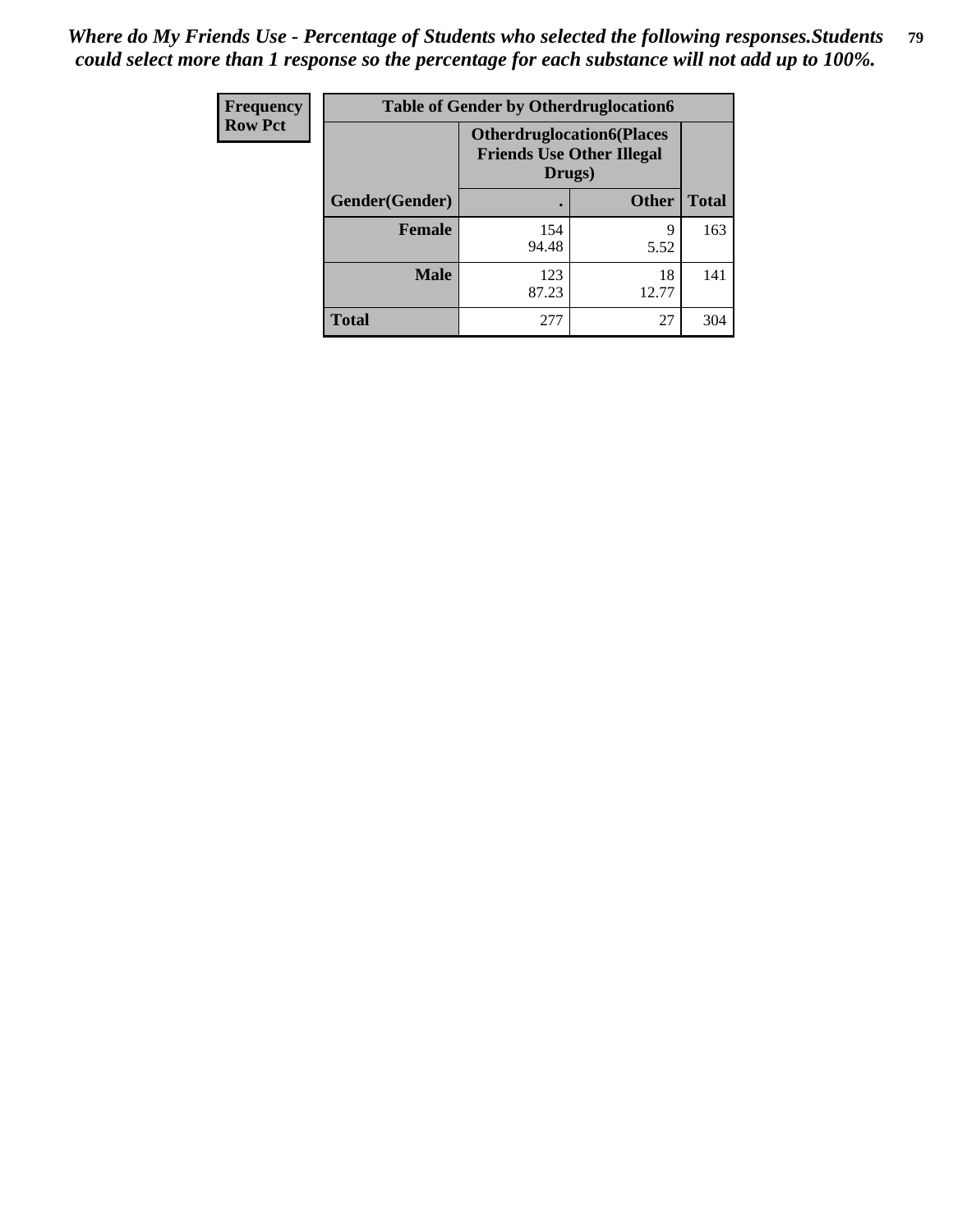*Where do My Friends Use - Percentage of Students who selected the following responses.Students could select more than 1 response so the percentage for each substance will not add up to 100%.*

| Frequency<br>Row Pct | Table of Gender by Otherdruglocation6 | | |
|---|---|---|---|
| | Otherdruglocation6(Places Friends Use Other Illegal Drugs) | | |
| Gender(Gender) | . | Other | Total |
| Female | 154<br>94.48 | 9<br>5.52 | 163 |
| Male | 123<br>87.23 | 18<br>12.77 | 141 |
| Total | 277 | 27 | 304 |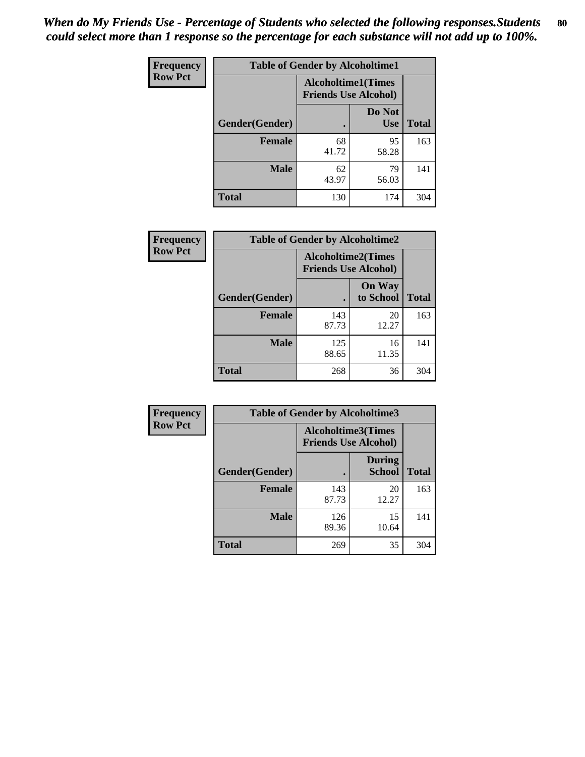*When do My Friends Use - Percentage of Students who selected the following responses.Students could select more than 1 response so the percentage for each substance will not add up to 100%.*

**Frequency**
**Row Pct**

| Table of Gender by Alcoholtime1 | | | |
|---|---|---|---|
| | Alcoholtime1(Times Friends Use Alcohol) | | |
| Gender(Gender) | . | Do Not Use | Total |
| **Female** | 68<br>41.72 | 95<br>58.28 | 163 |
| **Male** | 62<br>43.97 | 79<br>56.03 | 141 |
| **Total** | 130 | 174 | 304 |

**Frequency**
**Row Pct**

| Table of Gender by Alcoholtime2 | | | |
|---|---|---|---|
| | Alcoholtime2(Times Friends Use Alcohol) | | |
| Gender(Gender) | . | On Way to School | Total |
| **Female** | 143<br>87.73 | 20<br>12.27 | 163 |
| **Male** | 125<br>88.65 | 16<br>11.35 | 141 |
| **Total** | 268 | 36 | 304 |

**Frequency**
**Row Pct**

| Table of Gender by Alcoholtime3 | | | |
|---|---|---|---|
| | Alcoholtime3(Times Friends Use Alcohol) | | |
| Gender(Gender) | . | During School | Total |
| **Female** | 143<br>87.73 | 20<br>12.27 | 163 |
| **Male** | 126<br>89.36 | 15<br>10.64 | 141 |
| **Total** | 269 | 35 | 304 |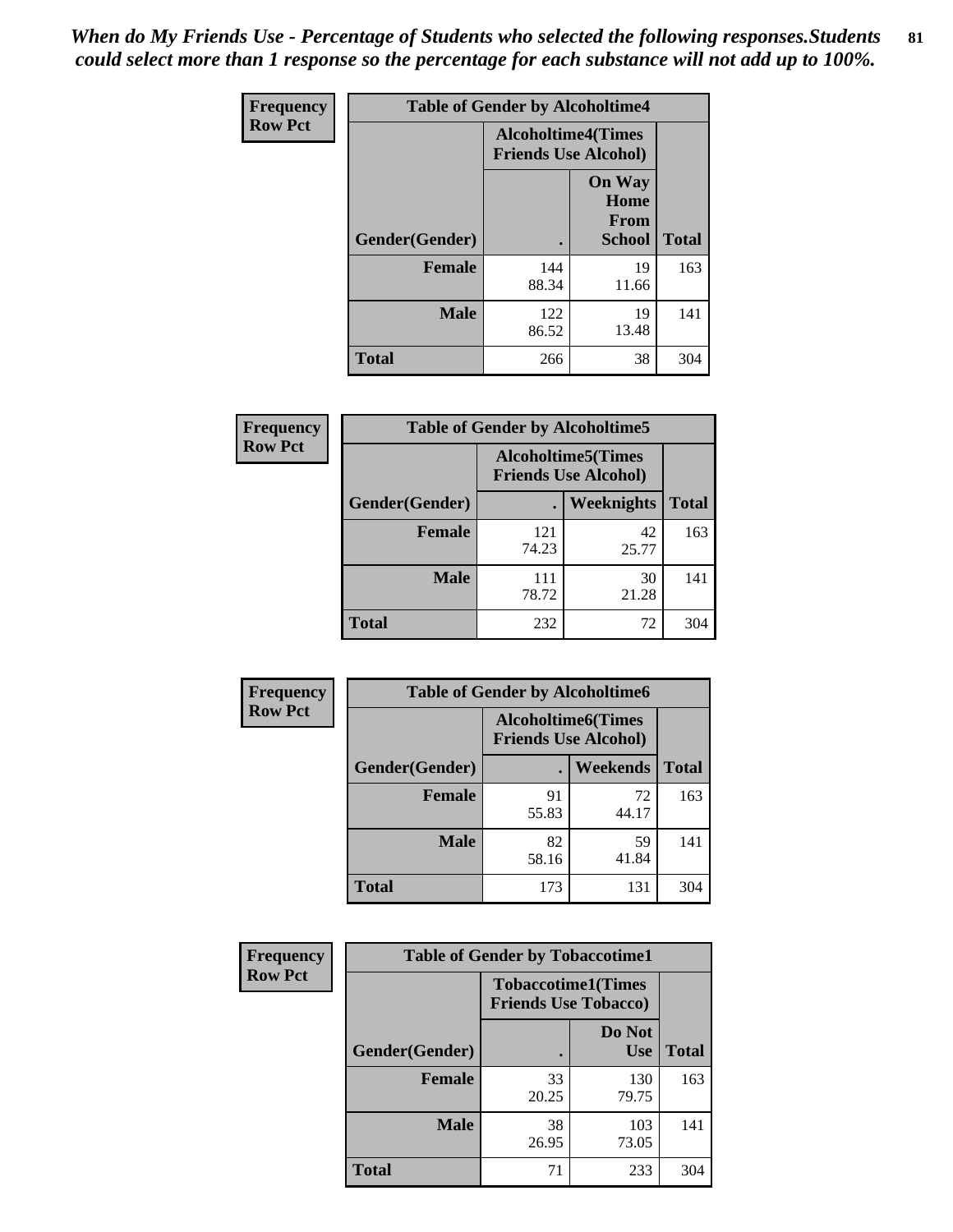*When do My Friends Use - Percentage of Students who selected the following responses.Students could select more than 1 response so the percentage for each substance will not add up to 100%.*

**Frequency**
**Row Pct**

| Table of Gender by Alcoholtime4 | | | |
|---|---|---|---|
| | Alcoholtime4(Times Friends Use Alcohol) | | |
| Gender(Gender) | . | On Way Home From School | Total |
| **Female** | 144<br>88.34 | 19<br>11.66 | 163 |
| **Male** | 122<br>86.52 | 19<br>13.48 | 141 |
| **Total** | 266 | 38 | 304 |

**Frequency**
**Row Pct**

| Table of Gender by Alcoholtime5 | | | |
|---|---|---|---|
| | Alcoholtime5(Times Friends Use Alcohol) | | |
| Gender(Gender) | . | Weeknights | Total |
| **Female** | 121<br>74.23 | 42<br>25.77 | 163 |
| **Male** | 111<br>78.72 | 30<br>21.28 | 141 |
| **Total** | 232 | 72 | 304 |

**Frequency**
**Row Pct**

| Table of Gender by Alcoholtime6 | | | |
|---|---|---|---|
| | Alcoholtime6(Times Friends Use Alcohol) | | |
| Gender(Gender) | . | Weekends | Total |
| **Female** | 91<br>55.83 | 72<br>44.17 | 163 |
| **Male** | 82<br>58.16 | 59<br>41.84 | 141 |
| **Total** | 173 | 131 | 304 |

**Frequency**
**Row Pct**

| Table of Gender by Tobaccotime1 | | | |
|---|---|---|---|
| | Tobaccotime1(Times Friends Use Tobacco) | | |
| Gender(Gender) | . | Do Not Use | Total |
| **Female** | 33<br>20.25 | 130<br>79.75 | 163 |
| **Male** | 38<br>26.95 | 103<br>73.05 | 141 |
| **Total** | 71 | 233 | 304 |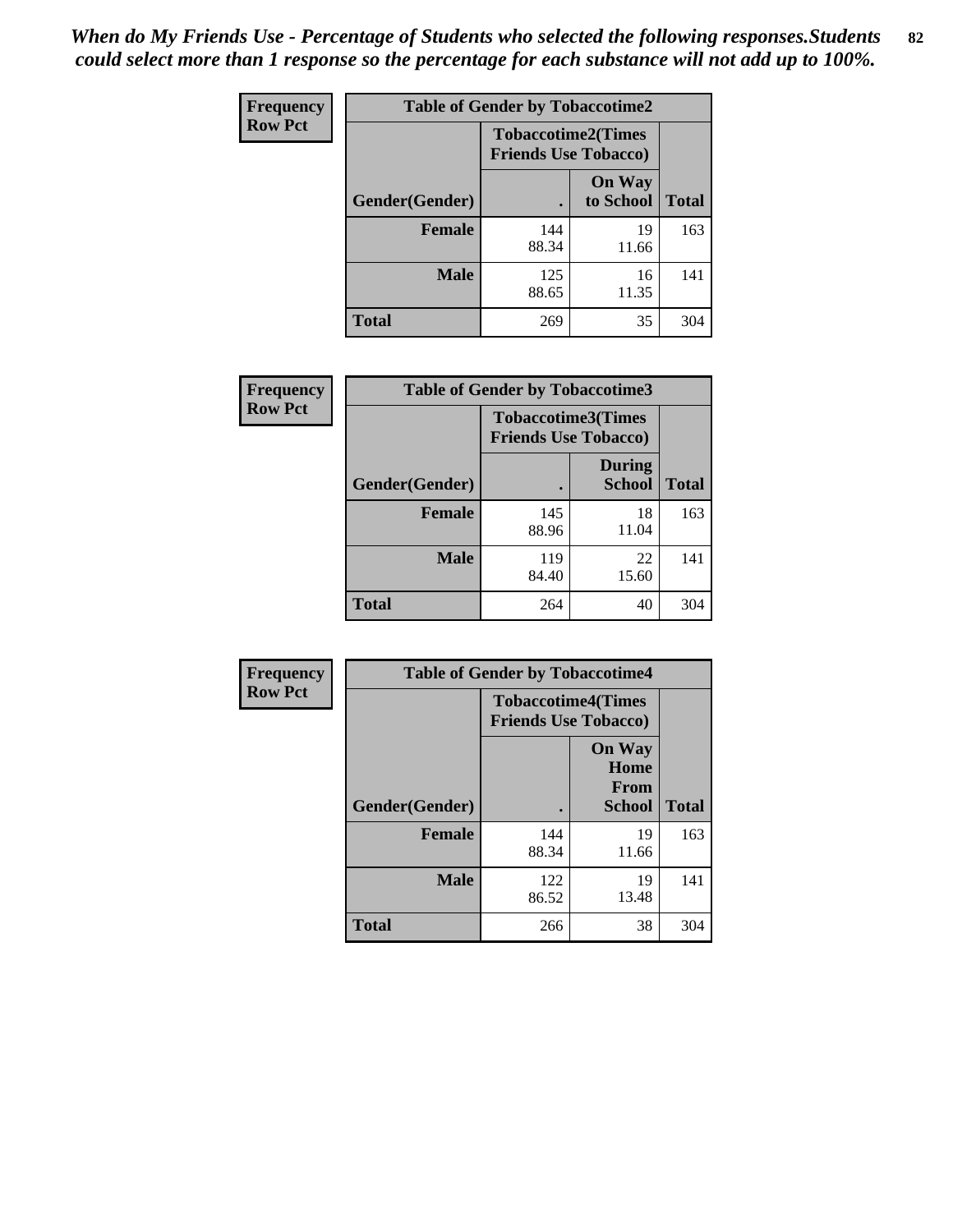*When do My Friends Use - Percentage of Students who selected the following responses.Students could select more than 1 response so the percentage for each substance will not add up to 100%.*

**Frequency**
**Row Pct**

| Table of Gender by Tobaccotime2 | | | |
|---|---|---|---|
| | Tobaccotime2(Times Friends Use Tobacco) | | |
| Gender(Gender) | . | On Way to School | Total |
| **Female** | 144<br>88.34 | 19<br>11.66 | 163 |
| **Male** | 125<br>88.65 | 16<br>11.35 | 141 |
| **Total** | 269 | 35 | 304 |

**Frequency**
**Row Pct**

| Table of Gender by Tobaccotime3 | | | |
|---|---|---|---|
| | Tobaccotime3(Times Friends Use Tobacco) | | |
| Gender(Gender) | . | During School | Total |
| **Female** | 145<br>88.96 | 18<br>11.04 | 163 |
| **Male** | 119<br>84.40 | 22<br>15.60 | 141 |
| **Total** | 264 | 40 | 304 |

**Frequency**
**Row Pct**

| Table of Gender by Tobaccotime4 | | | |
|---|---|---|---|
| | Tobaccotime4(Times Friends Use Tobacco) | | |
| Gender(Gender) | . | On Way Home From School | Total |
| **Female** | 144<br>88.34 | 19<br>11.66 | 163 |
| **Male** | 122<br>86.52 | 19<br>13.48 | 141 |
| **Total** | 266 | 38 | 304 |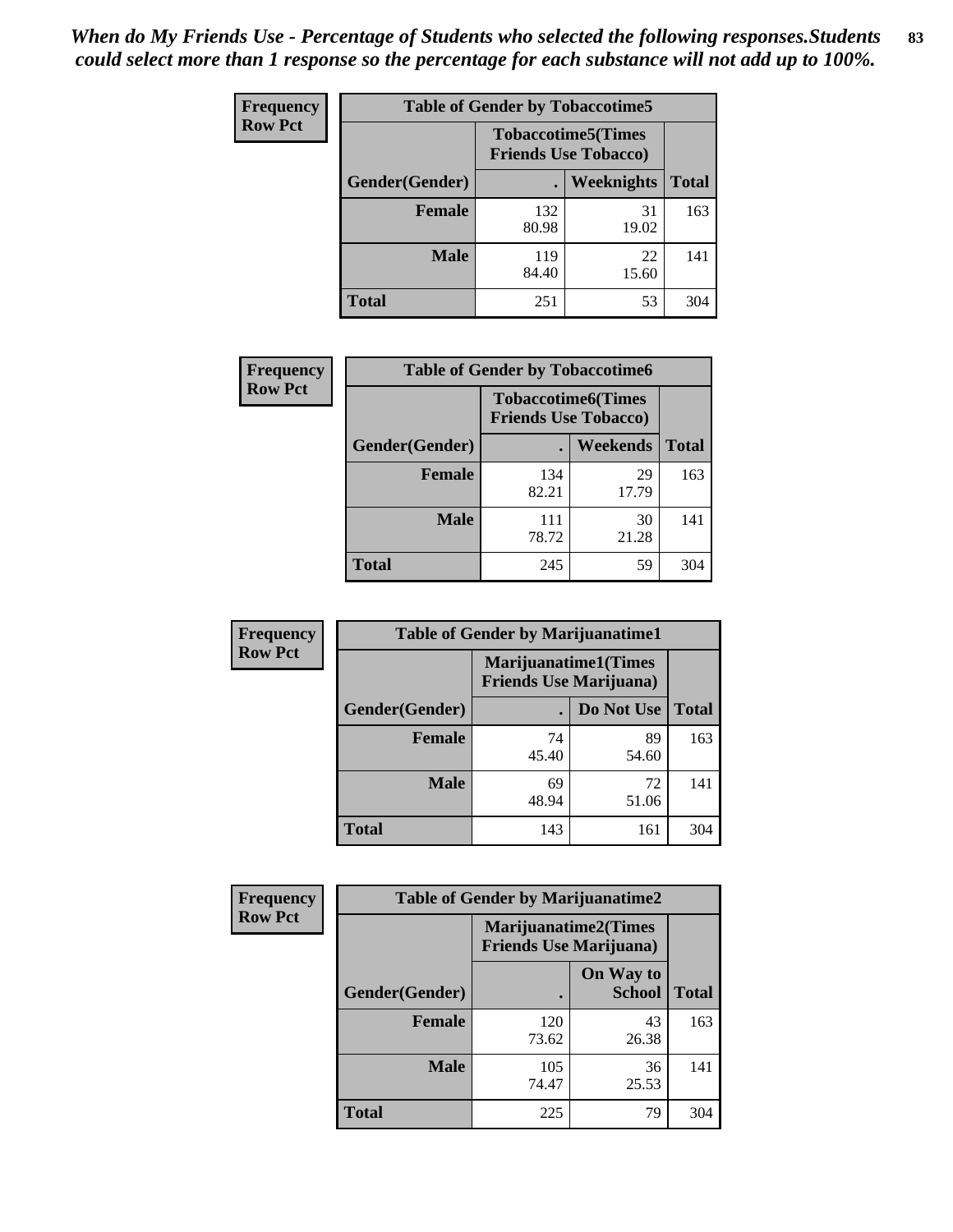*When do My Friends Use - Percentage of Students who selected the following responses.Students could select more than 1 response so the percentage for each substance will not add up to 100%.*

**Frequency**
**Row Pct**

| Table of Gender by Tobaccotime5 | | | |
|---|---|---|---|
| | Tobaccotime5(Times Friends Use Tobacco) | | |
| Gender(Gender) | . | Weeknights | Total |
| **Female** | 132<br>80.98 | 31<br>19.02 | 163 |
| **Male** | 119<br>84.40 | 22<br>15.60 | 141 |
| **Total** | 251 | 53 | 304 |

**Frequency**
**Row Pct**

| Table of Gender by Tobaccotime6 | | | |
|---|---|---|---|
| | Tobaccotime6(Times Friends Use Tobacco) | | |
| Gender(Gender) | . | Weekends | Total |
| **Female** | 134<br>82.21 | 29<br>17.79 | 163 |
| **Male** | 111<br>78.72 | 30<br>21.28 | 141 |
| **Total** | 245 | 59 | 304 |

**Frequency**
**Row Pct**

| Table of Gender by Marijuanatime1 | | | |
|---|---|---|---|
| | Marijuanatime1(Times Friends Use Marijuana) | | |
| Gender(Gender) | . | Do Not Use | Total |
| **Female** | 74<br>45.40 | 89<br>54.60 | 163 |
| **Male** | 69<br>48.94 | 72<br>51.06 | 141 |
| **Total** | 143 | 161 | 304 |

**Frequency**
**Row Pct**

| Table of Gender by Marijuanatime2 | | | |
|---|---|---|---|
| | Marijuanatime2(Times Friends Use Marijuana) | | |
| Gender(Gender) | . | On Way to School | Total |
| **Female** | 120<br>73.62 | 43<br>26.38 | 163 |
| **Male** | 105<br>74.47 | 36<br>25.53 | 141 |
| **Total** | 225 | 79 | 304 |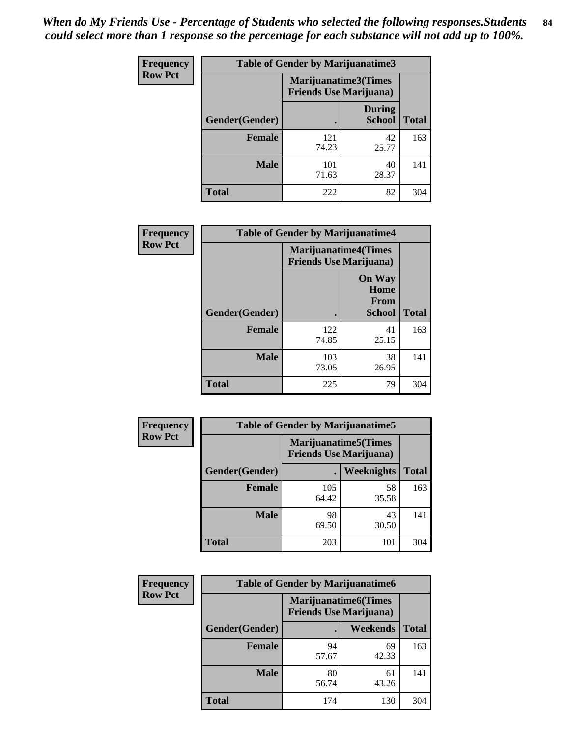*When do My Friends Use - Percentage of Students who selected the following responses.Students could select more than 1 response so the percentage for each substance will not add up to 100%.*

**Frequency**
**Row Pct**

| Table of Gender by Marijuanatime3 | | | |
|---|---|---|---|
| | Marijuanatime3(Times Friends Use Marijuana) | | |
| Gender(Gender) | . | During School | Total |
| **Female** | 121<br>74.23 | 42<br>25.77 | 163 |
| **Male** | 101<br>71.63 | 40<br>28.37 | 141 |
| **Total** | 222 | 82 | 304 |

**Frequency**
**Row Pct**

| Table of Gender by Marijuanatime4 | | | |
|---|---|---|---|
| | Marijuanatime4(Times Friends Use Marijuana) | | |
| Gender(Gender) | . | On Way Home From School | Total |
| **Female** | 122<br>74.85 | 41<br>25.15 | 163 |
| **Male** | 103<br>73.05 | 38<br>26.95 | 141 |
| **Total** | 225 | 79 | 304 |

**Frequency**
**Row Pct**

| Table of Gender by Marijuanatime5 | | | |
|---|---|---|---|
| | Marijuanatime5(Times Friends Use Marijuana) | | |
| Gender(Gender) | . | Weeknights | Total |
| **Female** | 105<br>64.42 | 58<br>35.58 | 163 |
| **Male** | 98<br>69.50 | 43<br>30.50 | 141 |
| **Total** | 203 | 101 | 304 |

**Frequency**
**Row Pct**

| Table of Gender by Marijuanatime6 | | | |
|---|---|---|---|
| | Marijuanatime6(Times Friends Use Marijuana) | | |
| Gender(Gender) | . | Weekends | Total |
| **Female** | 94<br>57.67 | 69<br>42.33 | 163 |
| **Male** | 80<br>56.74 | 61<br>43.26 | 141 |
| **Total** | 174 | 130 | 304 |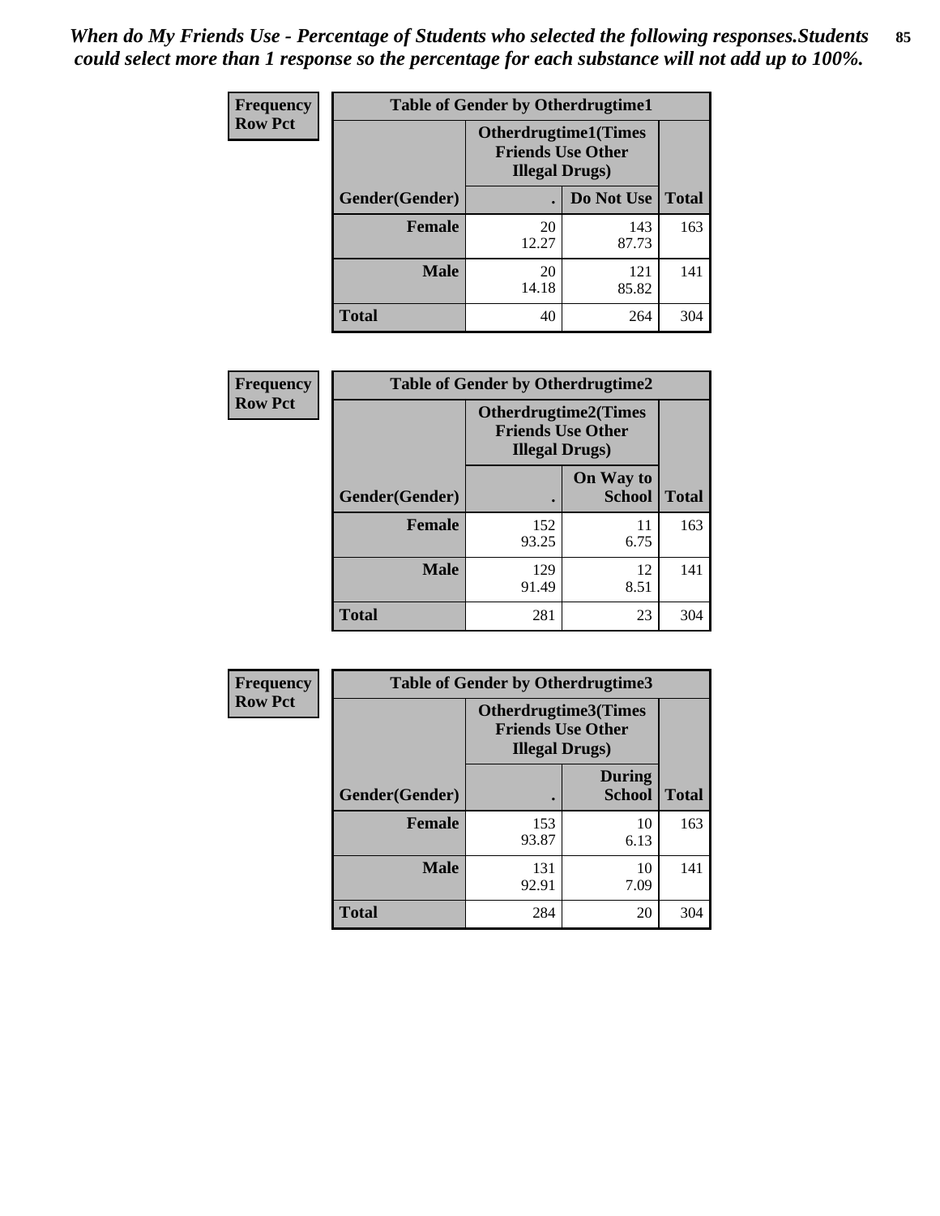*When do My Friends Use - Percentage of Students who selected the following responses.Students could select more than 1 response so the percentage for each substance will not add up to 100%.*

**Frequency**
**Row Pct**

| Table of Gender by Otherdrugtime1 | | | |
|---|---|---|---|
| | Otherdrugtime1(Times Friends Use Other Illegal Drugs) | | |
| Gender(Gender) | . | Do Not Use | Total |
| Female | 20<br>12.27 | 143<br>87.73 | 163 |
| Male | 20<br>14.18 | 121<br>85.82 | 141 |
| Total | 40 | 264 | 304 |

**Frequency**
**Row Pct**

| Table of Gender by Otherdrugtime2 | | | |
|---|---|---|---|
| | Otherdrugtime2(Times Friends Use Other Illegal Drugs) | | |
| Gender(Gender) | . | On Way to School | Total |
| Female | 152<br>93.25 | 11<br>6.75 | 163 |
| Male | 129<br>91.49 | 12<br>8.51 | 141 |
| Total | 281 | 23 | 304 |

**Frequency**
**Row Pct**

| Table of Gender by Otherdrugtime3 | | | |
|---|---|---|---|
| | Otherdrugtime3(Times Friends Use Other Illegal Drugs) | | |
| Gender(Gender) | . | During School | Total |
| Female | 153<br>93.87 | 10<br>6.13 | 163 |
| Male | 131<br>92.91 | 10<br>7.09 | 141 |
| Total | 284 | 20 | 304 |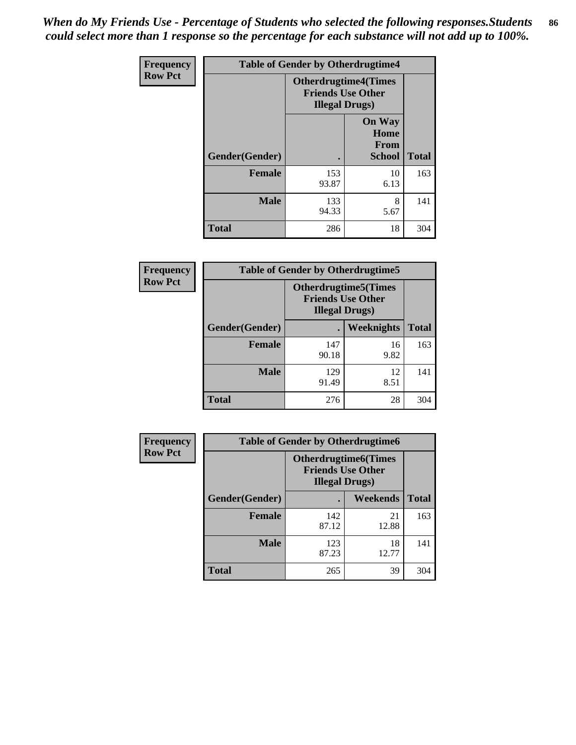*When do My Friends Use - Percentage of Students who selected the following responses.Students could select more than 1 response so the percentage for each substance will not add up to 100%.*

**Frequency**
**Row Pct**

| Table of Gender by Otherdrugtime4 | | | |
|---|---|---|---|
| | Otherdrugtime4(Times Friends Use Other Illegal Drugs) | | |
| Gender(Gender) | . | On Way Home From School | Total |
| Female | 153<br>93.87 | 10<br>6.13 | 163 |
| Male | 133<br>94.33 | 8<br>5.67 | 141 |
| Total | 286 | 18 | 304 |

**Frequency**
**Row Pct**

| Table of Gender by Otherdrugtime5 | | | |
|---|---|---|---|
| | Otherdrugtime5(Times Friends Use Other Illegal Drugs) | | |
| Gender(Gender) | . | Weeknights | Total |
| Female | 147<br>90.18 | 16<br>9.82 | 163 |
| Male | 129<br>91.49 | 12<br>8.51 | 141 |
| Total | 276 | 28 | 304 |

**Frequency**
**Row Pct**

| Table of Gender by Otherdrugtime6 | | | |
|---|---|---|---|
| | Otherdrugtime6(Times Friends Use Other Illegal Drugs) | | |
| Gender(Gender) | . | Weekends | Total |
| Female | 142<br>87.12 | 21<br>12.88 | 163 |
| Male | 123<br>87.23 | 18<br>12.77 | 141 |
| Total | 265 | 39 | 304 |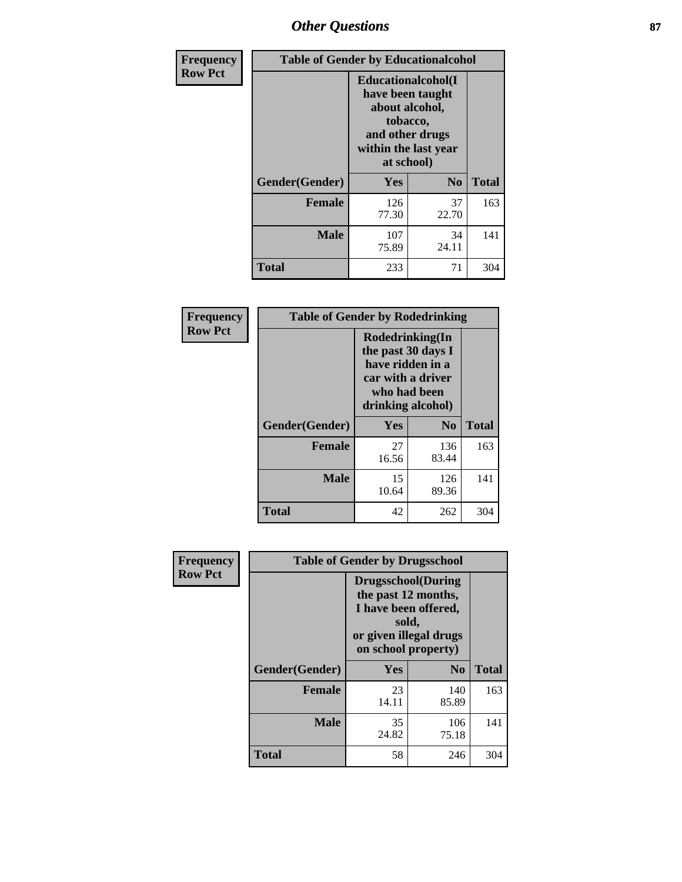| Frequency<br>Row Pct | Table of Gender by Educationalcohol | | |
|---|---|---|---|
| | Educationalcohol(I have been taught about alcohol, tobacco, and other drugs within the last year at school) | | |
| Gender(Gender) | Yes | No | Total |
| Female | 126<br>77.30 | 37<br>22.70 | 163 |
| Male | 107<br>75.89 | 34<br>24.11 | 141 |
| Total | 233 | 71 | 304 |

| Frequency<br>Row Pct | Table of Gender by Rodedrinking | | |
|---|---|---|---|
| | Rodedrinking(In the past 30 days I have ridden in a car with a driver who had been drinking alcohol) | | |
| Gender(Gender) | Yes | No | Total |
| Female | 27<br>16.56 | 136<br>83.44 | 163 |
| Male | 15<br>10.64 | 126<br>89.36 | 141 |
| Total | 42 | 262 | 304 |

| Frequency<br>Row Pct | Table of Gender by Drugsschool | | |
|---|---|---|---|
| | Drugsschool(During the past 12 months, I have been offered, sold, or given illegal drugs on school property) | | |
| Gender(Gender) | Yes | No | Total |
| Female | 23<br>14.11 | 140<br>85.89 | 163 |
| Male | 35<br>24.82 | 106<br>75.18 | 141 |
| Total | 58 | 246 | 304 |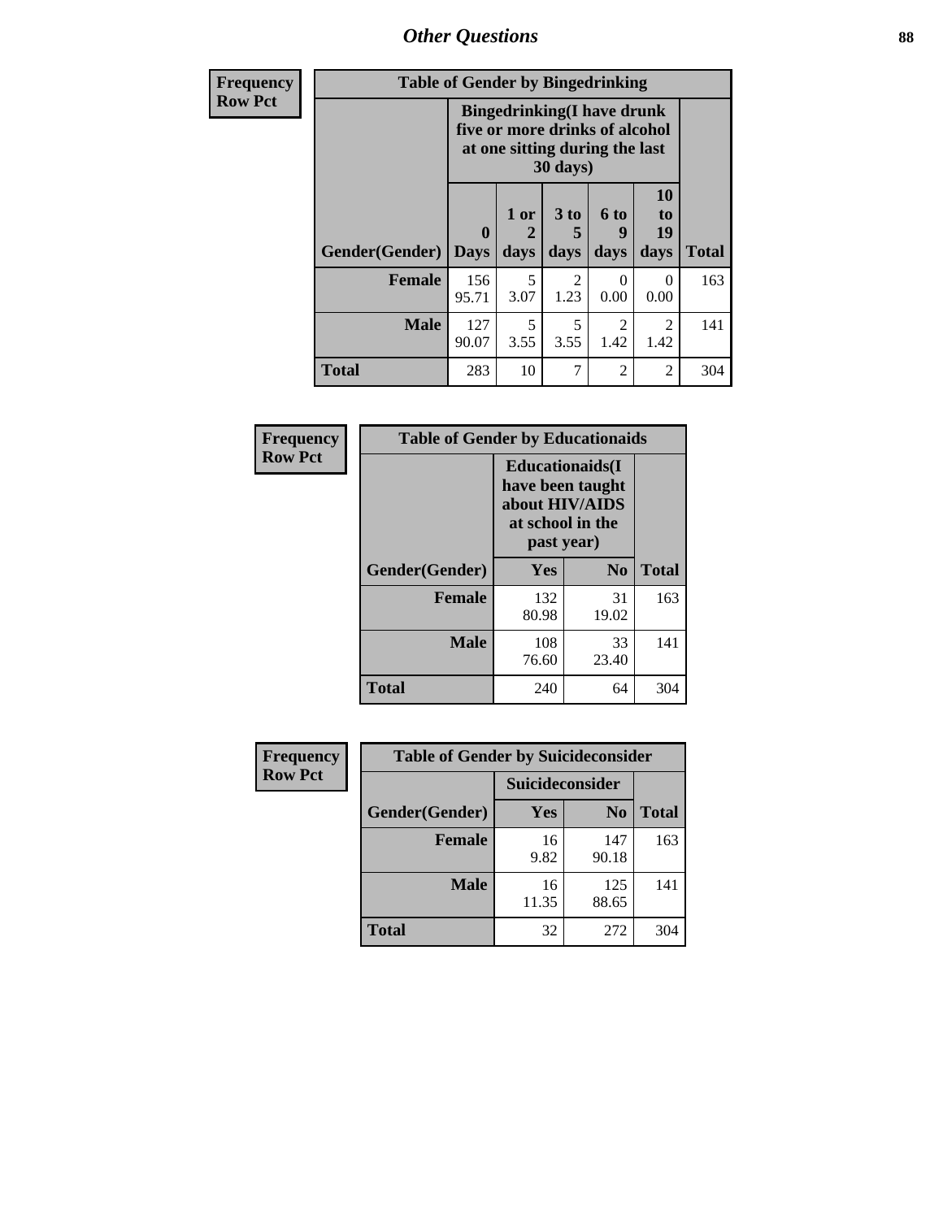## Other Questions

| Frequency Row Pct | | | | | | |
|---|---|---|---|---|---|---|
| **Table of Gender by Bingedrinking** | | | | | | |
| | **Bingedrinking(I have drunk five or more drinks of alcohol at one sitting during the last 30 days)** | | | | | |
| **Gender(Gender)** | **0 Days** | **1 or 2 days** | **3 to 5 days** | **6 to 9 days** | **10 to 19 days** | **Total** |
| **Female** | 156<br>95.71 | 5<br>3.07 | 2<br>1.23 | 0<br>0.00 | 0<br>0.00 | 163 |
| **Male** | 127<br>90.07 | 5<br>3.55 | 5<br>3.55 | 2<br>1.42 | 2<br>1.42 | 141 |
| **Total** | 283 | 10 | 7 | 2 | 2 | 304 |

| Frequency Row Pct | | | |
|---|---|---|---|
| **Table of Gender by Educationaids** | | | |
| | **Educationaids(I have been taught about HIV/AIDS at school in the past year)** | | |
| **Gender(Gender)** | **Yes** | **No** | **Total** |
| **Female** | 132<br>80.98 | 31<br>19.02 | 163 |
| **Male** | 108<br>76.60 | 33<br>23.40 | 141 |
| **Total** | 240 | 64 | 304 |

| Frequency Row Pct | | | |
|---|---|---|---|
| **Table of Gender by Suicideconsider** | | | |
| | **Suicideconsider** | | |
| **Gender(Gender)** | **Yes** | **No** | **Total** |
| **Female** | 16<br>9.82 | 147<br>90.18 | 163 |
| **Male** | 16<br>11.35 | 125<br>88.65 | 141 |
| **Total** | 32 | 272 | 304 |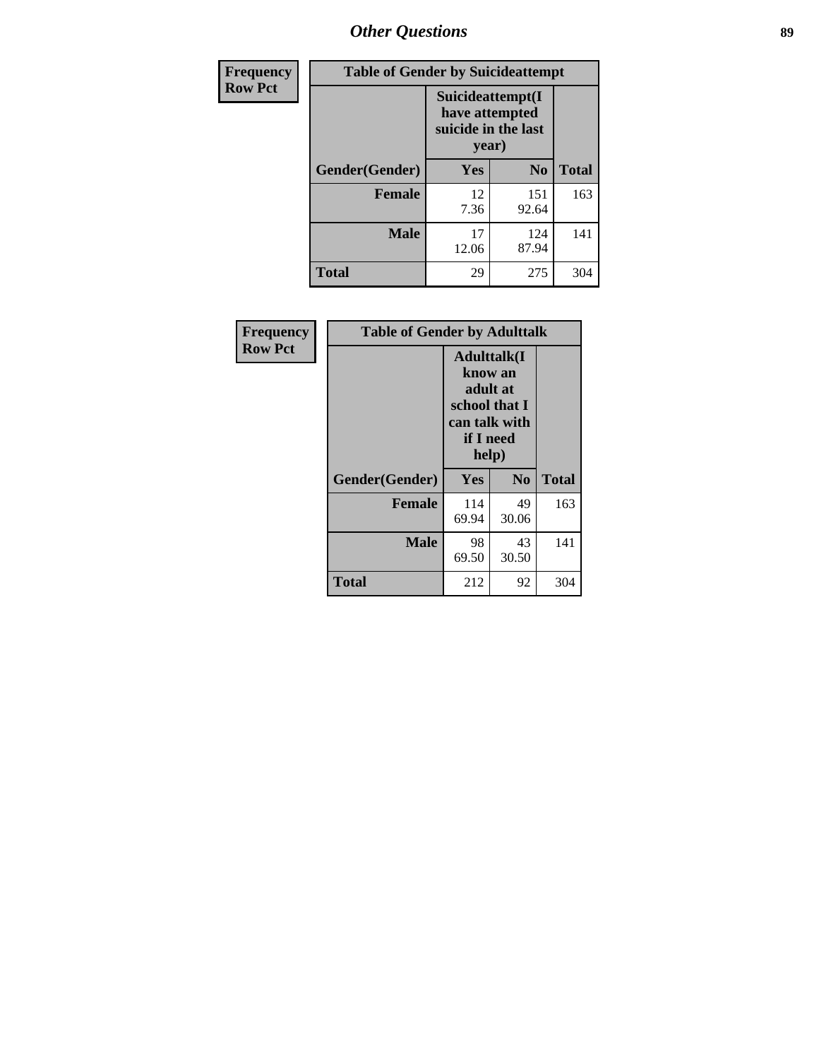| Frequency Row Pct | Table of Gender by Suicideattempt | | |
|---|---|---|---|
| | Suicideattempt(I have attempted suicide in the last year) | | |
| Gender(Gender) | Yes | No | Total |
| Female | 12<br>7.36 | 151<br>92.64 | 163 |
| Male | 17<br>12.06 | 124<br>87.94 | 141 |
| Total | 29 | 275 | 304 |

| Frequency Row Pct | Table of Gender by Adulttalk | | |
|---|---|---|---|
| | Adulttalk(I know an adult at school that I can talk with if I need help) | | |
| Gender(Gender) | Yes | No | Total |
| Female | 114<br>69.94 | 49<br>30.06 | 163 |
| Male | 98<br>69.50 | 43<br>30.50 | 141 |
| Total | 212 | 92 | 304 |